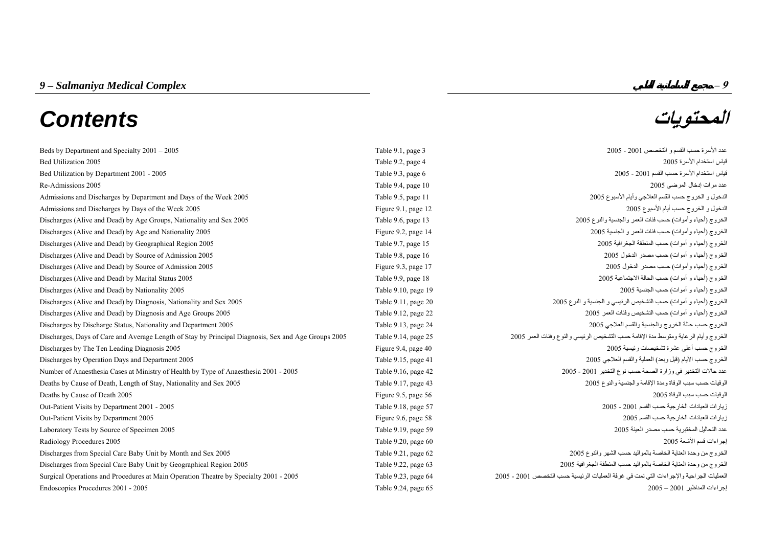# 9 – Salmaniya Medical Complex

# 9 – مجمع السلمانية الطبي

# Contents

# المحتويات

| Contents | Table/Figure | المحتويات |
|---|---|---|
| Beds by Department and Specialty 2001 – 2005 | Table 9.1, page 3 | عدد الأسرة حسب القسم و التخصص 2001 - 2005 |
| Bed Utilization 2005 | Table 9.2, page 4 | قياس استخدام الأسرة 2005 |
| Bed Utilization by Department 2001 - 2005 | Table 9.3, page 6 | قياس استخدام الأسرة حسب القسم 2001 - 2005 |
| Re-Admissions 2005 | Table 9.4, page 10 | عدد مرات إدخال المرضى 2005 |
| Admissions and Discharges by Department and Days of the Week 2005 | Table 9.5, page 11 | الدخول و الخروج حسب القسم العلاجي وأيام الأسبوع 2005 |
| Admissions and Discharges by Days of the Week 2005 | Figure 9.1, page 12 | الدخول و الخروج حسب أيام الأسبوع 2005 |
| Discharges (Alive and Dead) by Age Groups, Nationality and Sex 2005 | Table 9.6, page 13 | الخروج (أحياء وأموات) حسب فئات العمر والجنسية والنوع 2005 |
| Discharges (Alive and Dead) by Age and Nationality 2005 | Figure 9.2, page 14 | الخروج (أحياء وأموات) حسب فئات العمر و الجنسية 2005 |
| Discharges (Alive and Dead) by Geographical Region 2005 | Table 9.7, page 15 | الخروج (أحياء و أموات) حسب المنطقة الجغرافية 2005 |
| Discharges (Alive and Dead) by Source of Admission 2005 | Table 9.8, page 16 | الخروج (أحياء و أموات) حسب مصدر الدخول 2005 |
| Discharges (Alive and Dead) by Source of Admission 2005 | Figure 9.3, page 17 | الخروج (أحياء وأموات) حسب مصدر الدخول 2005 |
| Discharges (Alive and Dead) by Marital Status 2005 | Table 9.9, page 18 | الخروج (أحياء و أموات) حسب الحالة الاجتماعية 2005 |
| Discharges (Alive and Dead) by Nationality 2005 | Table 9.10, page 19 | الخروج (أحياء و أموات) حسب الجنسية 2005 |
| Discharges (Alive and Dead) by Diagnosis, Nationality and Sex 2005 | Table 9.11, page 20 | الخروج (أحياء و أموات) حسب التشخيص الرئيسي و الجنسية و النوع 2005 |
| Discharges (Alive and Dead) by Diagnosis and Age Groups 2005 | Table 9.12, page 22 | الخروج (أحياء و أموات) حسب التشخيص وفئات العمر 2005 |
| Discharges by Discharge Status, Nationality and Department 2005 | Table 9.13, page 24 | الخروج حسب حالة الخروج والجنسية والقسم العلاجي 2005 |
| Discharges, Days of Care and Average Length of Stay by Principal Diagnosis, Sex and Age Groups 2005 | Table 9.14, page 25 | الخروج وأيام الرعاية ومتوسط مدة الإقامة حسب التشخيص الرئيسي والنوع وفئات العمر 2005 |
| Discharges by The Ten Leading Diagnosis 2005 | Figure 9.4, page 40 | الخروج حسب أعلى عشرة تشخيصات رئيسية 2005 |
| Discharges by Operation Days and Department 2005 | Table 9.15, page 41 | الخروج حسب الأيام (قبل وبعد) العملية والقسم العلاجي 2005 |
| Number of Anaesthesia Cases at Ministry of Health by Type of Anaesthesia 2001 - 2005 | Table 9.16, page 42 | عدد حالات التخدير في وزارة الصحة حسب نوع التخدير 2001 - 2005 |
| Deaths by Cause of Death, Length of Stay, Nationality and Sex 2005 | Table 9.17, page 43 | الوفيات حسب سبب الوفاة ومدة الإقامة والجنسية والنوع 2005 |
| Deaths by Cause of Death 2005 | Figure 9.5, page 56 | الوفيات حسب سبب الوفاة 2005 |
| Out-Patient Visits by Department 2001 - 2005 | Table 9.18, page 57 | زيارات العيادات الخارجية حسب القسم 2001 - 2005 |
| Out-Patient Visits by Department 2005 | Figure 9.6, page 58 | زيارات العيادات الخارجية حسب القسم 2005 |
| Laboratory Tests by Source of Specimen 2005 | Table 9.19, page 59 | عدد التحاليل المختبرية حسب مصدر العينة 2005 |
| Radiology Procedures 2005 | Table 9.20, page 60 | إجراءات قسم الأشعة 2005 |
| Discharges from Special Care Baby Unit by Month and Sex 2005 | Table 9.21, page 62 | الخروج من وحدة العناية الخاصة بالمواليد حسب الشهر والنوع 2005 |
| Discharges from Special Care Baby Unit by Geographical Region 2005 | Table 9.22, page 63 | الخروج من وحدة العناية الخاصة بالمواليد حسب المنطقة الجغرافية 2005 |
| Surgical Operations and Procedures at Main Operation Theatre by Specialty 2001 - 2005 | Table 9.23, page 64 | العمليات الجراحية والإجراءات التي تمت في غرفة العمليات الرئيسية حسب التخصص 2001 - 2005 |
| Endoscopies Procedures 2001 - 2005 | Table 9.24, page 65 | إجراءات المناظير 2001 – 2005 |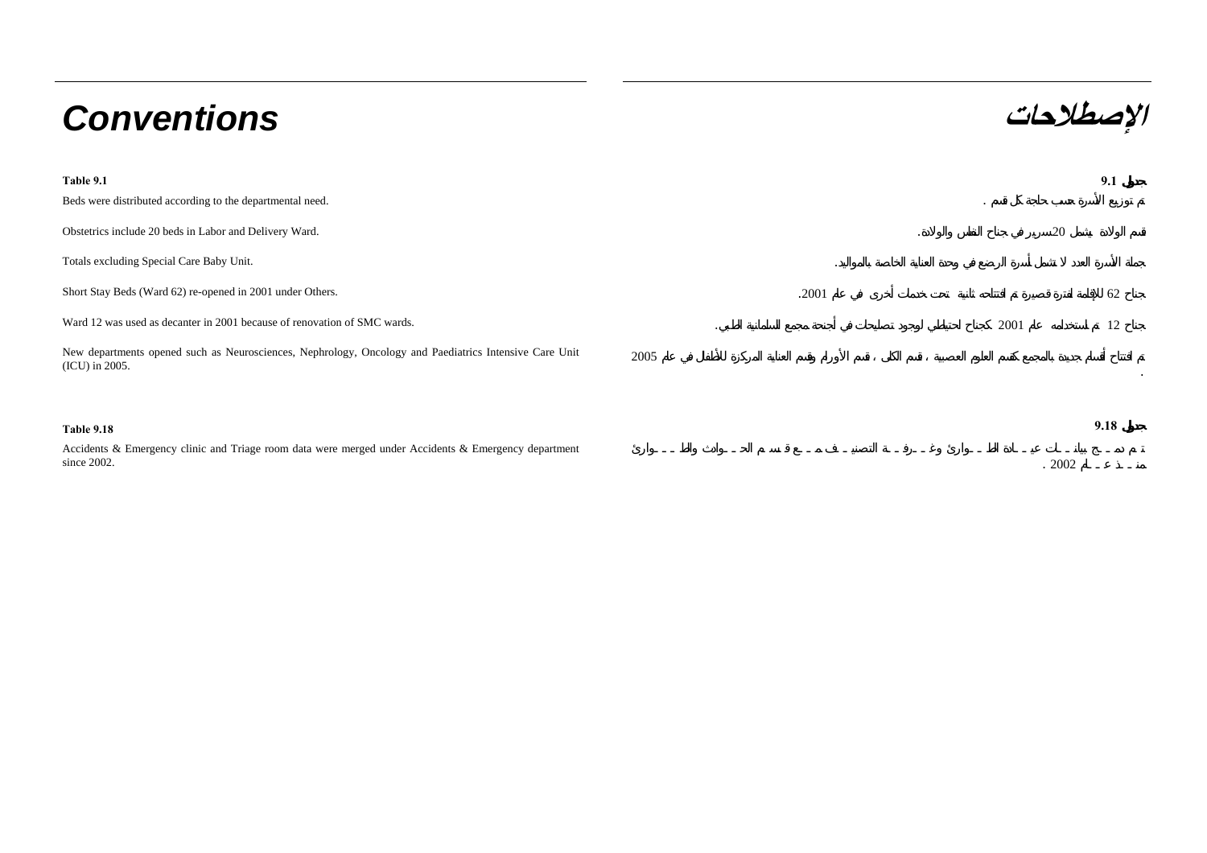# Conventions

# الإصطلاحات

**Table 9.1**

**جدول 9.1**

Beds were distributed according to the departmental need.

تم توزيع الأسرة حسب حاجة كل قسم .

Obstetrics include 20 beds in Labor and Delivery Ward.

قسم الولادة يشمل 20سرير في جناح المخاض والولادة.

Totals excluding Special Care Baby Unit.

جملة الأسرة العدد لا تشمل أسرة الرضع في وحدة العناية الخاصة بالمواليد.

Short Stay Beds (Ward 62) re-opened in 2001 under Others.

جناح 62 للإقامة لفترة قصيرة تم افتتاحه ثانية تحت خدمات أخرى في عام 2001.

Ward 12 was used as decanter in 2001 because of renovation of SMC wards.

جناح 12 تم استخدامه عام 2001 كجناح احتياطي لوجود تصليحات في أجنحة مجمع السلمانية الطبي.

New departments opened such as Neurosciences, Nephrology, Oncology and Paediatrics Intensive Care Unit (ICU) in 2005.

تم افتتاح أقسام جديدة بالمجمع كقسم العلوم العصبية ، قسم الكلى ، قسم الأورام وقسم العناية المركزة للأطفال في عام 2005 .

**Table 9.18**

**جدول 9.18**

Accidents & Emergency clinic and Triage room data were merged under Accidents & Emergency department since 2002.

تم دمج بيانات عيادة الطوارئ وغرفة التصنيف في قسم الحوادث والطوارئ منذ عام 2002 .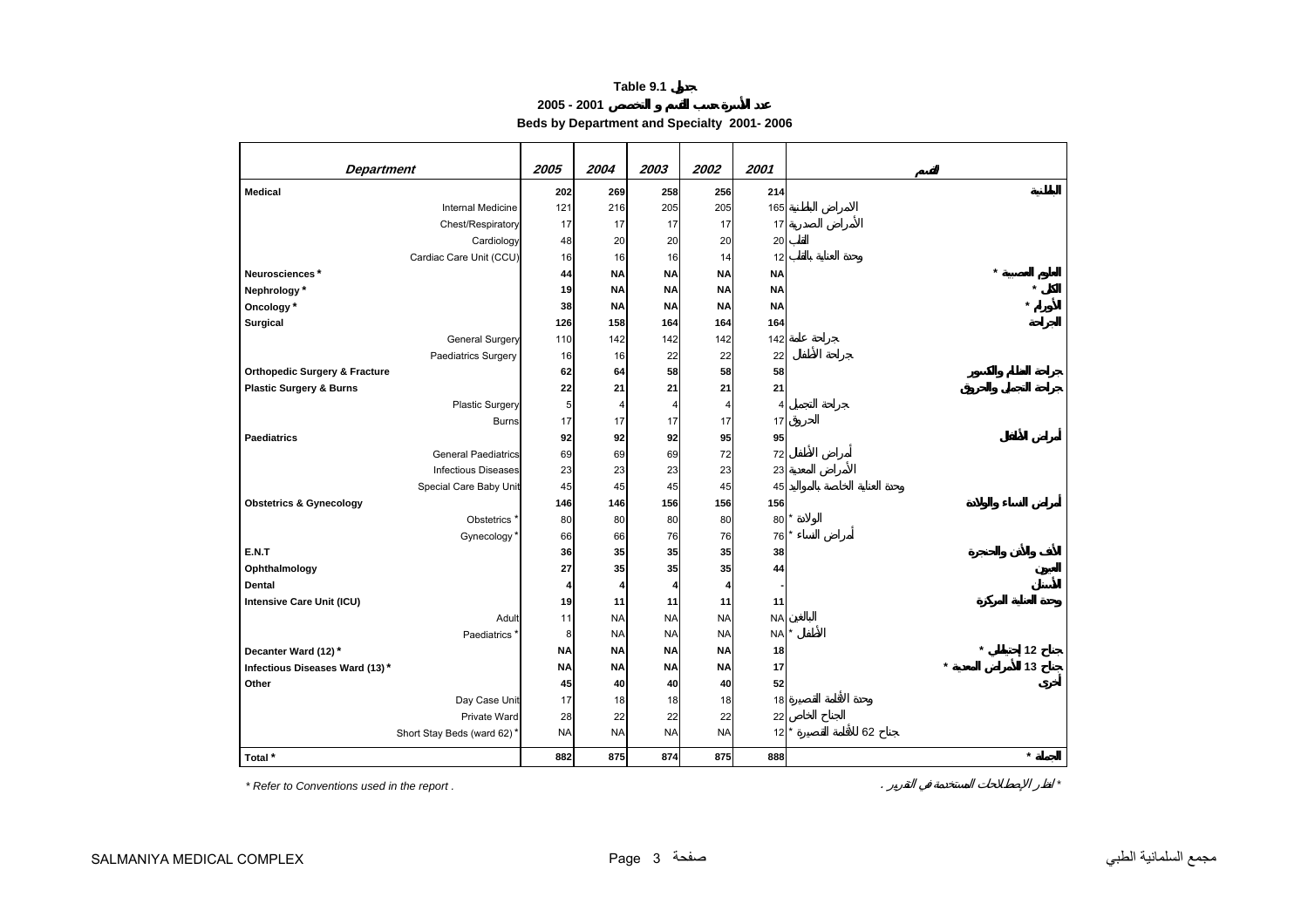**Table 9.1 جدول**

**عدد الأسرة حسب القسم و التخصص 2001 - 2005**

**Beds by Department and Specialty 2001- 2006**

| Department | 2005 | 2004 | 2003 | 2002 | 2001 | القسم |
|---|---|---|---|---|---|---|
| **Medical** | **202** | **269** | **258** | **256** | **214** | **الباطنية** |
| Internal Medicine | 121 | 216 | 205 | 205 | 165 | الامراض الباطنية |
| Chest/Respiratory | 17 | 17 | 17 | 17 | 17 | الأمراض الصدرية |
| Cardiology | 48 | 20 | 20 | 20 | 20 | القلب |
| Cardiac Care Unit (CCU) | 16 | 16 | 16 | 14 | 12 | وحدة العناية بالقلب |
| **Neurosciences *** | **44** | **NA** | **NA** | **NA** | **NA** | **العلوم العصبية *** |
| **Nephrology *** | **19** | **NA** | **NA** | **NA** | **NA** | **الكلى *** |
| **Oncology *** | **38** | **NA** | **NA** | **NA** | **NA** | **الأورام *** |
| **Surgical** | **126** | **158** | **164** | **164** | **164** | **الجراحة** |
| General Surgery | 110 | 142 | 142 | 142 | 142 | جراحة عامة |
| Paediatrics Surgery | 16 | 16 | 22 | 22 | 22 | جراحة الأطفال |
| **Orthopedic Surgery & Fracture** | **62** | **64** | **58** | **58** | **58** | **جراحة العظام والكسور** |
| **Plastic Surgery & Burns** | **22** | **21** | **21** | **21** | **21** | **جراحة التجميل والحروق** |
| Plastic Surgery | 5 | 4 | 4 | 4 | 4 | جراحة التجميل |
| Burns | 17 | 17 | 17 | 17 | 17 | الحروق |
| **Paediatrics** | **92** | **92** | **92** | **95** | **95** | **أمراض الأطفال** |
| General Paediatrics | 69 | 69 | 69 | 72 | 72 | أمراض الأطفال |
| Infectious Diseases | 23 | 23 | 23 | 23 | 23 | الأمراض المعدية |
| Special Care Baby Unit | 45 | 45 | 45 | 45 | 45 | وحدة العناية الخاصة بالمواليد |
| **Obstetrics & Gynecology** | **146** | **146** | **156** | **156** | **156** | **أمراض النساء والولادة** |
| Obstetrics * | 80 | 80 | 80 | 80 | 80 | الولادة * |
| Gynecology * | 66 | 66 | 76 | 76 | 76 | أمراض النساء * |
| **E.N.T** | **36** | **35** | **35** | **35** | **38** | **الأنف والأذن والحنجرة** |
| **Ophthalmology** | **27** | **35** | **35** | **35** | **44** | **العيون** |
| **Dental** | **4** | **4** | **4** | **4** | **-** | **الأسنان** |
| **Intensive Care Unit (ICU)** | **19** | **11** | **11** | **11** | **11** | **وحدة العناية المركزة** |
| Adult | 11 | NA | NA | NA | NA | البالغين |
| Paediatrics * | 8 | NA | NA | NA | NA | الأطفال * |
| **Decanter Ward (12) *** | **NA** | **NA** | **NA** | **NA** | **18** | **جناح 12 إحتياطي *** |
| **Infectious Diseases Ward (13) *** | **NA** | **NA** | **NA** | **NA** | **17** | **جناح 13 للأمراض المعدية *** |
| **Other** | **45** | **40** | **40** | **40** | **52** | **أخرى** |
| Day Case Unit | 17 | 18 | 18 | 18 | 18 | وحدة الأقامة القصيرة |
| Private Ward | 28 | 22 | 22 | 22 | 22 | الجناح الخاص |
| Short Stay Beds (ward 62) * | NA | NA | NA | NA | 12 | جناح 62 للأقامة القصيرة * |
| **Total *** | **882** | **875** | **874** | **875** | **888** | **الجملة *** |

* Refer to Conventions used in the report .

* أنظر الإصطلاحات المستخدمة في التقرير .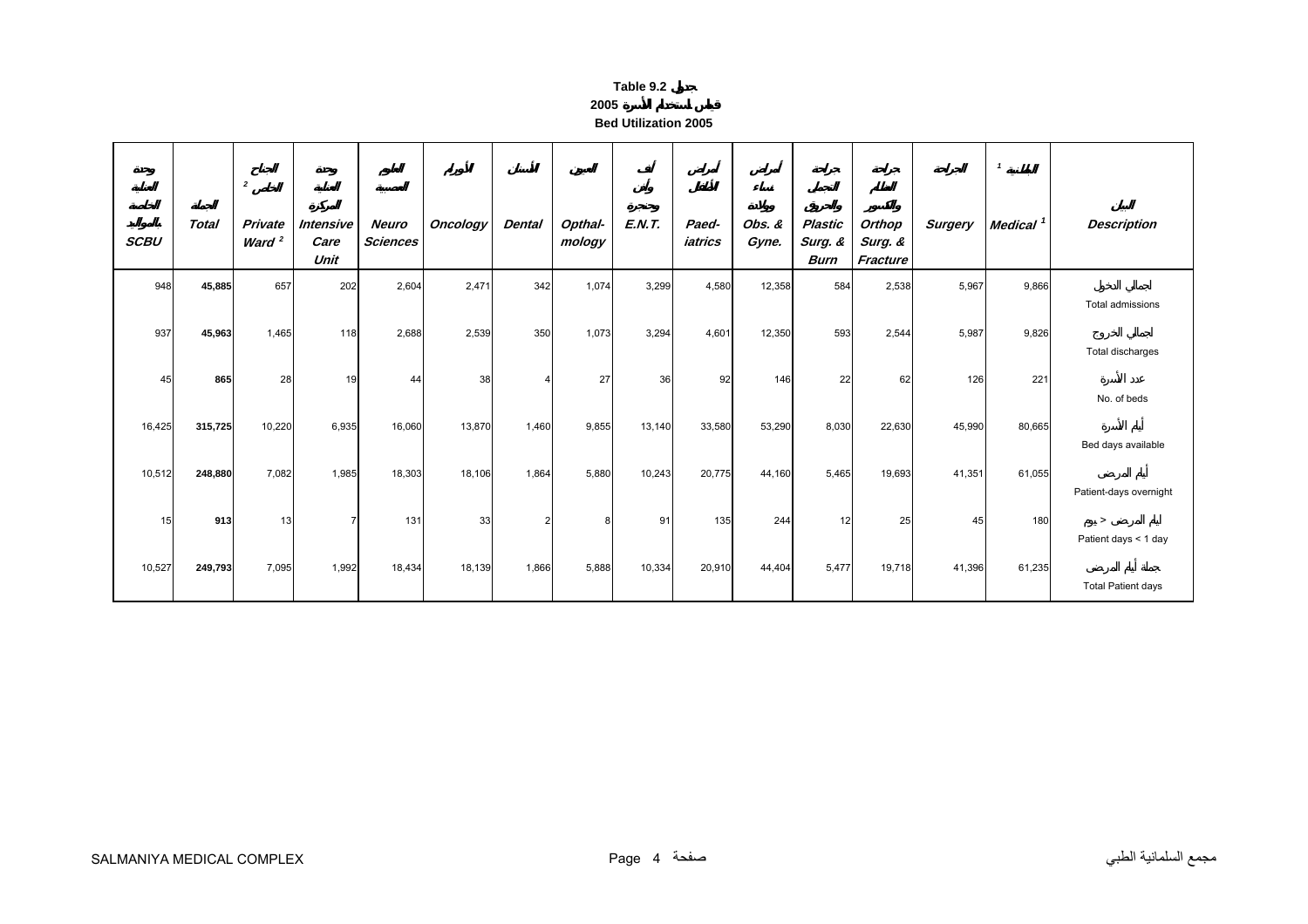**Table 9.2 جدول**

**قياس استخدام الأسرة 2005**

**Bed Utilization 2005**

| وحدة العناية الخاصة بالمواليد SCBU | الجملة Total | الجناح الخاص [2] Private Ward [2] | وحدة العناية المركزة Intensive Care Unit | العلوم العصبية Neuro Sciences | الأورام Oncology | الأسنان Dental | العيون Opthal-mology | أنف وأذن وحنجرة E.N.T. | أمراض الأطفال Paed-iatrics | أمراض نساء وولادة Obs. & Gyne. | جراحة التجميل والحروق Plastic Surg. & Burn | جراحة العظام والكسور Orthop Surg. & Fracture | الجراحة Surgery | الباطنية [1] Medical [1] | البيان Description |
|---|---|---|---|---|---|---|---|---|---|---|---|---|---|---|---|
| 948 | **45,885** | 657 | 202 | 2,604 | 2,471 | 342 | 1,074 | 3,299 | 4,580 | 12,358 | 584 | 2,538 | 5,967 | 9,866 | إجمالي الدخول Total admissions |
| 937 | **45,963** | 1,465 | 118 | 2,688 | 2,539 | 350 | 1,073 | 3,294 | 4,601 | 12,350 | 593 | 2,544 | 5,987 | 9,826 | إجمالي الخروج Total discharges |
| 45 | **865** | 28 | 19 | 44 | 38 | 4 | 27 | 36 | 92 | 146 | 22 | 62 | 126 | 221 | عدد الأسرة No. of beds |
| 16,425 | **315,725** | 10,220 | 6,935 | 16,060 | 13,870 | 1,460 | 9,855 | 13,140 | 33,580 | 53,290 | 8,030 | 22,630 | 45,990 | 80,665 | أيام الأسرة Bed days available |
| 10,512 | **248,880** | 7,082 | 1,985 | 18,303 | 18,106 | 1,864 | 5,880 | 10,243 | 20,775 | 44,160 | 5,465 | 19,693 | 41,351 | 61,055 | أيام المرضى Patient-days overnight |
| 15 | **913** | 13 | 7 | 131 | 33 | 2 | 8 | 91 | 135 | 244 | 12 | 25 | 45 | 180 | أيام المرضى < يوم Patient days < 1 day |
| 10,527 | **249,793** | 7,095 | 1,992 | 18,434 | 18,139 | 1,866 | 5,888 | 10,334 | 20,910 | 44,404 | 5,477 | 19,718 | 41,396 | 61,235 | جملة أيام المرضى Total Patient days |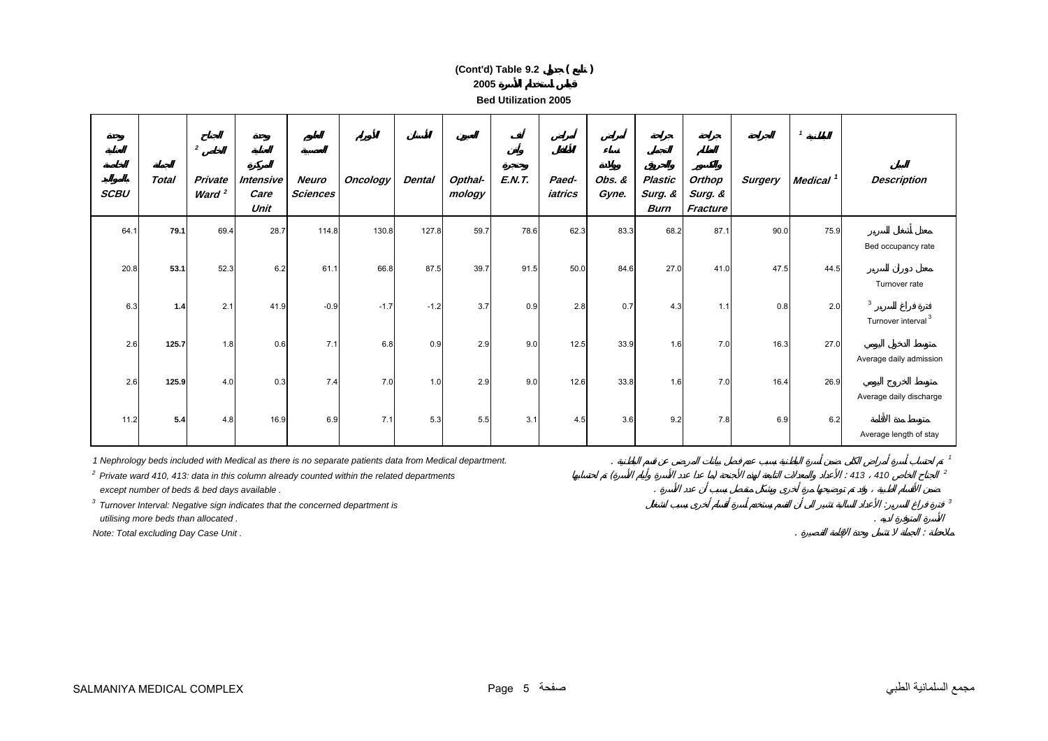# (Cont'd) Table 9.2 جدول ( تابع )

## 2005 مقاييس استخدام الأسرة

## Bed Utilization 2005

| وحدة العناية الخاصة بالمواليد SCBU | الجملة Total | الجناح الخاص [2] Private Ward [2] | وحدة العناية المركزة Intensive Care Unit | العلوم العصبية Neuro Sciences | الأورام Oncology | الأسنان Dental | العيون Opthal-mology | أنف وأذن وحنجرة E.N.T. | أمراض الأطفال Paed-iatrics | أمراض نساء وولادة Obs. & Gyne. | جراحة التجميل والحروق Plastic Surg. & Burn | جراحة العظام والكسور Orthop Surg. & Fracture | الجراحة Surgery | الباطنية [1] Medical [1] | البيان Description |
|---|---|---|---|---|---|---|---|---|---|---|---|---|---|---|---|
| 64.1 | **79.1** | 69.4 | 28.7 | 114.8 | 130.8 | 127.8 | 59.7 | 78.6 | 62.3 | 83.3 | 68.2 | 87.1 | 90.0 | 75.9 | معدل أشغال السرير Bed occupancy rate |
| 20.8 | **53.1** | 52.3 | 6.2 | 61.1 | 66.8 | 87.5 | 39.7 | 91.5 | 50.0 | 84.6 | 27.0 | 41.0 | 47.5 | 44.5 | معدل دوران السرير Turnover rate |
| 6.3 | **1.4** | 2.1 | 41.9 | -0.9 | -1.7 | -1.2 | 3.7 | 0.9 | 2.8 | 0.7 | 4.3 | 1.1 | 0.8 | 2.0 | فترة فراغ السرير [3] Turnover interval [3] |
| 2.6 | **125.7** | 1.8 | 0.6 | 7.1 | 6.8 | 0.9 | 2.9 | 9.0 | 12.5 | 33.9 | 1.6 | 7.0 | 16.3 | 27.0 | متوسط الدخول اليومي Average daily admission |
| 2.6 | **125.9** | 4.0 | 0.3 | 7.4 | 7.0 | 1.0 | 2.9 | 9.0 | 12.6 | 33.8 | 1.6 | 7.0 | 16.4 | 26.9 | متوسط الخروج اليومي Average daily discharge |
| 11.2 | **5.4** | 4.8 | 16.9 | 6.9 | 7.1 | 5.3 | 5.5 | 3.1 | 4.5 | 3.6 | 9.2 | 7.8 | 6.9 | 6.2 | متوسط مدة الأقامة Average length of stay |

1 Nephrology beds included with Medical as there is no separate patients data from Medical department.

[1] تم احتساب أسرة أمراض الكلى ضمن أسرة الباطنية بسبب عدم فصل بيانات المرضى عن قسم الباطنية .

[2] Private ward 410, 413: data in this column already counted within the related departments except number of beds & bed days available .

[2] الجناح الخاص 410 ، 413 : الأعداد والمعدلات التابعة لهذه الأجنحة (ما عدا عدد الأسرة وأيام الأسرة) تم احتسابها ضمن الأقسام الطبية ، وقد تم توضيحها مرة أخرى وبشكل منفصل بسبب أن عدد الأسرة .

[3] Turnover Interval: Negative sign indicates that the concerned department is utilising more beds than allocated .

[3] فترة فراغ السرير: الأعداد السالبة تشير الى أن القسم يستخدم أسرة أقسام أخرى بسبب اشغال الأسرة المتوفرة لديه .

Note: Total excluding Day Case Unit .

ملاحظة : الجملة لا تشمل وحدة الإقامة القصيرة .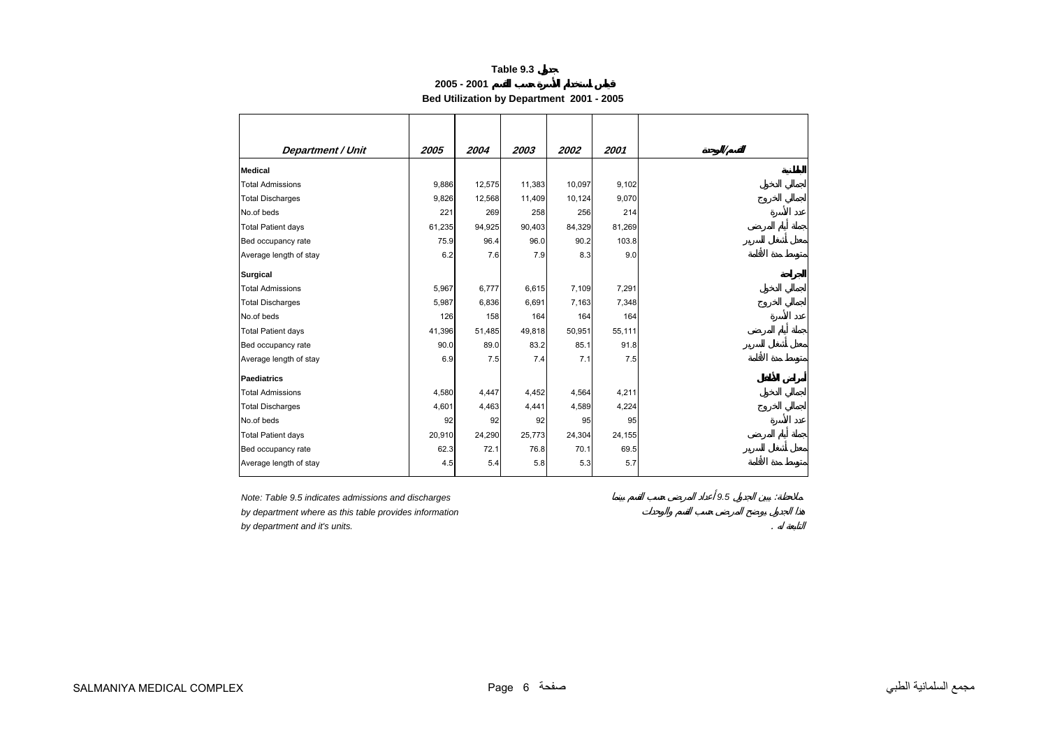# Table 9.3 جدول

## 2005 - 2001 قياس استخدام الأسرة حسب القسم

## Bed Utilization by Department 2001 - 2005

| *Department / Unit* | *2005* | *2004* | *2003* | *2002* | *2001* | القسم/الوحدة |
|---|---|---|---|---|---|---|
| **Medical** | | | | | | **الباطنية** |
| Total Admissions | 9,886 | 12,575 | 11,383 | 10,097 | 9,102 | اجمالي الدخول |
| Total Discharges | 9,826 | 12,568 | 11,409 | 10,124 | 9,070 | اجمالي الخروج |
| No.of beds | 221 | 269 | 258 | 256 | 214 | عدد الأسرة |
| Total Patient days | 61,235 | 94,925 | 90,403 | 84,329 | 81,269 | جملة أيام المرضى |
| Bed occupancy rate | 75.9 | 96.4 | 96.0 | 90.2 | 103.8 | معدل أشغال السرير |
| Average length of stay | 6.2 | 7.6 | 7.9 | 8.3 | 9.0 | متوسط مدة الأقامة |
| **Surgical** | | | | | | **الجراحة** |
| Total Admissions | 5,967 | 6,777 | 6,615 | 7,109 | 7,291 | اجمالي الدخول |
| Total Discharges | 5,987 | 6,836 | 6,691 | 7,163 | 7,348 | اجمالي الخروج |
| No.of beds | 126 | 158 | 164 | 164 | 164 | عدد الأسرة |
| Total Patient days | 41,396 | 51,485 | 49,818 | 50,951 | 55,111 | جملة أيام المرضى |
| Bed occupancy rate | 90.0 | 89.0 | 83.2 | 85.1 | 91.8 | معدل أشغال السرير |
| Average length of stay | 6.9 | 7.5 | 7.4 | 7.1 | 7.5 | متوسط مدة الأقامة |
| **Paediatrics** | | | | | | **أمراض الأطفال** |
| Total Admissions | 4,580 | 4,447 | 4,452 | 4,564 | 4,211 | اجمالي الدخول |
| Total Discharges | 4,601 | 4,463 | 4,441 | 4,589 | 4,224 | اجمالي الخروج |
| No.of beds | 92 | 92 | 92 | 95 | 95 | عدد الأسرة |
| Total Patient days | 20,910 | 24,290 | 25,773 | 24,304 | 24,155 | جملة أيام المرضى |
| Bed occupancy rate | 62.3 | 72.1 | 76.8 | 70.1 | 69.5 | معدل أشغال السرير |
| Average length of stay | 4.5 | 5.4 | 5.8 | 5.3 | 5.7 | متوسط مدة الأقامة |

*Note: Table 9.5 indicates admissions and discharges by department where as this table provides information by department and it's units.*

*ملاحظة: يبين الجدول 9.5 أعداد المرضى حسب القسم بينما هذا الجدول يوضح المرضى حسب القسم والوحدات التابعة له .*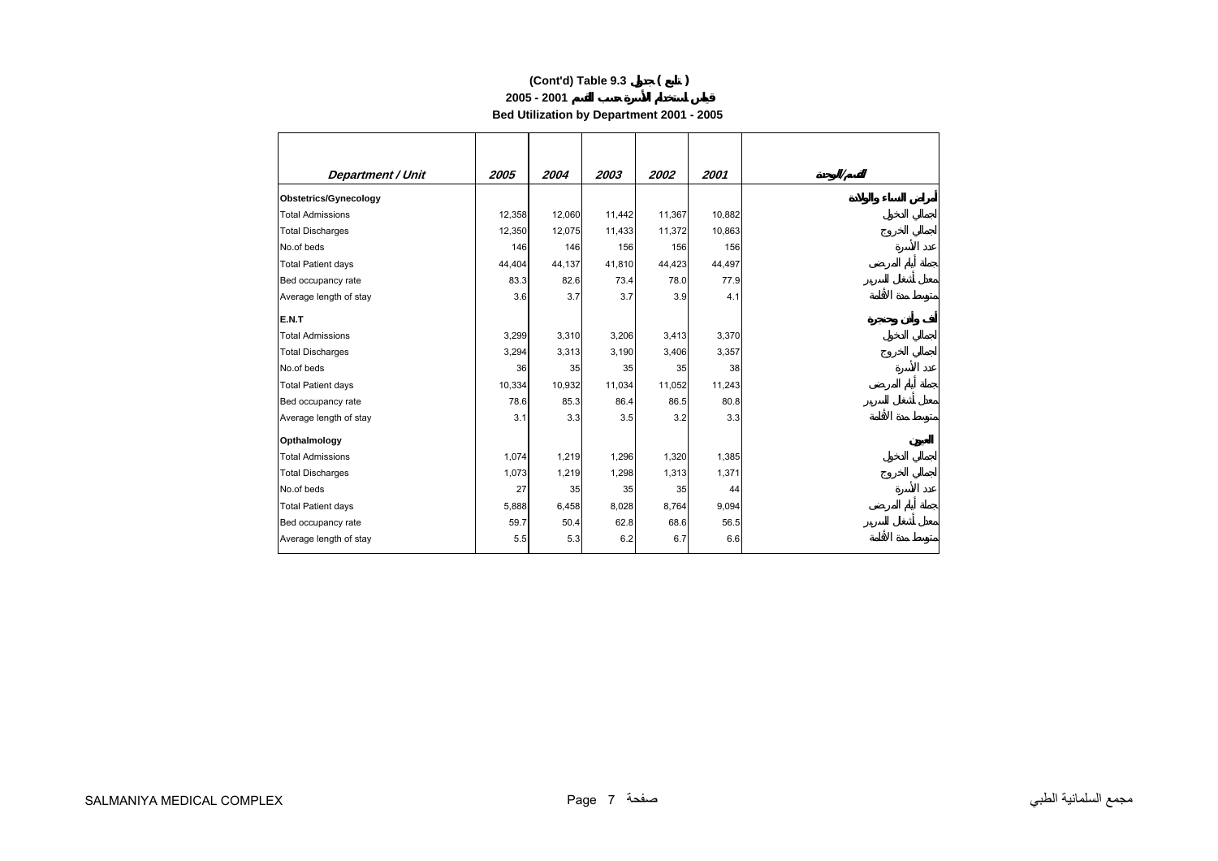# (Cont'd) Table 9.3 جدول ( تابع )

## 2005 - 2001 قياس استخدام الأسرة حسب القسم

## Bed Utilization by Department 2001 - 2005

| Department / Unit | 2005 | 2004 | 2003 | 2002 | 2001 | القسم/الوحدة |
|---|---|---|---|---|---|---|
| **Obstetrics/Gynecology** | | | | | | **أمراض النساء والولادة** |
| Total Admissions | 12,358 | 12,060 | 11,442 | 11,367 | 10,882 | إجمالي الدخول |
| Total Discharges | 12,350 | 12,075 | 11,433 | 11,372 | 10,863 | إجمالي الخروج |
| No.of beds | 146 | 146 | 156 | 156 | 156 | عدد الأسرة |
| Total Patient days | 44,404 | 44,137 | 41,810 | 44,423 | 44,497 | جملة أيام المرضى |
| Bed occupancy rate | 83.3 | 82.6 | 73.4 | 78.0 | 77.9 | معدل أشغال السرير |
| Average length of stay | 3.6 | 3.7 | 3.7 | 3.9 | 4.1 | متوسط مدة الأقامة |
| **E.N.T** | | | | | | **أنف وأذن وحنجرة** |
| Total Admissions | 3,299 | 3,310 | 3,206 | 3,413 | 3,370 | إجمالي الدخول |
| Total Discharges | 3,294 | 3,313 | 3,190 | 3,406 | 3,357 | إجمالي الخروج |
| No.of beds | 36 | 35 | 35 | 35 | 38 | عدد الأسرة |
| Total Patient days | 10,334 | 10,932 | 11,034 | 11,052 | 11,243 | جملة أيام المرضى |
| Bed occupancy rate | 78.6 | 85.3 | 86.4 | 86.5 | 80.8 | معدل أشغال السرير |
| Average length of stay | 3.1 | 3.3 | 3.5 | 3.2 | 3.3 | متوسط مدة الأقامة |
| **Opthalmology** | | | | | | **العيون** |
| Total Admissions | 1,074 | 1,219 | 1,296 | 1,320 | 1,385 | إجمالي الدخول |
| Total Discharges | 1,073 | 1,219 | 1,298 | 1,313 | 1,371 | إجمالي الخروج |
| No.of beds | 27 | 35 | 35 | 35 | 44 | عدد الأسرة |
| Total Patient days | 5,888 | 6,458 | 8,028 | 8,764 | 9,094 | جملة أيام المرضى |
| Bed occupancy rate | 59.7 | 50.4 | 62.8 | 68.6 | 56.5 | معدل أشغال السرير |
| Average length of stay | 5.5 | 5.3 | 6.2 | 6.7 | 6.6 | متوسط مدة الأقامة |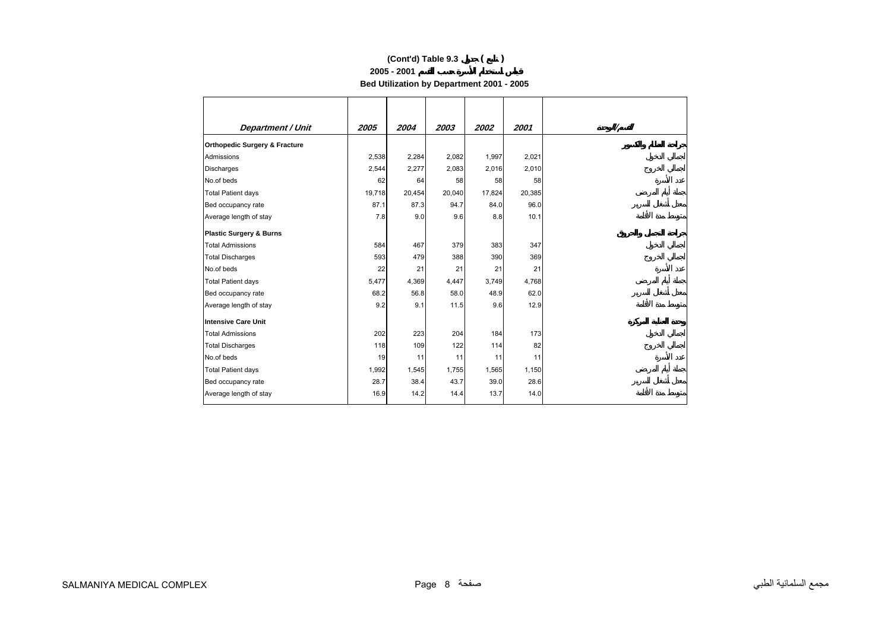# (Cont'd) Table 9.3 جدول ( تابع )

## 2005 - 2001 قياس استخدام الأسرة حسب القسم

## Bed Utilization by Department 2001 - 2005

| Department / Unit | 2005 | 2004 | 2003 | 2002 | 2001 | القسم/الوحدة |
|---|---|---|---|---|---|---|
| **Orthopedic Surgery & Fracture** | | | | | | **جراحة العظام والكسور** |
| Admissions | 2,538 | 2,284 | 2,082 | 1,997 | 2,021 | إجمالي الدخول |
| Discharges | 2,544 | 2,277 | 2,083 | 2,016 | 2,010 | إجمالي الخروج |
| No.of beds | 62 | 64 | 58 | 58 | 58 | عدد الأسرة |
| Total Patient days | 19,718 | 20,454 | 20,040 | 17,824 | 20,385 | جملة أيام المرضى |
| Bed occupancy rate | 87.1 | 87.3 | 94.7 | 84.0 | 96.0 | معدل أشغال السرير |
| Average length of stay | 7.8 | 9.0 | 9.6 | 8.8 | 10.1 | متوسط مدة الأقامة |
| **Plastic Surgery & Burns** | | | | | | **جراحة التجميل والحروق** |
| Total Admissions | 584 | 467 | 379 | 383 | 347 | إجمالي الدخول |
| Total Discharges | 593 | 479 | 388 | 390 | 369 | إجمالي الخروج |
| No.of beds | 22 | 21 | 21 | 21 | 21 | عدد الأسرة |
| Total Patient days | 5,477 | 4,369 | 4,447 | 3,749 | 4,768 | جملة أيام المرضى |
| Bed occupancy rate | 68.2 | 56.8 | 58.0 | 48.9 | 62.0 | معدل أشغال السرير |
| Average length of stay | 9.2 | 9.1 | 11.5 | 9.6 | 12.9 | متوسط مدة الأقامة |
| **Intensive Care Unit** | | | | | | **وحدة العناية المركزة** |
| Total Admissions | 202 | 223 | 204 | 184 | 173 | إجمالي الدخول |
| Total Discharges | 118 | 109 | 122 | 114 | 82 | إجمالي الخروج |
| No.of beds | 19 | 11 | 11 | 11 | 11 | عدد الأسرة |
| Total Patient days | 1,992 | 1,545 | 1,755 | 1,565 | 1,150 | جملة أيام المرضى |
| Bed occupancy rate | 28.7 | 38.4 | 43.7 | 39.0 | 28.6 | معدل أشغال السرير |
| Average length of stay | 16.9 | 14.2 | 14.4 | 13.7 | 14.0 | متوسط مدة الأقامة |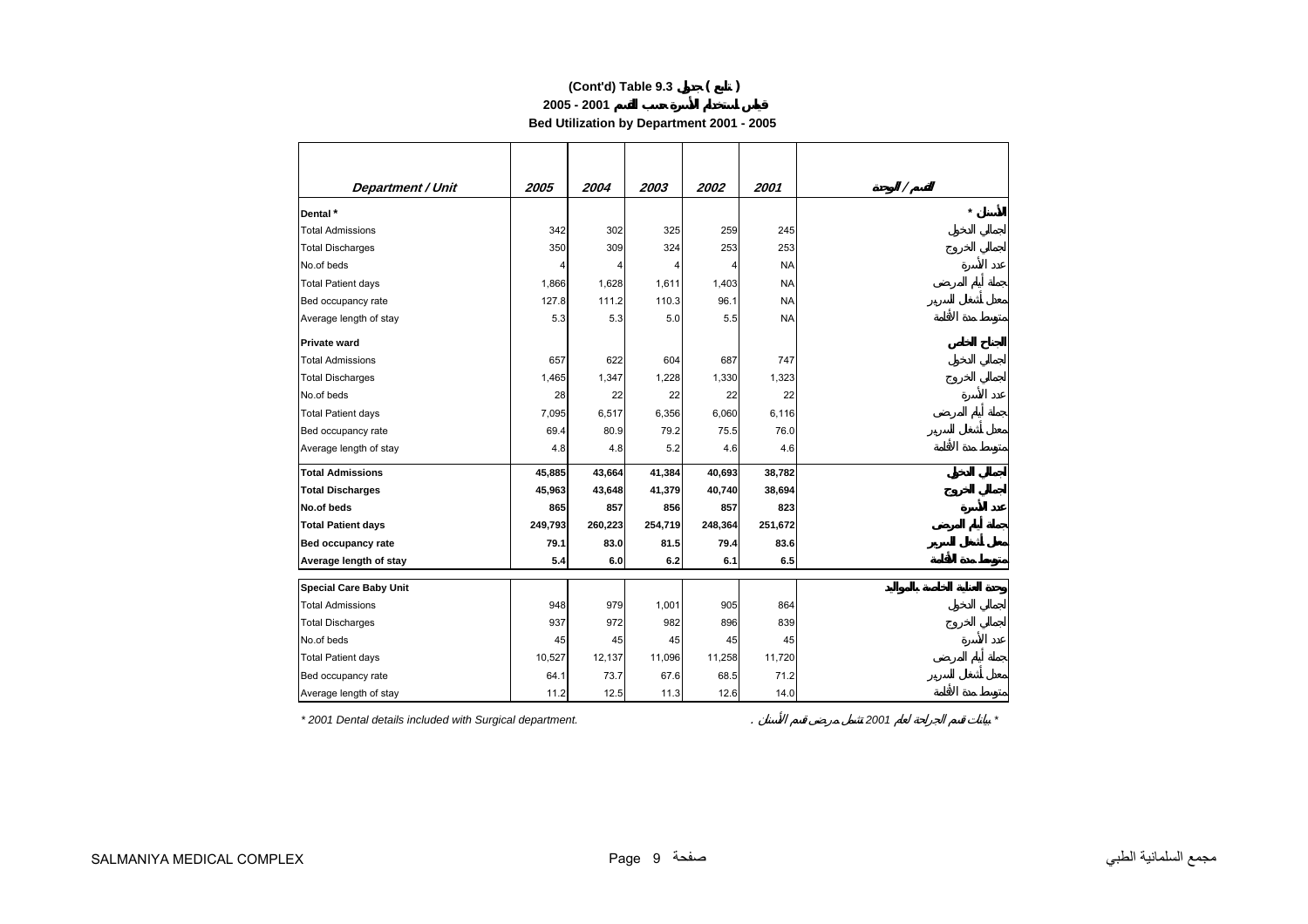**(Cont'd) Table 9.3 جدول ( تابع )**

**2005 - 2001 قياس استخدام الأسرة حسب القسم**

**Bed Utilization by Department 2001 - 2005**

| Department / Unit | 2005 | 2004 | 2003 | 2002 | 2001 | القسم / الوحدة |
|---|---|---|---|---|---|---|
| **Dental *** | | | | | | **الأسنان *** |
| Total Admissions | 342 | 302 | 325 | 259 | 245 | إجمالي الدخول |
| Total Discharges | 350 | 309 | 324 | 253 | 253 | إجمالي الخروج |
| No.of beds | 4 | 4 | 4 | 4 | NA | عدد الأسرة |
| Total Patient days | 1,866 | 1,628 | 1,611 | 1,403 | NA | جملة أيام المرضى |
| Bed occupancy rate | 127.8 | 111.2 | 110.3 | 96.1 | NA | معدل أشغال السرير |
| Average length of stay | 5.3 | 5.3 | 5.0 | 5.5 | NA | متوسط مدة الأقامة |
| **Private ward** | | | | | | **الجناح الخاص** |
| Total Admissions | 657 | 622 | 604 | 687 | 747 | إجمالي الدخول |
| Total Discharges | 1,465 | 1,347 | 1,228 | 1,330 | 1,323 | إجمالي الخروج |
| No.of beds | 28 | 22 | 22 | 22 | 22 | عدد الأسرة |
| Total Patient days | 7,095 | 6,517 | 6,356 | 6,060 | 6,116 | جملة أيام المرضى |
| Bed occupancy rate | 69.4 | 80.9 | 79.2 | 75.5 | 76.0 | معدل أشغال السرير |
| Average length of stay | 4.8 | 4.8 | 5.2 | 4.6 | 4.6 | متوسط مدة الأقامة |
| **Total Admissions** | **45,885** | **43,664** | **41,384** | **40,693** | **38,782** | **إجمالي الدخول** |
| **Total Discharges** | **45,963** | **43,648** | **41,379** | **40,740** | **38,694** | **إجمالي الخروج** |
| **No.of beds** | **865** | **857** | **856** | **857** | **823** | **عدد الأسرة** |
| **Total Patient days** | **249,793** | **260,223** | **254,719** | **248,364** | **251,672** | **جملة أيام المرضى** |
| **Bed occupancy rate** | **79.1** | **83.0** | **81.5** | **79.4** | **83.6** | **معدل أشغال السرير** |
| **Average length of stay** | **5.4** | **6.0** | **6.2** | **6.1** | **6.5** | **متوسط مدة الأقامة** |
| **Special Care Baby Unit** | | | | | | **وحدة العناية الخاصة بالمواليد** |
| Total Admissions | 948 | 979 | 1,001 | 905 | 864 | إجمالي الدخول |
| Total Discharges | 937 | 972 | 982 | 896 | 839 | إجمالي الخروج |
| No.of beds | 45 | 45 | 45 | 45 | 45 | عدد الأسرة |
| Total Patient days | 10,527 | 12,137 | 11,096 | 11,258 | 11,720 | جملة أيام المرضى |
| Bed occupancy rate | 64.1 | 73.7 | 67.6 | 68.5 | 71.2 | معدل أشغال السرير |
| Average length of stay | 11.2 | 12.5 | 11.3 | 12.6 | 14.0 | متوسط مدة الأقامة |

*\* 2001 Dental details included with Surgical department.*

\* بيانات قسم الجراحة لعام 2001 تشمل مرضى قسم الأسنان .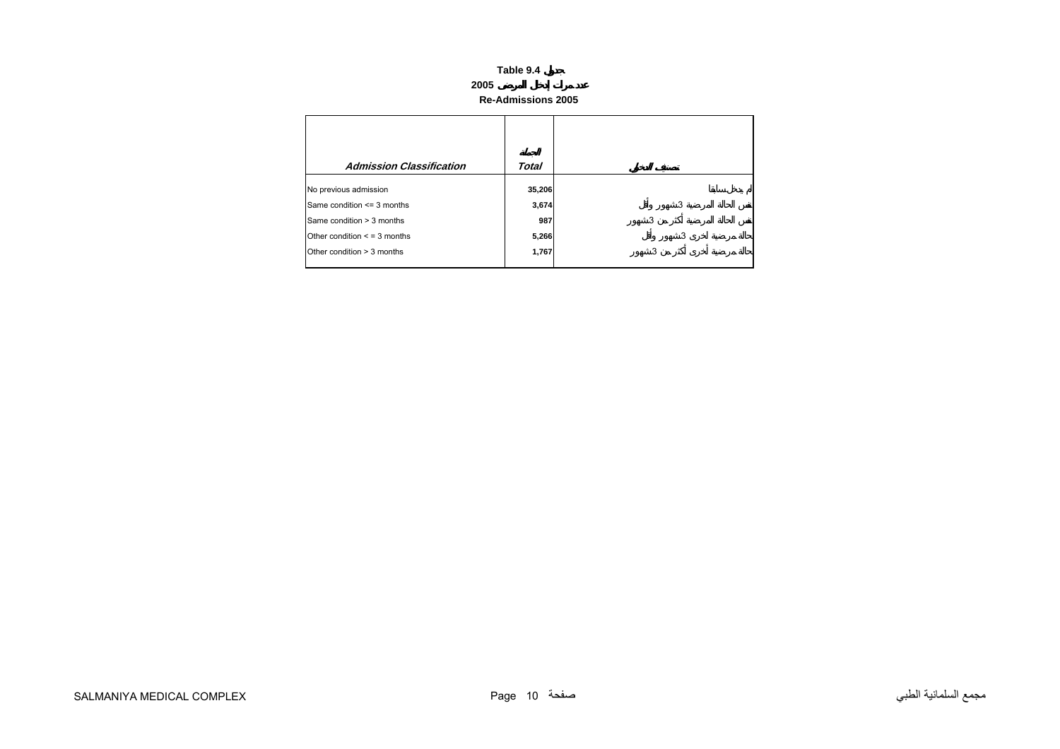# Table 9.4 جدول

## 2005 عدد مرات إدخال المريض

## Re-Admissions 2005

| Admission Classification | الجملة Total | تصنيف الدخول |
|---|---|---|
| No previous admission | 35,206 | لم يدخل سابقا |
| Same condition <= 3 months | 3,674 | نفس الحالة المرضية 3 شهور وأقل |
| Same condition > 3 months | 987 | نفس الحالة المرضية أكثر من 3 شهور |
| Other condition < = 3 months | 5,266 | حالة مرضية أخرى 3 شهور وأقل |
| Other condition > 3 months | 1,767 | حالة مرضية أخرى أكثر من 3 شهور |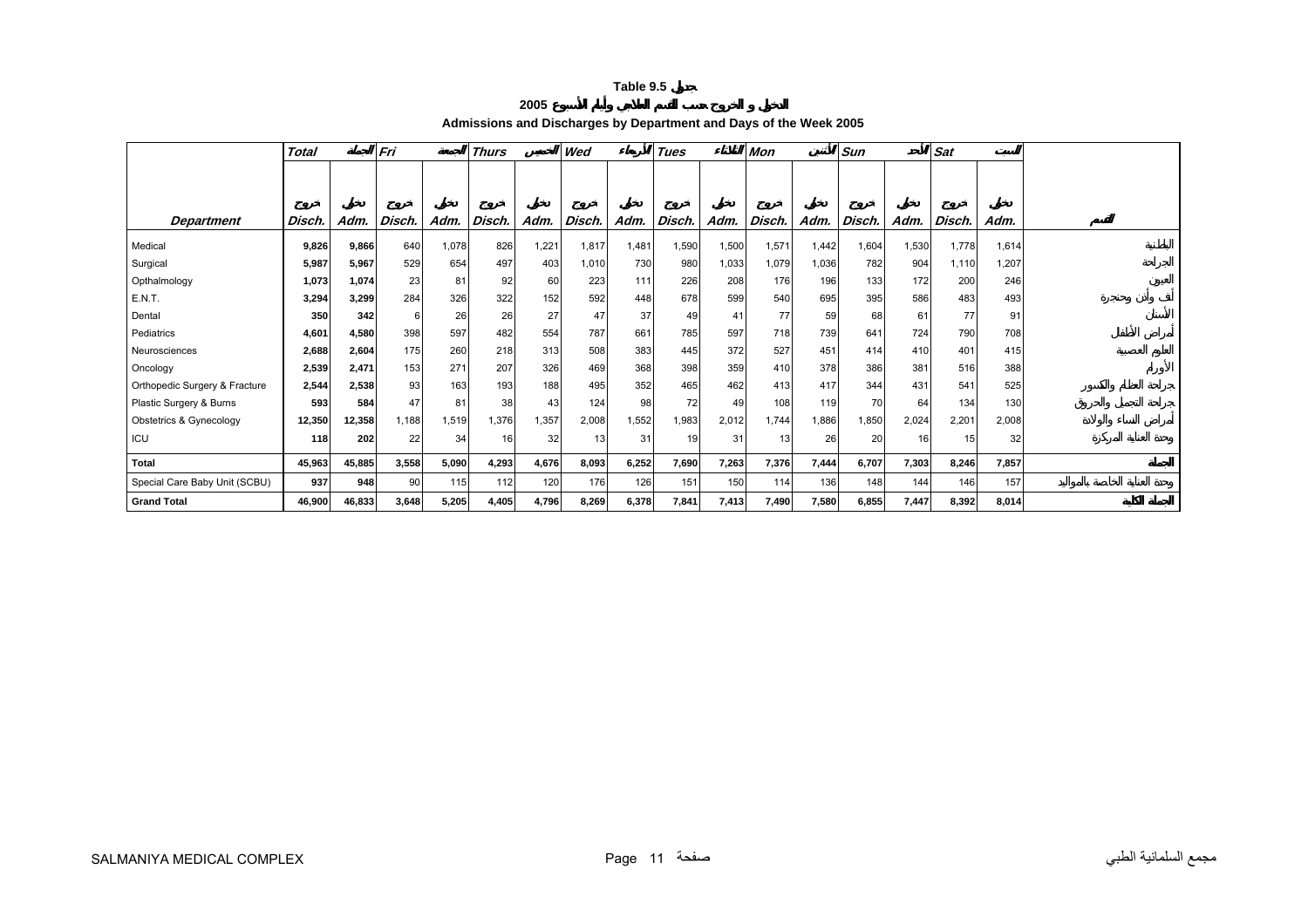**Table 9.5 جدول**

**2005 الدخول و الخروج حسب القسم العلاجي وأيام الأسبوع**

**Admissions and Discharges by Department and Days of the Week 2005**

| | Total المجموع | | Fri الجمعة | | Thurs الخميس | | Wed الأربعاء | | Tues الثلاثاء | | Mon الاثنين | | Sun الأحد | | Sat السبت | | |
|---|---|---|---|---|---|---|---|---|---|---|---|---|---|---|---|---|---|
| **Department** | خروج Disch. | دخول Adm. | خروج Disch. | دخول Adm. | خروج Disch. | دخول Adm. | خروج Disch. | دخول Adm. | خروج Disch. | دخول Adm. | خروج Disch. | دخول Adm. | خروج Disch. | دخول Adm. | خروج Disch. | دخول Adm. | القسم |
| Medical | **9,826** | **9,866** | 640 | 1,078 | 826 | 1,221 | 1,817 | 1,481 | 1,590 | 1,500 | 1,571 | 1,442 | 1,604 | 1,530 | 1,778 | 1,614 | الباطنية |
| Surgical | **5,987** | **5,967** | 529 | 654 | 497 | 403 | 1,010 | 730 | 980 | 1,033 | 1,079 | 1,036 | 782 | 904 | 1,110 | 1,207 | الجراحة |
| Opthalmology | **1,073** | **1,074** | 23 | 81 | 92 | 60 | 223 | 111 | 226 | 208 | 176 | 196 | 133 | 172 | 200 | 246 | العيون |
| E.N.T. | **3,294** | **3,299** | 284 | 326 | 322 | 152 | 592 | 448 | 678 | 599 | 540 | 695 | 395 | 586 | 483 | 493 | أنف وأذن وحنجرة |
| Dental | **350** | **342** | 6 | 26 | 26 | 27 | 47 | 37 | 49 | 41 | 77 | 59 | 68 | 61 | 77 | 91 | الأسنان |
| Pediatrics | **4,601** | **4,580** | 398 | 597 | 482 | 554 | 787 | 661 | 785 | 597 | 718 | 739 | 641 | 724 | 790 | 708 | أمراض الأطفال |
| Neurosciences | **2,688** | **2,604** | 175 | 260 | 218 | 313 | 508 | 383 | 445 | 372 | 527 | 451 | 414 | 410 | 401 | 415 | العلوم العصبية |
| Oncology | **2,539** | **2,471** | 153 | 271 | 207 | 326 | 469 | 368 | 398 | 359 | 410 | 378 | 386 | 381 | 516 | 388 | الأورام |
| Orthopedic Surgery & Fracture | **2,544** | **2,538** | 93 | 163 | 193 | 188 | 495 | 352 | 465 | 462 | 413 | 417 | 344 | 431 | 541 | 525 | جراحة العظام والكسور |
| Plastic Surgery & Burns | **593** | **584** | 47 | 81 | 38 | 43 | 124 | 98 | 72 | 49 | 108 | 119 | 70 | 64 | 134 | 130 | جراحة التجميل والحروق |
| Obstetrics & Gynecology | **12,350** | **12,358** | 1,188 | 1,519 | 1,376 | 1,357 | 2,008 | 1,552 | 1,983 | 2,012 | 1,744 | 1,886 | 1,850 | 2,024 | 2,201 | 2,008 | أمراض النساء والولادة |
| ICU | **118** | **202** | 22 | 34 | 16 | 32 | 13 | 31 | 19 | 31 | 13 | 26 | 20 | 16 | 15 | 32 | وحدة العناية المركزة |
| **Total** | **45,963** | **45,885** | **3,558** | **5,090** | **4,293** | **4,676** | **8,093** | **6,252** | **7,690** | **7,263** | **7,376** | **7,444** | **6,707** | **7,303** | **8,246** | **7,857** | **المجموع** |
| Special Care Baby Unit (SCBU) | **937** | **948** | 90 | 115 | 112 | 120 | 176 | 126 | 151 | 150 | 114 | 136 | 148 | 144 | 146 | 157 | وحدة العناية الخاصة بالمواليد |
| **Grand Total** | **46,900** | **46,833** | **3,648** | **5,205** | **4,405** | **4,796** | **8,269** | **6,378** | **7,841** | **7,413** | **7,490** | **7,580** | **6,855** | **7,447** | **8,392** | **8,014** | **المجموع الكلي** |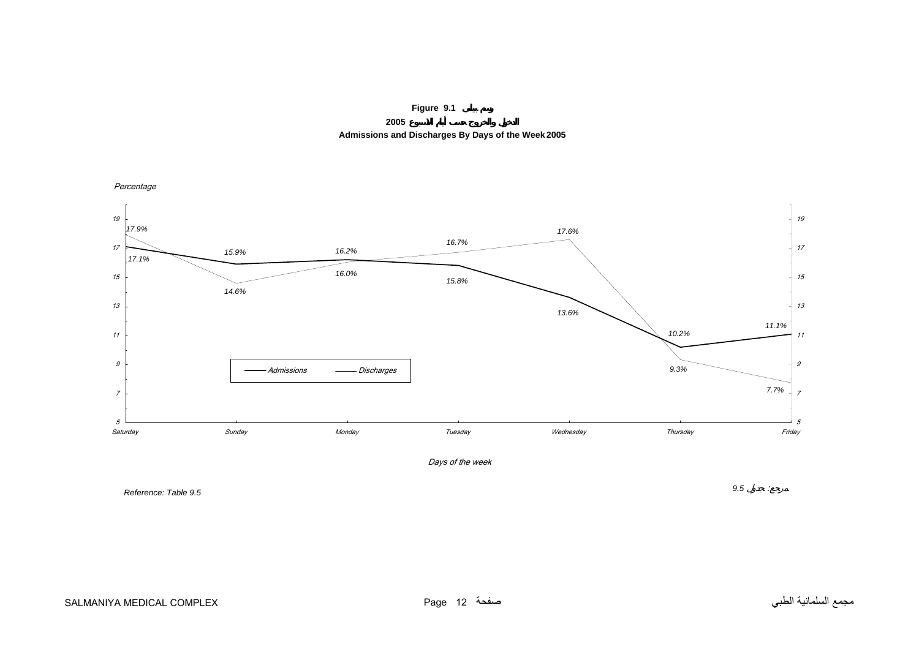**Figure 9.1 رسم بياني**

**الدخول والخروج حسب أيام الاسبوع 2005**

**Admissions and Discharges By Days of the Week 2005**

*Percentage*

| Days of the week | Admissions | Discharges |
|---|---|---|
| Saturday | 17.1% | 17.9% |
| Sunday | 15.9% | 14.6% |
| Monday | 16.2% | 16.0% |
| Tuesday | 15.8% | 16.7% |
| Wednesday | 13.6% | 17.6% |
| Thursday | 10.2% | 9.3% |
| Friday | 11.1% | 7.7% |

*Days of the week*

*Reference: Table 9.5* — *مرجع: جدول 9.5*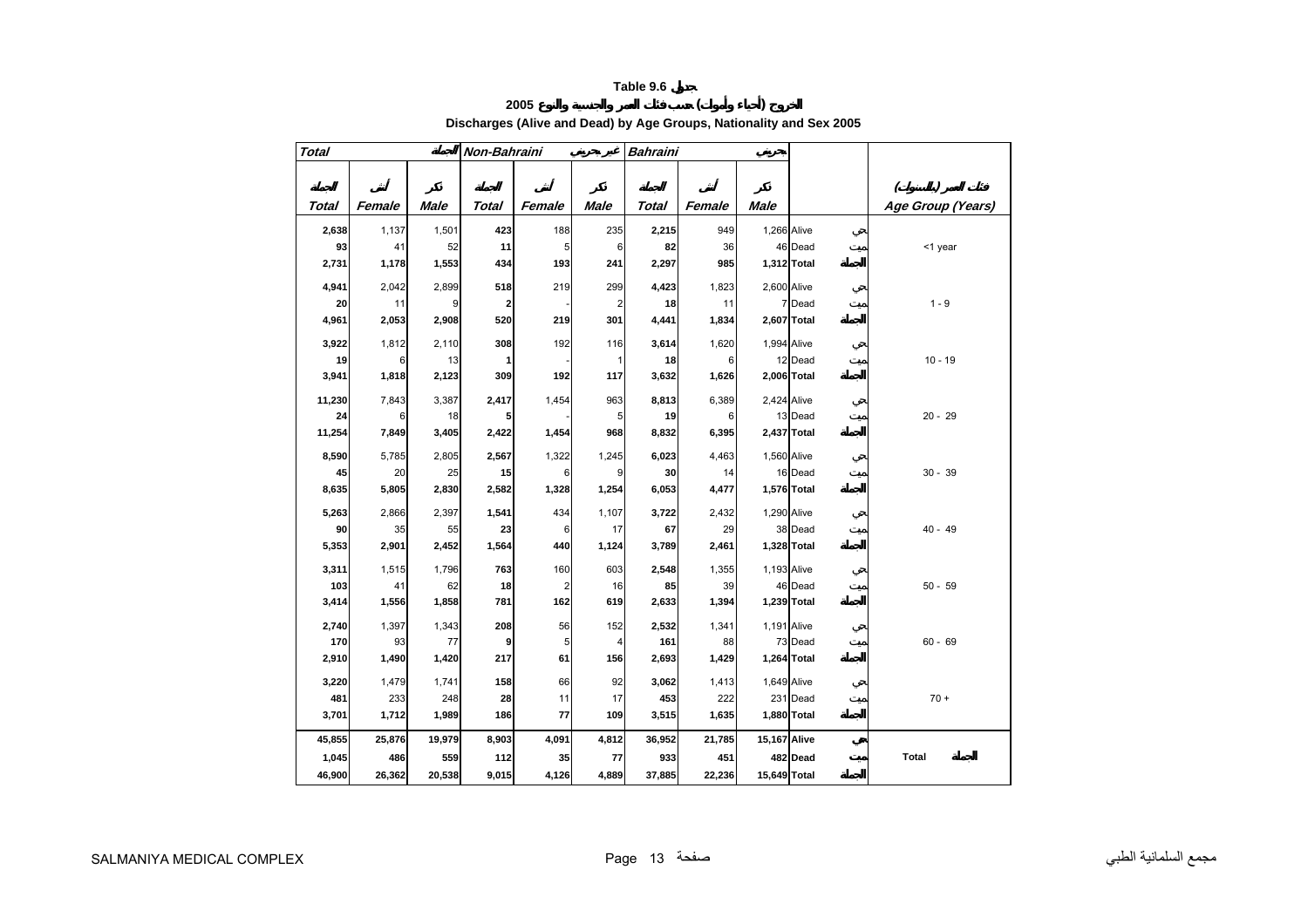# Table 9.6 جدول

## الخروج (أحياء وأموات) حسب فئات العمر والجنسية والنوع 2005

## Discharges (Alive and Dead) by Age Groups, Nationality and Sex 2005

| Total الجملة | | | Non-Bahraini غير بحريني | | | Bahraini بحريني | | | | | |
|---|---|---|---|---|---|---|---|---|---|---|---|
| الجملة Total | أنثى Female | ذكر Male | الجملة Total | أنثى Female | ذكر Male | الجملة Total | أنثى Female | ذكر Male | | | فئات العمر (بالسنوات) Age Group (Years) |
| **2,638** | 1,137 | 1,501 | **423** | 188 | 235 | **2,215** | 949 | 1,266 | Alive | حي | |
| **93** | 41 | 52 | **11** | 5 | 6 | **82** | 36 | 46 | Dead | ميت | <1 year |
| **2,731** | **1,178** | **1,553** | **434** | **193** | **241** | **2,297** | **985** | **1,312** | **Total** | **الجملة** | |
| **4,941** | 2,042 | 2,899 | **518** | 219 | 299 | **4,423** | 1,823 | 2,600 | Alive | حي | |
| **20** | 11 | 9 | **2** | - | 2 | **18** | 11 | 7 | Dead | ميت | 1 - 9 |
| **4,961** | **2,053** | **2,908** | **520** | **219** | **301** | **4,441** | **1,834** | **2,607** | **Total** | **الجملة** | |
| **3,922** | 1,812 | 2,110 | **308** | 192 | 116 | **3,614** | 1,620 | 1,994 | Alive | حي | |
| **19** | 6 | 13 | **1** | - | 1 | **18** | 6 | 12 | Dead | ميت | 10 - 19 |
| **3,941** | **1,818** | **2,123** | **309** | **192** | **117** | **3,632** | **1,626** | **2,006** | **Total** | **الجملة** | |
| **11,230** | 7,843 | 3,387 | **2,417** | 1,454 | 963 | **8,813** | 6,389 | 2,424 | Alive | حي | |
| **24** | 6 | 18 | **5** | - | 5 | **19** | 6 | 13 | Dead | ميت | 20 - 29 |
| **11,254** | **7,849** | **3,405** | **2,422** | **1,454** | **968** | **8,832** | **6,395** | **2,437** | **Total** | **الجملة** | |
| **8,590** | 5,785 | 2,805 | **2,567** | 1,322 | 1,245 | **6,023** | 4,463 | 1,560 | Alive | حي | |
| **45** | 20 | 25 | **15** | 6 | 9 | **30** | 14 | 16 | Dead | ميت | 30 - 39 |
| **8,635** | **5,805** | **2,830** | **2,582** | **1,328** | **1,254** | **6,053** | **4,477** | **1,576** | **Total** | **الجملة** | |
| **5,263** | 2,866 | 2,397 | **1,541** | 434 | 1,107 | **3,722** | 2,432 | 1,290 | Alive | حي | |
| **90** | 35 | 55 | **23** | 6 | 17 | **67** | 29 | 38 | Dead | ميت | 40 - 49 |
| **5,353** | **2,901** | **2,452** | **1,564** | **440** | **1,124** | **3,789** | **2,461** | **1,328** | **Total** | **الجملة** | |
| **3,311** | 1,515 | 1,796 | **763** | 160 | 603 | **2,548** | 1,355 | 1,193 | Alive | حي | |
| **103** | 41 | 62 | **18** | 2 | 16 | **85** | 39 | 46 | Dead | ميت | 50 - 59 |
| **3,414** | **1,556** | **1,858** | **781** | **162** | **619** | **2,633** | **1,394** | **1,239** | **Total** | **الجملة** | |
| **2,740** | 1,397 | 1,343 | **208** | 56 | 152 | **2,532** | 1,341 | 1,191 | Alive | حي | |
| **170** | 93 | 77 | **9** | 5 | 4 | **161** | 88 | 73 | Dead | ميت | 60 - 69 |
| **2,910** | **1,490** | **1,420** | **217** | **61** | **156** | **2,693** | **1,429** | **1,264** | **Total** | **الجملة** | |
| **3,220** | 1,479 | 1,741 | **158** | 66 | 92 | **3,062** | 1,413 | 1,649 | Alive | حي | |
| **481** | 233 | 248 | **28** | 11 | 17 | **453** | 222 | 231 | Dead | ميت | 70 + |
| **3,701** | **1,712** | **1,989** | **186** | **77** | **109** | **3,515** | **1,635** | **1,880** | **Total** | **الجملة** | |
| **45,855** | **25,876** | **19,979** | **8,903** | **4,091** | **4,812** | **36,952** | **21,785** | **15,167** | **Alive** | **حي** | |
| **1,045** | **486** | **559** | **112** | **35** | **77** | **933** | **451** | **482** | **Dead** | **ميت** | **Total الجملة** |
| **46,900** | **26,362** | **20,538** | **9,015** | **4,126** | **4,889** | **37,885** | **22,236** | **15,649** | **Total** | **الجملة** | |

SALMANIYA MEDICAL COMPLEX — مجمع السلمانية الطبي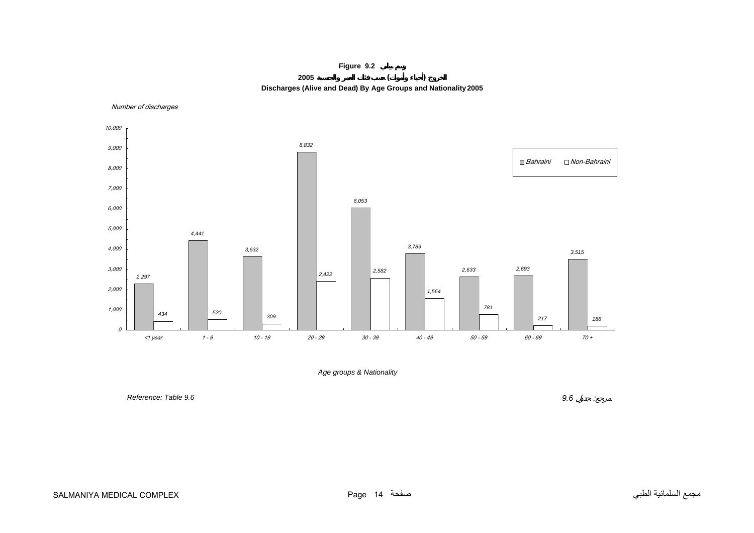**Figure 9.2 رسم بياني**

**2005 الخروج (أحياء وأموات) حسب فئات العمر والجنسية**

**Discharges (Alive and Dead) By Age Groups and Nationality 2005**

*Number of discharges*

| Age groups | Bahraini | Non-Bahraini |
|---|---|---|
| <1 year | 2,297 | 434 |
| 1 - 9 | 4,441 | 520 |
| 10 - 19 | 3,632 | 309 |
| 20 - 29 | 8,832 | 2,422 |
| 30 - 39 | 6,053 | 2,582 |
| 40 - 49 | 3,789 | 1,564 |
| 50 - 59 | 2,633 | 781 |
| 60 - 69 | 2,693 | 217 |
| 70 + | 3,515 | 186 |

*Age groups & Nationality*

*Reference: Table 9.6* مرجع: جدول 9.6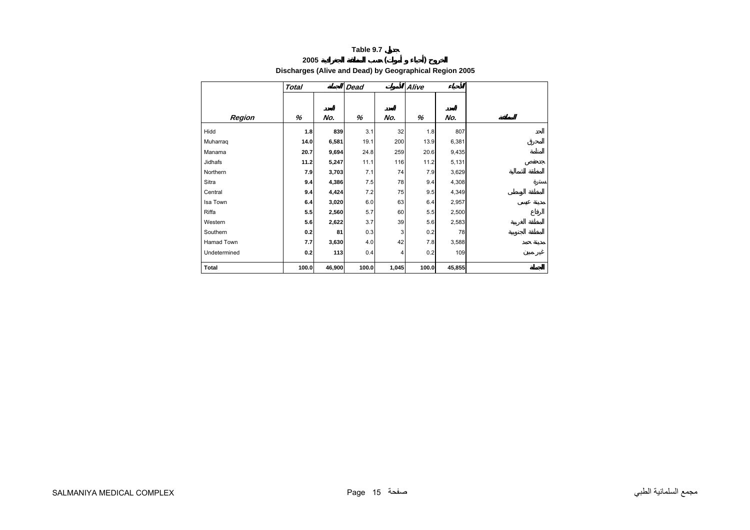**Table 9.7 جدول**

**2005 الخروج (أحياء و أموات) حسب المنطقة الجغرافية**

**Discharges (Alive and Dead) by Geographical Region 2005**

| Region | Total | الجملة | Dead | الأموات | Alive | الأحياء | المنطقة |
|---|---|---|---|---|---|---|---|
| | % | No. العدد | % | No. العدد | % | No. العدد | |
| Hidd | **1.8** | **839** | 3.1 | 32 | 1.8 | 807 | الحد |
| Muharraq | **14.0** | **6,581** | 19.1 | 200 | 13.9 | 6,381 | المحرق |
| Manama | **20.7** | **9,694** | 24.8 | 259 | 20.6 | 9,435 | المنامة |
| Jidhafs | **11.2** | **5,247** | 11.1 | 116 | 11.2 | 5,131 | جدحفص |
| Northern | **7.9** | **3,703** | 7.1 | 74 | 7.9 | 3,629 | المنطقة الشمالية |
| Sitra | **9.4** | **4,386** | 7.5 | 78 | 9.4 | 4,308 | سترة |
| Central | **9.4** | **4,424** | 7.2 | 75 | 9.5 | 4,349 | المنطقة الوسطى |
| Isa Town | **6.4** | **3,020** | 6.0 | 63 | 6.4 | 2,957 | مدينة عيسى |
| Riffa | **5.5** | **2,560** | 5.7 | 60 | 5.5 | 2,500 | الرفاع |
| Western | **5.6** | **2,622** | 3.7 | 39 | 5.6 | 2,583 | المنطقة الغربية |
| Southern | **0.2** | **81** | 0.3 | 3 | 0.2 | 78 | المنطقة الجنوبية |
| Hamad Town | **7.7** | **3,630** | 4.0 | 42 | 7.8 | 3,588 | مدينة حمد |
| Undetermined | **0.2** | **113** | 0.4 | 4 | 0.2 | 109 | غير مبين |
| **Total** | **100.0** | **46,900** | **100.0** | **1,045** | **100.0** | **45,855** | **الجملة** |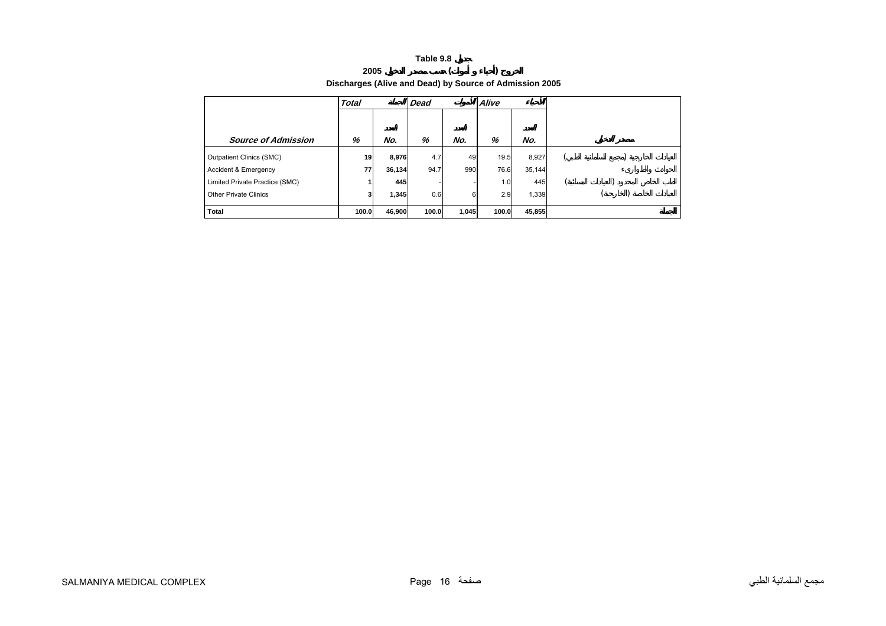**Table 9.8 جدول**

**2005 الخروج (أحياء و أموات) حسب مصدر الدخول**

**Discharges (Alive and Dead) by Source of Admission 2005**

| | *Total* | الجملة | *Dead* | الأموات | *Alive* | الأحياء | |
|---|---|---|---|---|---|---|---|
| ***Source of Admission*** | *%* | *No.* العدد | *%* | *No.* العدد | *%* | *No.* العدد | مصدر الدخول |
| Outpatient Clinics (SMC) | **19** | **8,976** | 4.7 | 49 | 19.5 | 8,927 | العيادات الخارجية (مجمع السلمانية الطبي) |
| Accident & Emergency | **77** | **36,134** | 94.7 | 990 | 76.6 | 35,144 | الحوادث والطوارىء |
| Limited Private Practice (SMC) | **1** | **445** | - | - | 1.0 | 445 | الطب الخاص المحدود (العيادات المسائية) |
| Other Private Clinics | **3** | **1,345** | 0.6 | 6 | 2.9 | 1,339 | العيادات الخاصة (الخارجية) |
| **Total** | **100.0** | **46,900** | **100.0** | **1,045** | **100.0** | **45,855** | **الجملة** |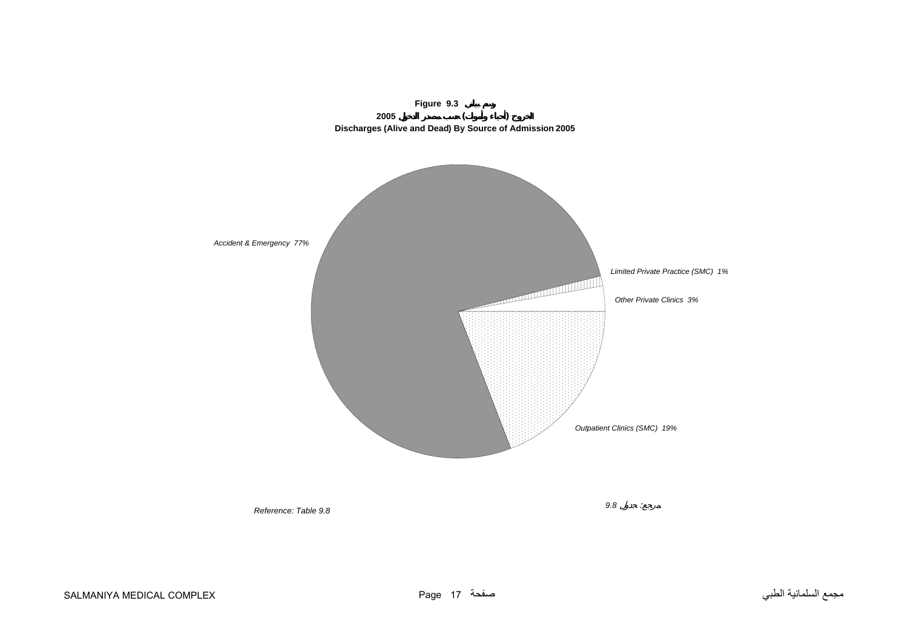**Figure 9.3 رسم بياني**

**الخروج (أحياء وأموات) حسب مصدر الدخول 2005**

**Discharges (Alive and Dead) By Source of Admission 2005**

*Accident & Emergency 77%*

*Limited Private Practice (SMC) 1%*

*Other Private Clinics 3%*

*Outpatient Clinics (SMC) 19%*

*Reference: Table 9.8*

*مرجع: جدول 9.8*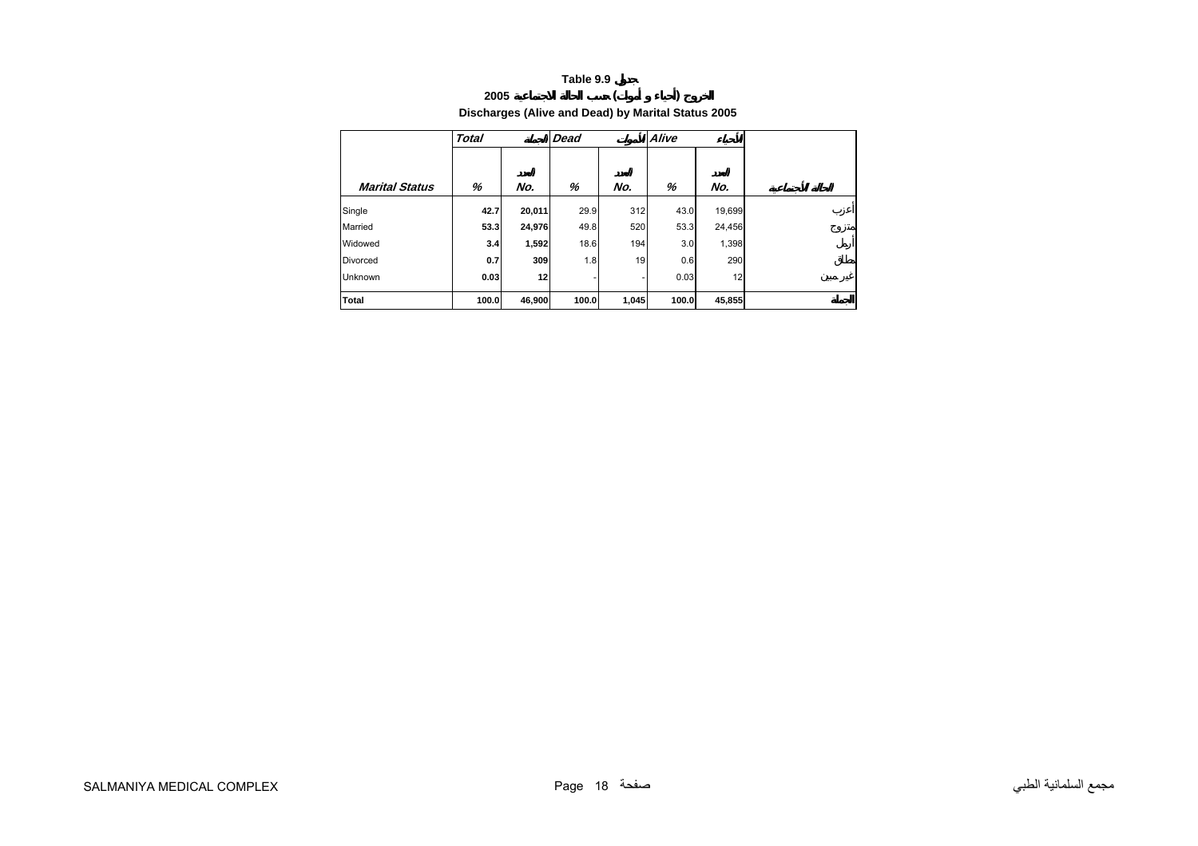**Table 9.9 جدول**

**الخروج (أحياء و أموات) حسب الحالة الاجتماعية 2005**

**Discharges (Alive and Dead) by Marital Status 2005**

| | *Total* | *الجملة* | *Dead* | *الأموات* | *Alive* | *الأحياء* | |
|---|---|---|---|---|---|---|---|
| ***Marital Status*** | *%* | *العدد No.* | *%* | *العدد No.* | *%* | *العدد No.* | *الحالة الاجتماعية* |
| Single | **42.7** | **20,011** | 29.9 | 312 | 43.0 | 19,699 | أعزب |
| Married | **53.3** | **24,976** | 49.8 | 520 | 53.3 | 24,456 | متزوج |
| Widowed | **3.4** | **1,592** | 18.6 | 194 | 3.0 | 1,398 | أرمل |
| Divorced | **0.7** | **309** | 1.8 | 19 | 0.6 | 290 | مطلق |
| Unknown | **0.03** | **12** | - | - | 0.03 | 12 | غير مبين |
| **Total** | **100.0** | **46,900** | **100.0** | **1,045** | **100.0** | **45,855** | **الجملة** |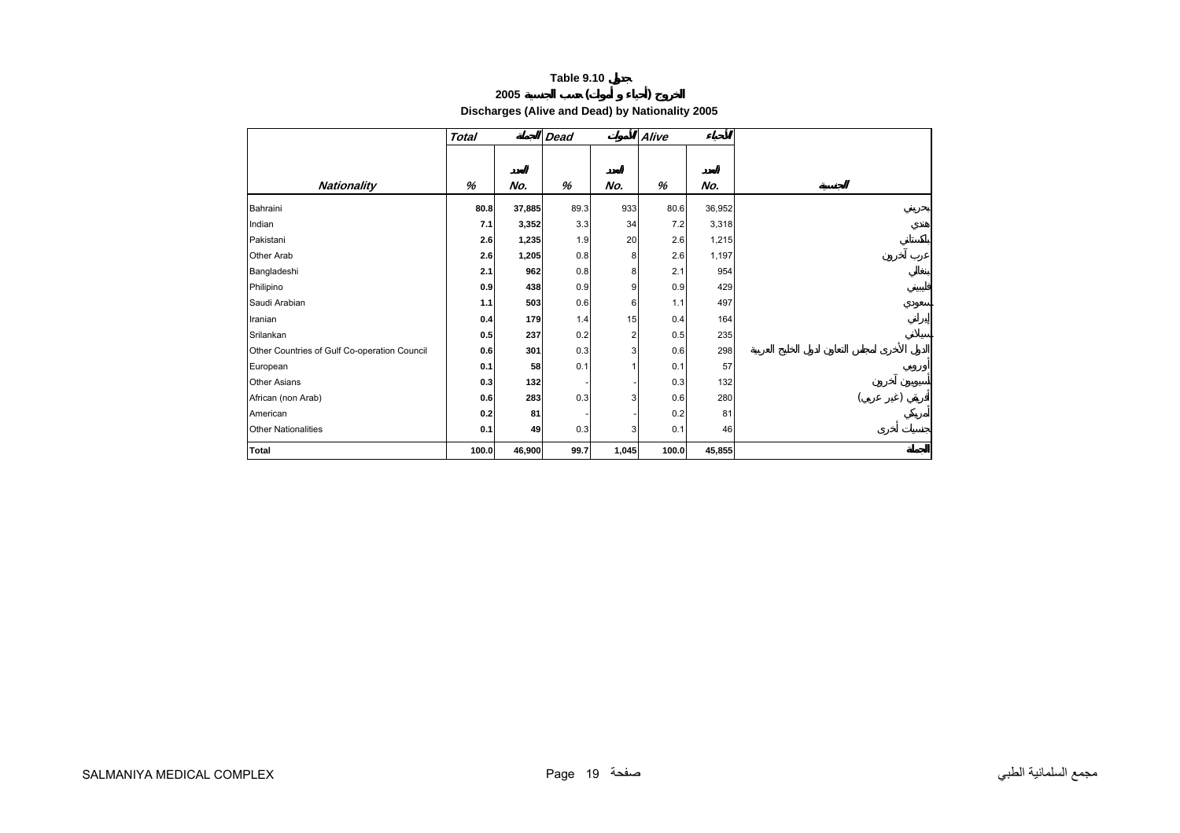# Table 9.10 جدول

## الخروج (أحياء و أموات) حسب الجنسية 2005

## Discharges (Alive and Dead) by Nationality 2005

| | Total | الجملة | Dead | الأموات | Alive | الأحياء | |
|---|---|---|---|---|---|---|---|
| | | العدد | | العدد | | العدد | |
| Nationality | % | No. | % | No. | % | No. | الجنسية |
| Bahraini | **80.8** | **37,885** | 89.3 | 933 | 80.6 | 36,952 | بحريني |
| Indian | **7.1** | **3,352** | 3.3 | 34 | 7.2 | 3,318 | هندي |
| Pakistani | **2.6** | **1,235** | 1.9 | 20 | 2.6 | 1,215 | باكستاني |
| Other Arab | **2.6** | **1,205** | 0.8 | 8 | 2.6 | 1,197 | عرب آخرون |
| Bangladeshi | **2.1** | **962** | 0.8 | 8 | 2.1 | 954 | بنغالي |
| Philipino | **0.9** | **438** | 0.9 | 9 | 0.9 | 429 | فلبيني |
| Saudi Arabian | **1.1** | **503** | 0.6 | 6 | 1.1 | 497 | سعودي |
| Iranian | **0.4** | **179** | 1.4 | 15 | 0.4 | 164 | إيراني |
| Srilankan | **0.5** | **237** | 0.2 | 2 | 0.5 | 235 | سيلاني |
| Other Countries of Gulf Co-operation Council | **0.6** | **301** | 0.3 | 3 | 0.6 | 298 | الدول الأخرى لمجلس التعاون لدول الخليج العربية |
| European | **0.1** | **58** | 0.1 | 1 | 0.1 | 57 | أوروبي |
| Other Asians | **0.3** | **132** | - | - | 0.3 | 132 | آسيويون آخرون |
| African (non Arab) | **0.6** | **283** | 0.3 | 3 | 0.6 | 280 | أفريقي (غير عربي) |
| American | **0.2** | **81** | - | - | 0.2 | 81 | أمريكي |
| Other Nationalities | **0.1** | **49** | 0.3 | 3 | 0.1 | 46 | جنسيات أخرى |
| **Total** | **100.0** | **46,900** | **99.7** | **1,045** | **100.0** | **45,855** | **الجملة** |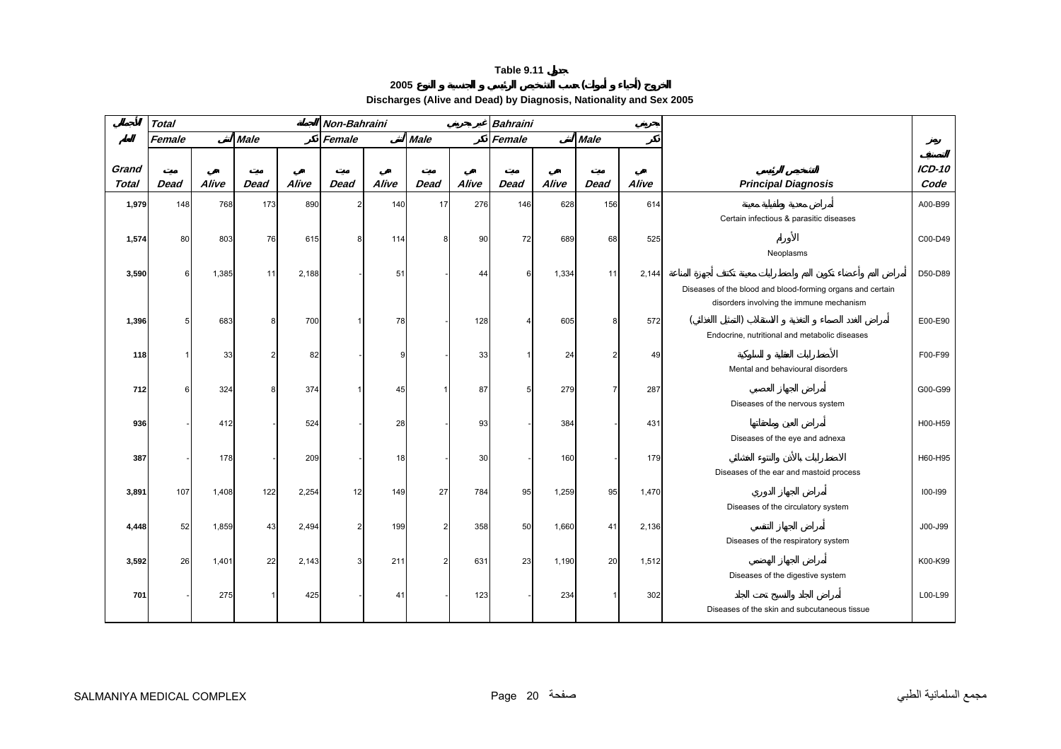# Table 9.11 جدول

## 2005 خروج (أحياء و أموات) حسب التشخيص الرئيسي و الجنسية و النوع

## Discharges (Alive and Dead) by Diagnosis, Nationality and Sex 2005

| الجملة | Total | | | | الجملة Non-Bahraini | | | | غير بحريني Bahraini | | | | بحريني | | |
|---|---|---|---|---|---|---|---|---|---|---|---|---|---|---|---|
| الجملة | Female | | أنثى Male | | ذكر Female | | أنثى Male | | ذكر Female | | أنثى Male | | ذكر | | رمز التصنيف |
| Grand Total | ميت Dead | حي Alive | ميت Dead | حي Alive | ميت Dead | حي Alive | ميت Dead | حي Alive | ميت Dead | حي Alive | ميت Dead | حي Alive | التشخيص الرئيسي Principal Diagnosis | | ICD-10 Code |
| 1,979 | 148 | 768 | 173 | 890 | 2 | 140 | 17 | 276 | 146 | 628 | 156 | 614 | أمراض معدية وطفيلية معينة Certain infectious & parasitic diseases | | A00-B99 |
| 1,574 | 80 | 803 | 76 | 615 | 8 | 114 | 8 | 90 | 72 | 689 | 68 | 525 | الأورام Neoplasms | | C00-D49 |
| 3,590 | 6 | 1,385 | 11 | 2,188 | - | 51 | - | 44 | 6 | 1,334 | 11 | 2,144 | أمراض الدم وأعضاء تكوين الدم والاضطرابات معينة تكتنف أجهزة المناعة Diseases of the blood and blood-forming organs and certain disorders involving the immune mechanism | | D50-D89 |
| 1,396 | 5 | 683 | 8 | 700 | 1 | 78 | - | 128 | 4 | 605 | 8 | 572 | أمراض الغدد الصماء و التغذية و الاستقلاب (التمثيل الغذائي) Endocrine, nutritional and metabolic diseases | | E00-E90 |
| 118 | 1 | 33 | 2 | 82 | - | 9 | - | 33 | 1 | 24 | 2 | 49 | الأضطرابات العقلية و السلوكية Mental and behavioural disorders | | F00-F99 |
| 712 | 6 | 324 | 8 | 374 | 1 | 45 | 1 | 87 | 5 | 279 | 7 | 287 | أمراض الجهاز العصبي Diseases of the nervous system | | G00-G99 |
| 936 | - | 412 | - | 524 | - | 28 | - | 93 | - | 384 | - | 431 | أمراض العين وملحقاتها Diseases of the eye and adnexa | | H00-H59 |
| 387 | - | 178 | - | 209 | - | 18 | - | 30 | - | 160 | - | 179 | الاضطرابات بالأذن والنتوء الخشائي Diseases of the ear and mastoid process | | H60-H95 |
| 3,891 | 107 | 1,408 | 122 | 2,254 | 12 | 149 | 27 | 784 | 95 | 1,259 | 95 | 1,470 | أمراض الجهاز الدوري Diseases of the circulatory system | | I00-I99 |
| 4,448 | 52 | 1,859 | 43 | 2,494 | 2 | 199 | 2 | 358 | 50 | 1,660 | 41 | 2,136 | أمراض الجهاز التنفسي Diseases of the respiratory system | | J00-J99 |
| 3,592 | 26 | 1,401 | 22 | 2,143 | 3 | 211 | 2 | 631 | 23 | 1,190 | 20 | 1,512 | أمراض الجهاز الهضمي Diseases of the digestive system | | K00-K99 |
| 701 | - | 275 | 1 | 425 | - | 41 | - | 123 | - | 234 | 1 | 302 | أمراض الجلد والنسيج تحت الجلد Diseases of the skin and subcutaneous tissue | | L00-L99 |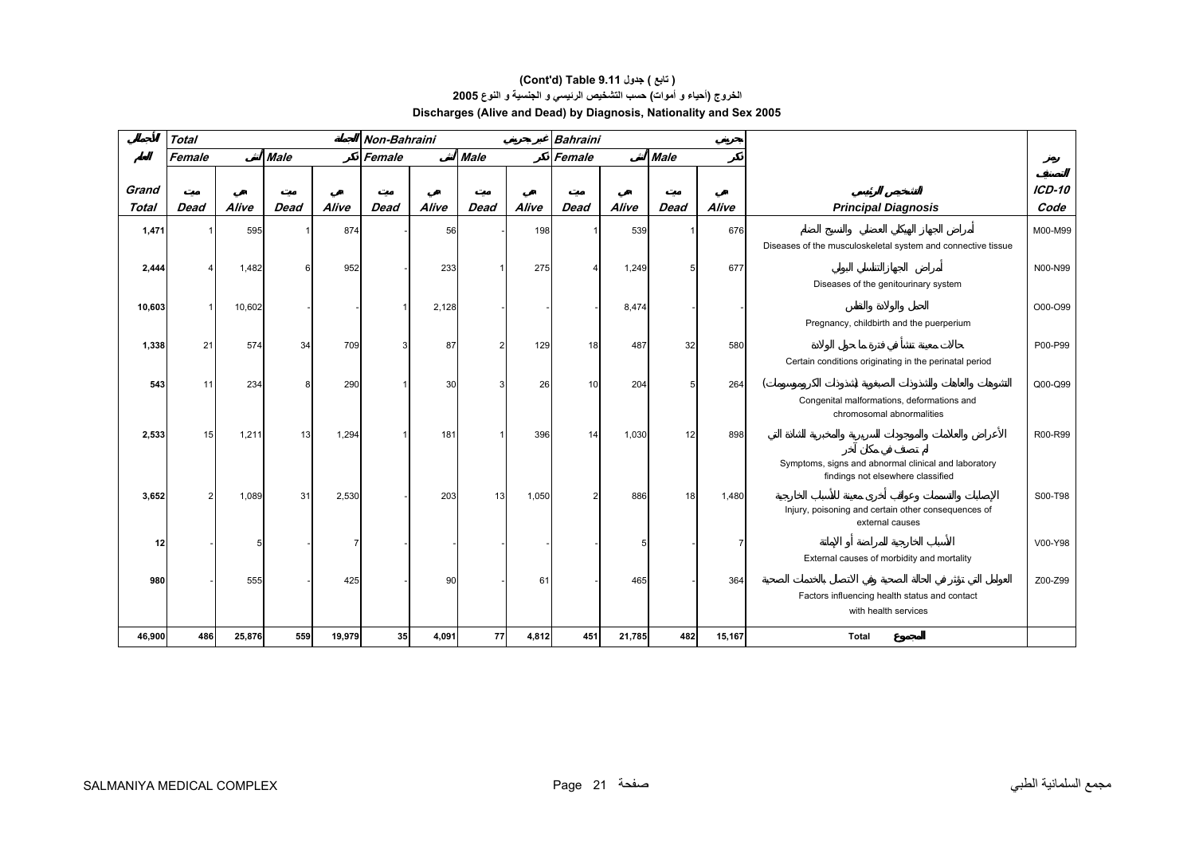# (Cont'd) Table 9.11 جدول ( تابع )

## الخروج (أحياء و أموات) حسب التشخيص الرئيسي و الجنسية و النوع 2005

## Discharges (Alive and Dead) by Diagnosis, Nationality and Sex 2005

| الجملة | Total | | | | Non-Bahraini غير بحريني | | | | Bahraini بحريني | | | | | رمز التصنيف |
|---|---|---|---|---|---|---|---|---|---|---|---|---|---|---|
| المجموع | Female أنثى | | Male ذكر | | Female أنثى | | Male ذكر | | Female أنثى | | Male ذكر | | | |
| Grand Total | ميت Dead | حي Alive | ميت Dead | حي Alive | ميت Dead | حي Alive | ميت Dead | حي Alive | ميت Dead | حي Alive | ميت Dead | حي Alive | التشخيص الرئيسي Principal Diagnosis | ICD-10 Code |
| 1,471 | 1 | 595 | 1 | 874 | - | 56 | - | 198 | 1 | 539 | 1 | 676 | أمراض الجهاز الهيكلي العضلي والنسيج الضام<br>Diseases of the musculoskeletal system and connective tissue | M00-M99 |
| 2,444 | 4 | 1,482 | 6 | 952 | - | 233 | 1 | 275 | 4 | 1,249 | 5 | 677 | أمراض الجهاز التناسلي البولي<br>Diseases of the genitourinary system | N00-N99 |
| 10,603 | 1 | 10,602 | - | - | 1 | 2,128 | - | - | - | 8,474 | - | - | الحمل والولادة والنفاس<br>Pregnancy, childbirth and the puerperium | O00-O99 |
| 1,338 | 21 | 574 | 34 | 709 | 3 | 87 | 2 | 129 | 18 | 487 | 32 | 580 | حالات معينة تنشأ في فترة ما حول الولادة<br>Certain conditions originating in the perinatal period | P00-P99 |
| 543 | 11 | 234 | 8 | 290 | 1 | 30 | 3 | 26 | 10 | 204 | 5 | 264 | التشوهات والعاهات والتشوذات الصبغوية (شذوذات الكروموسومات)<br>Congenital malformations, deformations and chromosomal abnormalities | Q00-Q99 |
| 2,533 | 15 | 1,211 | 13 | 1,294 | 1 | 181 | 1 | 396 | 14 | 1,030 | 12 | 898 | الأعراض والعلامات والموجودات السريرية والمخبرية الشاذة التي لم تصنف في مكان آخر<br>Symptoms, signs and abnormal clinical and laboratory findings not elsewhere classified | R00-R99 |
| 3,652 | 2 | 1,089 | 31 | 2,530 | - | 203 | 13 | 1,050 | 2 | 886 | 18 | 1,480 | الإصابات والتسممات وعواقب أخرى معينة للأسباب الخارجية<br>Injury, poisoning and certain other consequences of external causes | S00-T98 |
| 12 | - | 5 | - | 7 | - | - | - | - | - | 5 | - | 7 | الأسباب الخارجية للمراضة أو الإماتة<br>External causes of morbidity and mortality | V00-Y98 |
| 980 | - | 555 | - | 425 | - | 90 | - | 61 | - | 465 | - | 364 | العوامل التي تؤثر في الحالة الصحية وفي الاتصال بالخدمات الصحية<br>Factors influencing health status and contact with health services | Z00-Z99 |
| 46,900 | 486 | 25,876 | 559 | 19,979 | 35 | 4,091 | 77 | 4,812 | 451 | 21,785 | 482 | 15,167 | Total المجموع | |

SALMANIYA MEDICAL COMPLEX — مجمع السلمانية الطبي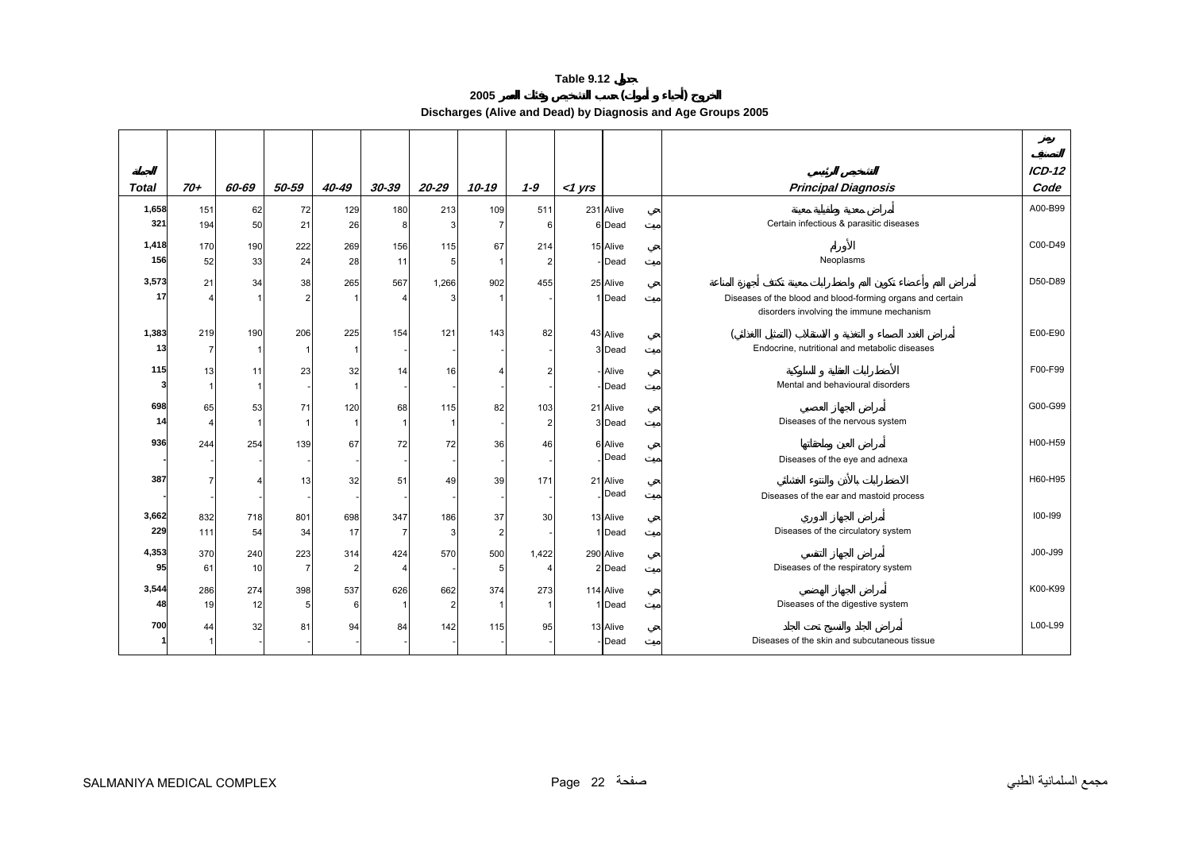**Table 9.12 جدول**

**2005 الخروج (أحياء و أموات) حسب التشخيص وفئات العمر**

**Discharges (Alive and Dead) by Diagnosis and Age Groups 2005**

| الجملة Total | 70+ | 60-69 | 50-59 | 40-49 | 30-39 | 20-29 | 10-19 | 1-9 | <1 yrs | | | التشخيص الرئيسي Principal Diagnosis | رمز التصنيف ICD-12 Code |
|---|---|---|---|---|---|---|---|---|---|---|---|---|---|
| 1,658 | 151 | 62 | 72 | 129 | 180 | 213 | 109 | 511 | 231 | Alive | حي | أمراض معدية وطفيلية معينة | A00-B99 |
| 321 | 194 | 50 | 21 | 26 | 8 | 3 | 7 | 6 | 6 | Dead | ميت | Certain infectious & parasitic diseases | |
| 1,418 | 170 | 190 | 222 | 269 | 156 | 115 | 67 | 214 | 15 | Alive | حي | الأورام | C00-D49 |
| 156 | 52 | 33 | 24 | 28 | 11 | 5 | 1 | 2 | - | Dead | ميت | Neoplasms | |
| 3,573 | 21 | 34 | 38 | 265 | 567 | 1,266 | 902 | 455 | 25 | Alive | حي | أمراض الدم وأعضاء تكوين الدم واضطرابات معينة تكتنف أجهزة المناعة | D50-D89 |
| 17 | 4 | 1 | 2 | 1 | 4 | 3 | 1 | - | 1 | Dead | ميت | Diseases of the blood and blood-forming organs and certain disorders involving the immune mechanism | |
| 1,383 | 219 | 190 | 206 | 225 | 154 | 121 | 143 | 82 | 43 | Alive | حي | أمراض الغدد الصماء و التغذية و الاستقلاب (التمثيل الغذائي) | E00-E90 |
| 13 | 7 | 1 | 1 | 1 | - | - | - | - | 3 | Dead | ميت | Endocrine, nutritional and metabolic diseases | |
| 115 | 13 | 11 | 23 | 32 | 14 | 16 | 4 | 2 | - | Alive | حي | الأضطرابات العقلية و السلوكية | F00-F99 |
| 3 | 1 | 1 | - | 1 | - | - | - | - | - | Dead | ميت | Mental and behavioural disorders | |
| 698 | 65 | 53 | 71 | 120 | 68 | 115 | 82 | 103 | 21 | Alive | حي | أمراض الجهاز العصبي | G00-G99 |
| 14 | 4 | 1 | 1 | 1 | 1 | 1 | - | 2 | 3 | Dead | ميت | Diseases of the nervous system | |
| 936 | 244 | 254 | 139 | 67 | 72 | 72 | 36 | 46 | 6 | Alive | حي | أمراض العين وملحقاتها | H00-H59 |
| - | - | - | - | - | - | - | - | - | - | Dead | ميت | Diseases of the eye and adnexa | |
| 387 | 7 | 4 | 13 | 32 | 51 | 49 | 39 | 171 | 21 | Alive | حي | الاضطرابات بالأذن والنتوء الخشائي | H60-H95 |
| - | - | - | - | - | - | - | - | - | - | Dead | ميت | Diseases of the ear and mastoid process | |
| 3,662 | 832 | 718 | 801 | 698 | 347 | 186 | 37 | 30 | 13 | Alive | حي | أمراض الجهاز الدوري | I00-I99 |
| 229 | 111 | 54 | 34 | 17 | 7 | 3 | 2 | - | 1 | Dead | ميت | Diseases of the circulatory system | |
| 4,353 | 370 | 240 | 223 | 314 | 424 | 570 | 500 | 1,422 | 290 | Alive | حي | أمراض الجهاز التنفسي | J00-J99 |
| 95 | 61 | 10 | 7 | 2 | 4 | - | 5 | 4 | 2 | Dead | ميت | Diseases of the respiratory system | |
| 3,544 | 286 | 274 | 398 | 537 | 626 | 662 | 374 | 273 | 114 | Alive | حي | أمراض الجهاز الهضمي | K00-K99 |
| 48 | 19 | 12 | 5 | 6 | 1 | 2 | 1 | 1 | 1 | Dead | ميت | Diseases of the digestive system | |
| 700 | 44 | 32 | 81 | 94 | 84 | 142 | 115 | 95 | 13 | Alive | حي | أمراض الجلد والنسيج تحت الجلد | L00-L99 |
| 1 | 1 | - | - | - | - | - | - | - | - | Dead | ميت | Diseases of the skin and subcutaneous tissue | |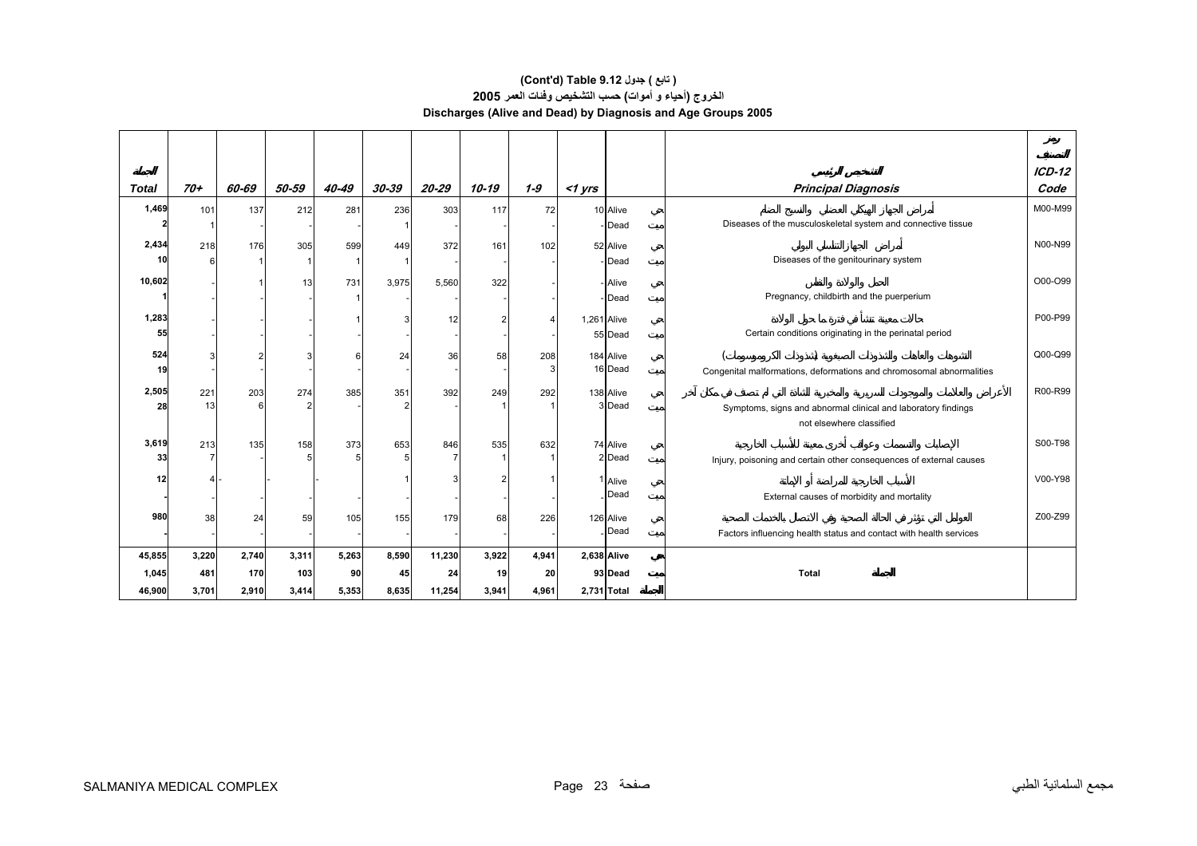# (Cont'd) Table 9.12 جدول ( تابع )

## الخروج (أحياء و أموات) حسب التشخيص وفئات العمر 2005

## Discharges (Alive and Dead) by Diagnosis and Age Groups 2005

| الجملة Total | 70+ | 60-69 | 50-59 | 40-49 | 30-39 | 20-29 | 10-19 | 1-9 | <1 yrs | | | التشخيص الرئيسي Principal Diagnosis | رمز التصنيف ICD-12 Code |
|---|---|---|---|---|---|---|---|---|---|---|---|---|---|
| 1,469 | 101 | 137 | 212 | 281 | 236 | 303 | 117 | 72 | 10 | Alive | حي | أمراض الجهاز الهيكلي العضلي والنسيج الضام<br>Diseases of the musculoskeletal system and connective tissue | M00-M99 |
| 2 | 1 | - | - | - | 1 | - | - | - | - | Dead | ميت | | |
| 2,434 | 218 | 176 | 305 | 599 | 449 | 372 | 161 | 102 | 52 | Alive | حي | أمراض الجهاز التناسلي البولي<br>Diseases of the genitourinary system | N00-N99 |
| 10 | 6 | 1 | 1 | 1 | 1 | - | - | - | - | Dead | ميت | | |
| 10,602 | - | 1 | 13 | 731 | 3,975 | 5,560 | 322 | - | - | Alive | حي | الحمل والولادة والنفاس<br>Pregnancy, childbirth and the puerperium | O00-O99 |
| 1 | - | - | - | 1 | - | - | - | - | - | Dead | ميت | | |
| 1,283 | - | - | - | 1 | 3 | 12 | 2 | 4 | 1,261 | Alive | حي | حالات معينة تنشأ في فترة ما حول الولادة<br>Certain conditions originating in the perinatal period | P00-P99 |
| 55 | - | - | - | - | - | - | - | - | 55 | Dead | ميت | | |
| 524 | 3 | 2 | 3 | 6 | 24 | 36 | 58 | 208 | 184 | Alive | حي | التشوهات والعاهات والشذوذات الصبغوية (شذوذات الكروموسوم)<br>Congenital malformations, deformations and chromosomal abnormalities | Q00-Q99 |
| 19 | - | - | - | - | - | - | - | 3 | 16 | Dead | ميت | | |
| 2,505 | 221 | 203 | 274 | 385 | 351 | 392 | 249 | 292 | 138 | Alive | حي | الأعراض والعلامات والموجودات السريرية والمخبرية الشاذة التي لم تصنف في مكان آخر<br>Symptoms, signs and abnormal clinical and laboratory findings not elsewhere classified | R00-R99 |
| 28 | 13 | 6 | 2 | - | 2 | - | 1 | 1 | 3 | Dead | ميت | | |
| 3,619 | 213 | 135 | 158 | 373 | 653 | 846 | 535 | 632 | 74 | Alive | حي | الإصابات والتسممات وعواقب أخرى معينة للأسباب الخارجية<br>Injury, poisoning and certain other consequences of external causes | S00-T98 |
| 33 | 7 | - | 5 | 5 | 5 | 7 | 1 | 1 | 2 | Dead | ميت | | |
| 12 | 4 | - | - | - | 1 | 3 | 2 | 1 | 1 | Alive | حي | الأسباب الخارجية للمراضة أو الإماتة<br>External causes of morbidity and mortality | V00-Y98 |
| - | - | - | - | - | - | - | - | - | - | Dead | ميت | | |
| 980 | 38 | 24 | 59 | 105 | 155 | 179 | 68 | 226 | 126 | Alive | حي | العوامل التي تؤثر في الحالة الصحية وفي الاتصال بالخدمات الصحية<br>Factors influencing health status and contact with health services | Z00-Z99 |
| - | - | - | - | - | - | - | - | - | - | Dead | ميت | | |
| **45,855** | **3,220** | **2,740** | **3,311** | **5,263** | **8,590** | **11,230** | **3,922** | **4,941** | **2,638** | **Alive** | **حي** | **Total الجملة** | |
| **1,045** | **481** | **170** | **103** | **90** | **45** | **24** | **19** | **20** | **93** | **Dead** | **ميت** | | |
| **46,900** | **3,701** | **2,910** | **3,414** | **5,353** | **8,635** | **11,254** | **3,941** | **4,961** | **2,731** | **Total** | **الجملة** | | |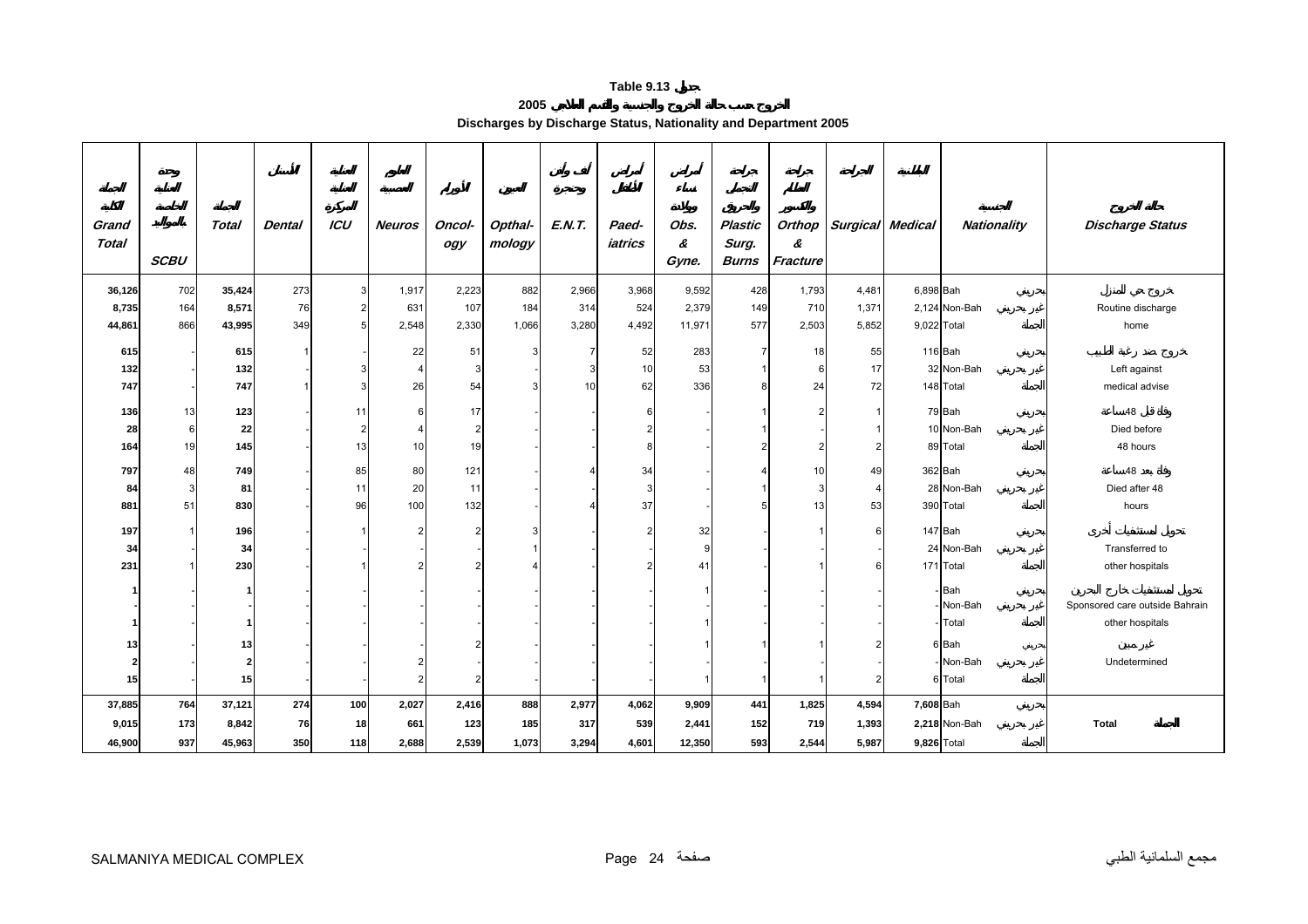**Table 9.13 جدول**

**2005 الخروج حسب حالة الخروج والجنسية والقسم العلاجي**

**Discharges by Discharge Status, Nationality and Department 2005**

| الجملة الكلية Grand Total | وحدة العناية الخاصة بالمواليد SCBU | الجملة Total | الأسنان Dental | العناية المركزة ICU | الجراحة العصبية Neuros | الأورام Oncol-ogy | العيون Opthal-mology | أنف وأذن وحنجرة E.N.T. | أمراض الأطفال Paed-iatrics | أمراض نساء وولادة Obs. & Gyne. | جراحة التجميل والحروق Plastic Surg. Burns | جراحة العظام والكسور Orthop & Fracture | الجراحة Surgical | الباطنية Medical | الجنسية Nationality | | حالة الخروج Discharge Status |
|---|---|---|---|---|---|---|---|---|---|---|---|---|---|---|---|---|---|
| 36,126 | 702 | 35,424 | 273 | 3 | 1,917 | 2,223 | 882 | 2,966 | 3,968 | 9,592 | 428 | 1,793 | 4,481 | 6,898 | Bah | بحريني | خروج عادي للمنزل Routine discharge home |
| 8,735 | 164 | 8,571 | 76 | 2 | 631 | 107 | 184 | 314 | 524 | 2,379 | 149 | 710 | 1,371 | 2,124 | Non-Bah | غير بحريني | |
| 44,861 | 866 | 43,995 | 349 | 5 | 2,548 | 2,330 | 1,066 | 3,280 | 4,492 | 11,971 | 577 | 2,503 | 5,852 | 9,022 | Total | الجملة | |
| 615 | - | 615 | 1 | - | 22 | 51 | 3 | 7 | 52 | 283 | 7 | 18 | 55 | 116 | Bah | بحريني | خروج ضد رغبة الطبيب Left against medical advise |
| 132 | - | 132 | - | 3 | 4 | 3 | - | 3 | 10 | 53 | 1 | 6 | 17 | 32 | Non-Bah | غير بحريني | |
| 747 | - | 747 | 1 | 3 | 26 | 54 | 3 | 10 | 62 | 336 | 8 | 24 | 72 | 148 | Total | الجملة | |
| 136 | 13 | 123 | - | 11 | 6 | 17 | - | - | 6 | - | 1 | 2 | 1 | 79 | Bah | بحريني | وفاة قبل 48ساعة Died before 48 hours |
| 28 | 6 | 22 | - | 2 | 4 | 2 | - | - | 2 | - | 1 | - | 1 | 10 | Non-Bah | غير بحريني | |
| 164 | 19 | 145 | - | 13 | 10 | 19 | - | - | 8 | - | 2 | 2 | 2 | 89 | Total | الجملة | |
| 797 | 48 | 749 | - | 85 | 80 | 121 | - | 4 | 34 | - | 4 | 10 | 49 | 362 | Bah | بحريني | وفاة بعد 48ساعة Died after 48 hours |
| 84 | 3 | 81 | - | 11 | 20 | 11 | - | - | 3 | - | 1 | 3 | 4 | 28 | Non-Bah | غير بحريني | |
| 881 | 51 | 830 | - | 96 | 100 | 132 | - | 4 | 37 | - | 5 | 13 | 53 | 390 | Total | الجملة | |
| 197 | 1 | 196 | - | 1 | 2 | 2 | 3 | - | 2 | 32 | - | 1 | 6 | 147 | Bah | بحريني | تحويل لمستشفيات أخرى Transferred to other hospitals |
| 34 | - | 34 | - | - | - | - | 1 | - | - | 9 | - | - | - | 24 | Non-Bah | غير بحريني | |
| 231 | 1 | 230 | - | 1 | 2 | 2 | 4 | - | 2 | 41 | - | 1 | 6 | 171 | Total | الجملة | |
| 1 | - | 1 | - | - | - | - | - | - | - | 1 | - | - | - | - | Bah | بحريني | تحويل لمستشفيات خارج البحرين Sponsored care outside Bahrain other hospitals |
| - | - | - | - | - | - | - | - | - | - | - | - | - | - | - | Non-Bah | غير بحريني | |
| 1 | - | 1 | - | - | - | - | - | - | - | 1 | - | - | - | - | Total | الجملة | |
| 13 | - | 13 | - | - | - | 2 | - | - | - | 1 | 1 | 1 | 2 | 6 | Bah | بحريني | غير مبين Undetermined |
| 2 | - | 2 | - | - | 2 | - | - | - | - | - | - | - | - | - | Non-Bah | غير بحريني | |
| 15 | - | 15 | - | - | 2 | 2 | - | - | - | 1 | 1 | 1 | 2 | 6 | Total | الجملة | |
| **37,885** | **764** | **37,121** | **274** | **100** | **2,027** | **2,416** | **888** | **2,977** | **4,062** | **9,909** | **441** | **1,825** | **4,594** | **7,608** | Bah | بحريني | **Total الجملة** |
| **9,015** | **173** | **8,842** | **76** | **18** | **661** | **123** | **185** | **317** | **539** | **2,441** | **152** | **719** | **1,393** | **2,218** | Non-Bah | غير بحريني | |
| **46,900** | **937** | **45,963** | **350** | **118** | **2,688** | **2,539** | **1,073** | **3,294** | **4,601** | **12,350** | **593** | **2,544** | **5,987** | **9,826** | Total | الجملة | |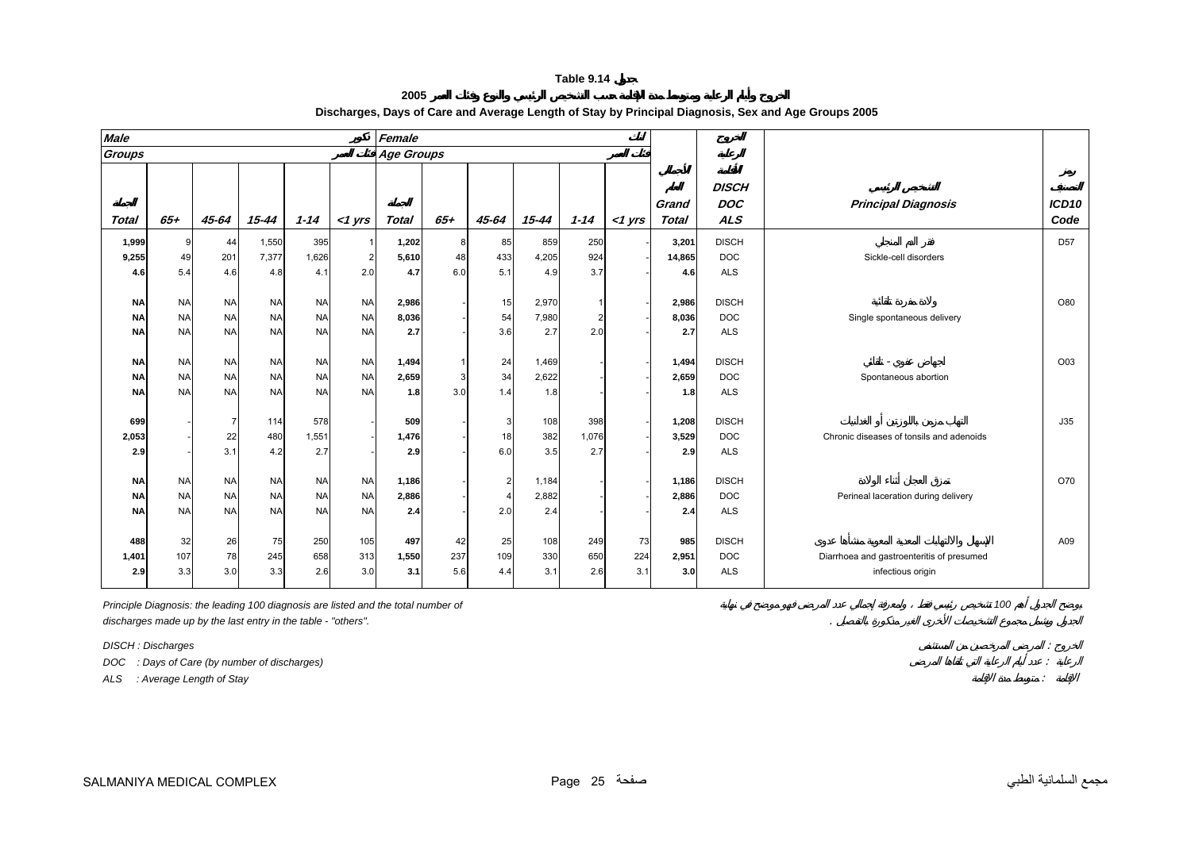**Table 9.14 جدول**

**الخروج وأيام الرعاية ومتوسط مدة الإقامة حسب التشخيص الرئيسي والنوع وفئات العمر 2005**

**Discharges, Days of Care and Average Length of Stay by Principal Diagnosis, Sex and Age Groups 2005**

| Male ذكور | | | | | | Female إناث | | | | | | | | | |
|---|---|---|---|---|---|---|---|---|---|---|---|---|---|---|---|
| Groups فئات العمر | | | | | | Age Groups فئات العمر | | | | | | | | | |
| الجملة Total | 65+ | 45-64 | 15-44 | 1-14 | <1 yrs | الجملة Total | 65+ | 45-64 | 15-44 | 1-14 | <1 yrs | الجملة الكلي Grand Total | الخروج الرعاية الإقامة DISCH DOC ALS | التشخيص الرئيسي Principal Diagnosis | رمز التصنيف ICD10 Code |
| 1,999 | 9 | 44 | 1,550 | 395 | 1 | 1,202 | 8 | 85 | 859 | 250 | - | 3,201 | DISCH | فقر الدم المنجلي | D57 |
| 9,255 | 49 | 201 | 7,377 | 1,626 | 2 | 5,610 | 48 | 433 | 4,205 | 924 | - | 14,865 | DOC | Sickle-cell disorders | |
| 4.6 | 5.4 | 4.6 | 4.8 | 4.1 | 2.0 | 4.7 | 6.0 | 5.1 | 4.9 | 3.7 | - | 4.6 | ALS | | |
| NA | NA | NA | NA | NA | NA | 2,986 | - | 15 | 2,970 | 1 | - | 2,986 | DISCH | ولادة مفردة تلقائية | O80 |
| NA | NA | NA | NA | NA | NA | 8,036 | - | 54 | 7,980 | 2 | - | 8,036 | DOC | Single spontaneous delivery | |
| NA | NA | NA | NA | NA | NA | 2.7 | - | 3.6 | 2.7 | 2.0 | - | 2.7 | ALS | | |
| NA | NA | NA | NA | NA | NA | 1,494 | 1 | 24 | 1,469 | - | - | 1,494 | DISCH | إجهاض عفوي - تلقائي | O03 |
| NA | NA | NA | NA | NA | NA | 2,659 | 3 | 34 | 2,622 | - | - | 2,659 | DOC | Spontaneous abortion | |
| NA | NA | NA | NA | NA | NA | 1.8 | 3.0 | 1.4 | 1.8 | - | - | 1.8 | ALS | | |
| 699 | - | 7 | 114 | 578 | - | 509 | - | 3 | 108 | 398 | - | 1,208 | DISCH | التهاب مزمن باللوزتين أو الغدانيات | J35 |
| 2,053 | - | 22 | 480 | 1,551 | - | 1,476 | - | 18 | 382 | 1,076 | - | 3,529 | DOC | Chronic diseases of tonsils and adenoids | |
| 2.9 | - | 3.1 | 4.2 | 2.7 | - | 2.9 | - | 6.0 | 3.5 | 2.7 | - | 2.9 | ALS | | |
| NA | NA | NA | NA | NA | NA | 1,186 | - | 2 | 1,184 | - | - | 1,186 | DISCH | تمزق العجان أثناء الولادة | O70 |
| NA | NA | NA | NA | NA | NA | 2,886 | - | 4 | 2,882 | - | - | 2,886 | DOC | Perineal laceration during delivery | |
| NA | NA | NA | NA | NA | NA | 2.4 | - | 2.0 | 2.4 | - | - | 2.4 | ALS | | |
| 488 | 32 | 26 | 75 | 250 | 105 | 497 | 42 | 25 | 108 | 249 | 73 | 985 | DISCH | الإسهال والالتهابات المعدية المعوية منشأها عدوى | A09 |
| 1,401 | 107 | 78 | 245 | 658 | 313 | 1,550 | 237 | 109 | 330 | 650 | 224 | 2,951 | DOC | Diarrhoea and gastroenteritis of presumed | |
| 2.9 | 3.3 | 3.0 | 3.3 | 2.6 | 3.0 | 3.1 | 5.6 | 4.4 | 3.1 | 2.6 | 3.1 | 3.0 | ALS | infectious origin | |

*Principle Diagnosis: the leading 100 diagnosis are listed and the total number of discharges made up by the last entry in the table - "others".*

يوضح الجدول أهم 100 تشخيص رئيسي فقط ، ولمعرفة إجمالي عدد المرضى فهو موضح في نهاية الجدول ويشمل مجموع التشخيصات الأخرى الغير مذكورة بالتفصيل .

*DISCH : Discharges*

*DOC : Days of Care (by number of discharges)*

*ALS : Average Length of Stay*

الخروج : المرضى المخرجين من المستشفى

الرعاية : عدد أيام الرعاية التي تلقاها المرضى

الإقامة : متوسط مدة الإقامة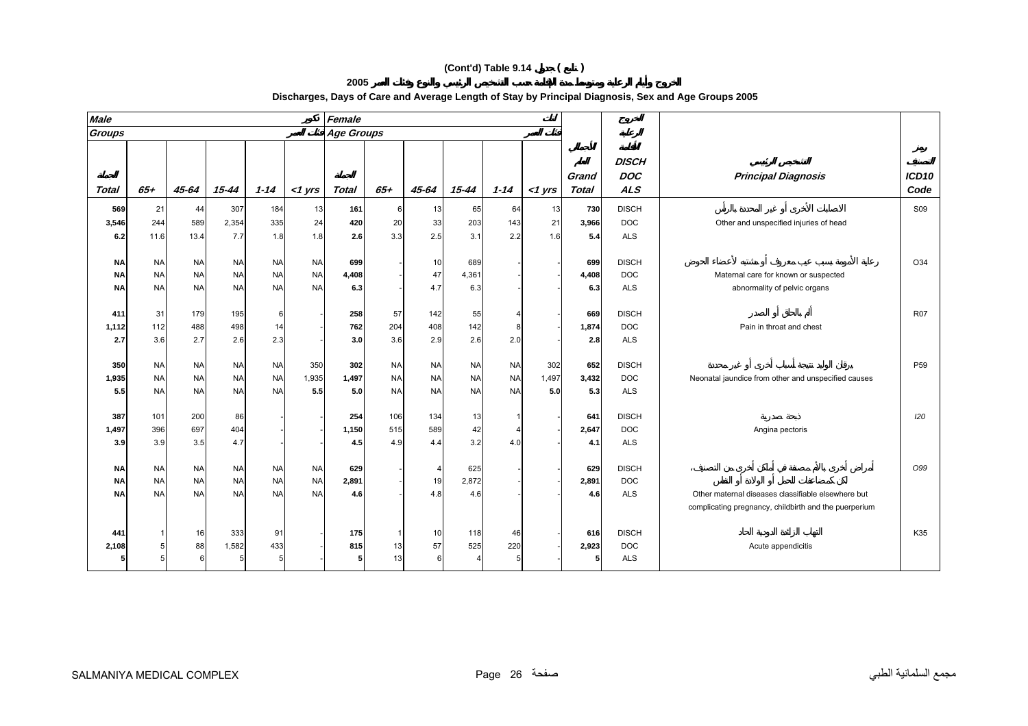# (Cont'd) Table 9.14 جدول ( تابع )

## الخروج وأيام الرعاية ومتوسط مدة الإقامة حسب التشخيص الرئيسي والنوع وفئات العمر 2005

## Discharges, Days of Care and Average Length of Stay by Principal Diagnosis, Sex and Age Groups 2005

| Male ذكور | | | | | | Female إناث | | | | | | | | | |
|---|---|---|---|---|---|---|---|---|---|---|---|---|---|---|---|
| Groups فئات العمر | | | | | | Age Groups فئات العمر | | | | | | | | | |
| Total الجملة | 65+ | 45-64 | 15-44 | 1-14 | <1 yrs | Total الجملة | 65+ | 45-64 | 15-44 | 1-14 | <1 yrs | Grand Total الجملة الكلية | DISCH DOC ALS الخروج أيام الرعاية | Principal Diagnosis التشخيص الرئيسي | ICD10 Code رمز التصنيف |
| 569 | 21 | 44 | 307 | 184 | 13 | 161 | 6 | 13 | 65 | 64 | 13 | 730 | DISCH | الاصابات الأخرى أو غير المحددة بالرأس | S09 |
| 3,546 | 244 | 589 | 2,354 | 335 | 24 | 420 | 20 | 33 | 203 | 143 | 21 | 3,966 | DOC | Other and unspecified injuries of head | |
| 6.2 | 11.6 | 13.4 | 7.7 | 1.8 | 1.8 | 2.6 | 3.3 | 2.5 | 3.1 | 2.2 | 1.6 | 5.4 | ALS | | |
| NA | NA | NA | NA | NA | NA | 699 | - | 10 | 689 | - | - | 699 | DISCH | رعاية الأمومة بسبب عيب معروف أو مشتبه لأعضاء الحوض | O34 |
| NA | NA | NA | NA | NA | NA | 4,408 | - | 47 | 4,361 | - | - | 4,408 | DOC | Maternal care for known or suspected | |
| NA | NA | NA | NA | NA | NA | 6.3 | - | 4.7 | 6.3 | - | - | 6.3 | ALS | abnormality of pelvic organs | |
| 411 | 31 | 179 | 195 | 6 | - | 258 | 57 | 142 | 55 | 4 | - | 669 | DISCH | ألم بالحلق أو الصدر | R07 |
| 1,112 | 112 | 488 | 498 | 14 | - | 762 | 204 | 408 | 142 | 8 | - | 1,874 | DOC | Pain in throat and chest | |
| 2.7 | 3.6 | 2.7 | 2.6 | 2.3 | - | 3.0 | 3.6 | 2.9 | 2.6 | 2.0 | - | 2.8 | ALS | | |
| 350 | NA | NA | NA | NA | 350 | 302 | NA | NA | NA | NA | 302 | 652 | DISCH | يرقان الوليد نتيجة لأسباب أخرى أو غير محددة | P59 |
| 1,935 | NA | NA | NA | NA | 1,935 | 1,497 | NA | NA | NA | NA | 1,497 | 3,432 | DOC | Neonatal jaundice from other and unspecified causes | |
| 5.5 | NA | NA | NA | NA | 5.5 | 5.0 | NA | NA | NA | NA | 5.0 | 5.3 | ALS | | |
| 387 | 101 | 200 | 86 | - | - | 254 | 106 | 134 | 13 | 1 | - | 641 | DISCH | ذبحة صدرية | I20 |
| 1,497 | 396 | 697 | 404 | - | - | 1,150 | 515 | 589 | 42 | 4 | - | 2,647 | DOC | Angina pectoris | |
| 3.9 | 3.9 | 3.5 | 4.7 | - | - | 4.5 | 4.9 | 4.4 | 3.2 | 4.0 | - | 4.1 | ALS | | |
| NA | NA | NA | NA | NA | NA | 629 | - | 4 | 625 | - | - | 629 | DISCH | أمراض أخرى بالأم مصنفة في أماكن أخرى من التصنيف، | O99 |
| NA | NA | NA | NA | NA | NA | 2,891 | - | 19 | 2,872 | - | - | 2,891 | DOC | لكن كمضاعفات للحمل أو الولادة أو النفاس | |
| NA | NA | NA | NA | NA | NA | 4.6 | - | 4.8 | 4.6 | - | - | 4.6 | ALS | Other maternal diseases classifiable elsewhere but complicating pregnancy, childbirth and the puerperium | |
| 441 | 1 | 16 | 333 | 91 | - | 175 | 1 | 10 | 118 | 46 | - | 616 | DISCH | التهاب الزائدة الدودية الحاد | K35 |
| 2,108 | 5 | 88 | 1,582 | 433 | - | 815 | 13 | 57 | 525 | 220 | - | 2,923 | DOC | Acute appendicitis | |
| 5 | 5 | 6 | 5 | 5 | - | 5 | 13 | 6 | 4 | 5 | - | 5 | ALS | | |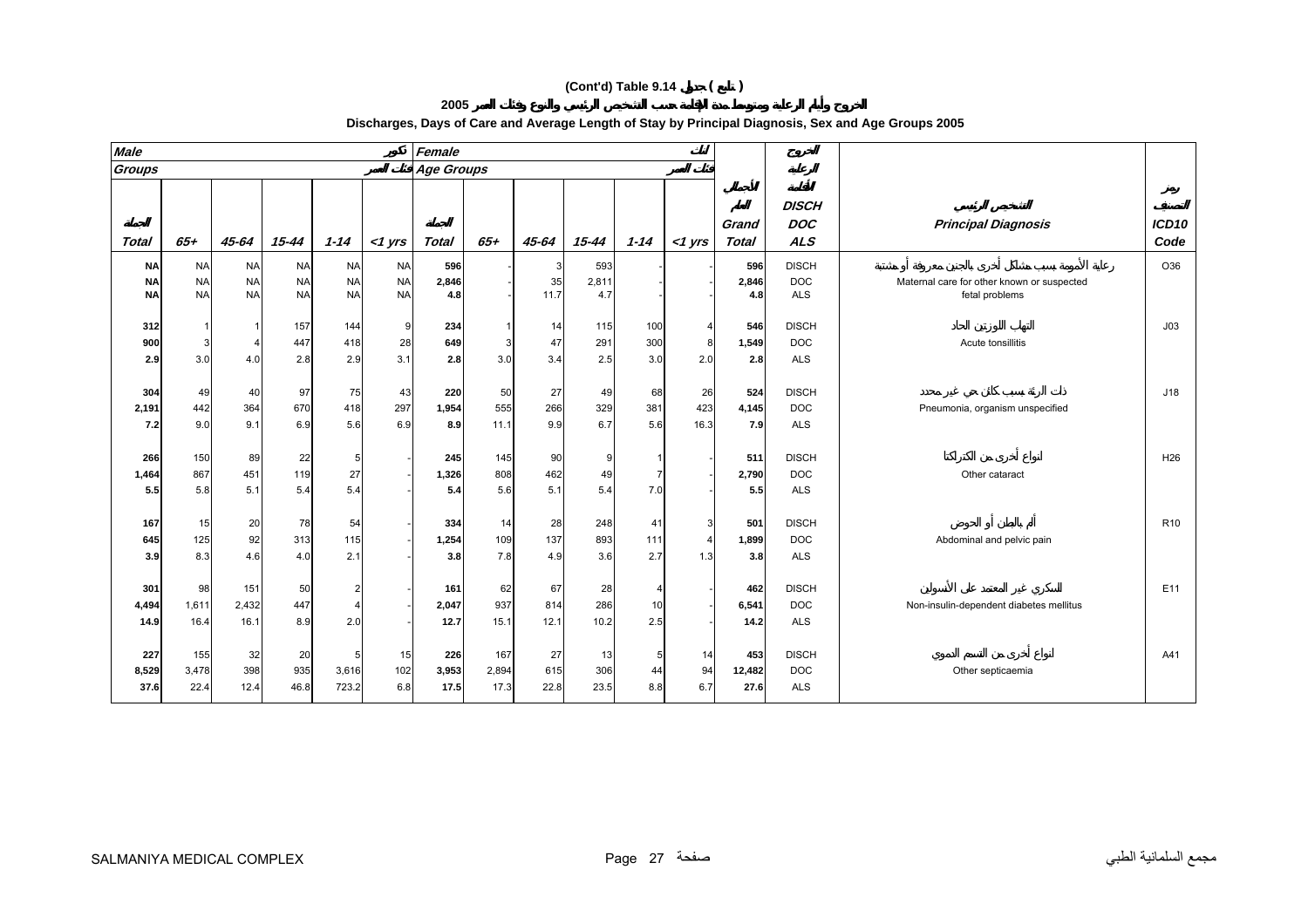# (Cont'd) Table 9.14 جدول ( تابع )

## الخروج وأيام الرعاية ومتوسط مدة الإقامة حسب التشخيص الرئيسي والنوع وفئات العمر 2005

## Discharges, Days of Care and Average Length of Stay by Principal Diagnosis, Sex and Age Groups 2005

| Male ذكور | | | | | | Female إناث | | | | | | | الخروج | | |
|---|---|---|---|---|---|---|---|---|---|---|---|---|---|---|---|
| Groups فئات العمر | | | | | | Age Groups فئات العمر | | | | | | | الرعاية | | |
| الجملة Total | 65+ | 45-64 | 15-44 | 1-14 | <1 yrs | الجملة Total | 65+ | 45-64 | 15-44 | 1-14 | <1 yrs | الجملة العام Grand Total | الأيام DISCH DOC ALS | التشخيص الرئيسي Principal Diagnosis | رمز التصنيف ICD10 Code |
| NA | NA | NA | NA | NA | NA | 596 | - | 3 | 593 | - | - | 596 | DISCH | رعاية الأمومة بسبب مشاكل أخرى بالجنين معروفة أو مشتبه | O36 |
| NA | NA | NA | NA | NA | NA | 2,846 | - | 35 | 2,811 | - | - | 2,846 | DOC | Maternal care for other known or suspected | |
| NA | NA | NA | NA | NA | NA | 4.8 | - | 11.7 | 4.7 | - | - | 4.8 | ALS | fetal problems | |
| 312 | 1 | 1 | 157 | 144 | 9 | 234 | 1 | 14 | 115 | 100 | 4 | 546 | DISCH | التهاب اللوزتين الحاد | J03 |
| 900 | 3 | 4 | 447 | 418 | 28 | 649 | 3 | 47 | 291 | 300 | 8 | 1,549 | DOC | Acute tonsillitis | |
| 2.9 | 3.0 | 4.0 | 2.8 | 2.9 | 3.1 | 2.8 | 3.0 | 3.4 | 2.5 | 3.0 | 2.0 | 2.8 | ALS | | |
| 304 | 49 | 40 | 97 | 75 | 43 | 220 | 50 | 27 | 49 | 68 | 26 | 524 | DISCH | ذات الرئة بسبب كائن حي غير محدد | J18 |
| 2,191 | 442 | 364 | 670 | 418 | 297 | 1,954 | 555 | 266 | 329 | 381 | 423 | 4,145 | DOC | Pneumonia, organism unspecified | |
| 7.2 | 9.0 | 9.1 | 6.9 | 5.6 | 6.9 | 8.9 | 11.1 | 9.9 | 6.7 | 5.6 | 16.3 | 7.9 | ALS | | |
| 266 | 150 | 89 | 22 | 5 | - | 245 | 145 | 90 | 9 | 1 | - | 511 | DISCH | أنواع أخرى من الكتاركتا | H26 |
| 1,464 | 867 | 451 | 119 | 27 | - | 1,326 | 808 | 462 | 49 | 7 | - | 2,790 | DOC | Other cataract | |
| 5.5 | 5.8 | 5.1 | 5.4 | 5.4 | - | 5.4 | 5.6 | 5.1 | 5.4 | 7.0 | - | 5.5 | ALS | | |
| 167 | 15 | 20 | 78 | 54 | - | 334 | 14 | 28 | 248 | 41 | 3 | 501 | DISCH | ألم بالبطن أو الحوض | R10 |
| 645 | 125 | 92 | 313 | 115 | - | 1,254 | 109 | 137 | 893 | 111 | 4 | 1,899 | DOC | Abdominal and pelvic pain | |
| 3.9 | 8.3 | 4.6 | 4.0 | 2.1 | - | 3.8 | 7.8 | 4.9 | 3.6 | 2.7 | 1.3 | 3.8 | ALS | | |
| 301 | 98 | 151 | 50 | 2 | - | 161 | 62 | 67 | 28 | 4 | - | 462 | DISCH | السكري غير المعتمد على الأنسولين | E11 |
| 4,494 | 1,611 | 2,432 | 447 | 4 | - | 2,047 | 937 | 814 | 286 | 10 | - | 6,541 | DOC | Non-insulin-dependent diabetes mellitus | |
| 14.9 | 16.4 | 16.1 | 8.9 | 2.0 | - | 12.7 | 15.1 | 12.1 | 10.2 | 2.5 | - | 14.2 | ALS | | |
| 227 | 155 | 32 | 20 | 5 | 15 | 226 | 167 | 27 | 13 | 5 | 14 | 453 | DISCH | أنواع أخرى من التسمم الدموي | A41 |
| 8,529 | 3,478 | 398 | 935 | 3,616 | 102 | 3,953 | 2,894 | 615 | 306 | 44 | 94 | 12,482 | DOC | Other septicaemia | |
| 37.6 | 22.4 | 12.4 | 46.8 | 723.2 | 6.8 | 17.5 | 17.3 | 22.8 | 23.5 | 8.8 | 6.7 | 27.6 | ALS | | |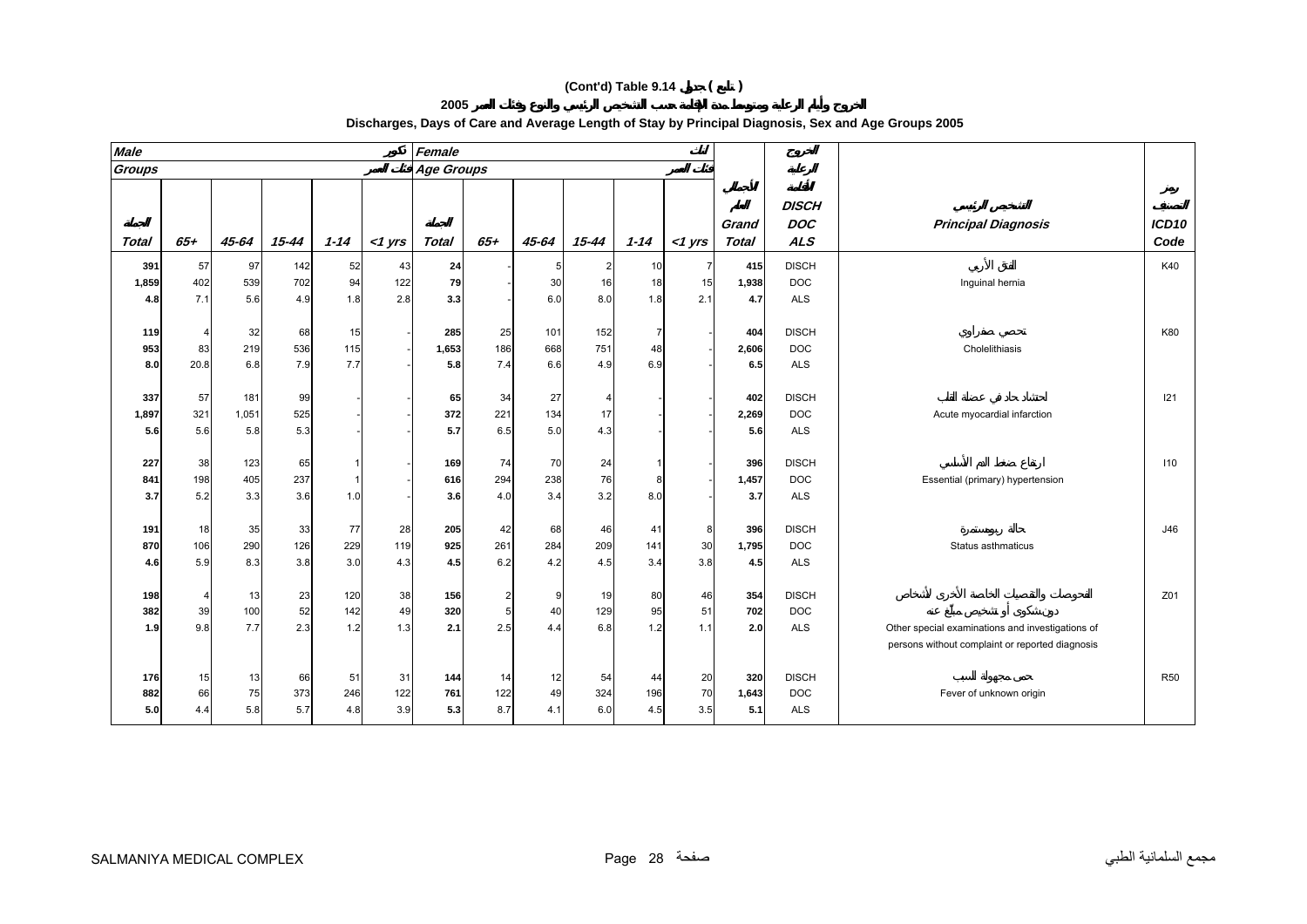# (Cont'd) Table 9.14 جدول ( تابع )

## الخروج وأيام الرعاية ومتوسط مدة الإقامة حسب سبب التشخيص الرئيسي والنوع وفئات العمر 2005

## Discharges, Days of Care and Average Length of Stay by Principal Diagnosis, Sex and Age Groups 2005

| Male ذكور | | | | | | Female إناث | | | | | | | | | |
|---|---|---|---|---|---|---|---|---|---|---|---|---|---|---|---|
| Groups فئات العمر | | | | | | Age Groups فئات العمر | | | | | | | | | |
| الجملة Total | 65+ | 45-64 | 15-44 | 1-14 | <1 yrs | الجملة Total | 65+ | 45-64 | 15-44 | 1-14 | <1 yrs | الجملة العامة Grand Total | الخروج الرعاية الأقامة DISCH DOC ALS | التشخيص الرئيسي Principal Diagnosis | رمز التصنيف ICD10 Code |
| 391 | 57 | 97 | 142 | 52 | 43 | 24 | - | 5 | 2 | 10 | 7 | 415 | DISCH | الفتق الأربي | K40 |
| 1,859 | 402 | 539 | 702 | 94 | 122 | 79 | - | 30 | 16 | 18 | 15 | 1,938 | DOC | Inguinal hernia | |
| 4.8 | 7.1 | 5.6 | 4.9 | 1.8 | 2.8 | 3.3 | - | 6.0 | 8.0 | 1.8 | 2.1 | 4.7 | ALS | | |
| 119 | 4 | 32 | 68 | 15 | - | 285 | 25 | 101 | 152 | 7 | - | 404 | DISCH | تحصي صفراوي | K80 |
| 953 | 83 | 219 | 536 | 115 | - | 1,653 | 186 | 668 | 751 | 48 | - | 2,606 | DOC | Cholelithiasis | |
| 8.0 | 20.8 | 6.8 | 7.9 | 7.7 | - | 5.8 | 7.4 | 6.6 | 4.9 | 6.9 | - | 6.5 | ALS | | |
| 337 | 57 | 181 | 99 | - | - | 65 | 34 | 27 | 4 | - | - | 402 | DISCH | احتشاد حاد في عضلة القلب | I21 |
| 1,897 | 321 | 1,051 | 525 | - | - | 372 | 221 | 134 | 17 | - | - | 2,269 | DOC | Acute myocardial infarction | |
| 5.6 | 5.6 | 5.8 | 5.3 | - | - | 5.7 | 6.5 | 5.0 | 4.3 | - | - | 5.6 | ALS | | |
| 227 | 38 | 123 | 65 | 1 | - | 169 | 74 | 70 | 24 | 1 | - | 396 | DISCH | ارتفاع ضغط الدم الأساسي | I10 |
| 841 | 198 | 405 | 237 | 1 | - | 616 | 294 | 238 | 76 | 8 | - | 1,457 | DOC | Essential (primary) hypertension | |
| 3.7 | 5.2 | 3.3 | 3.6 | 1.0 | - | 3.6 | 4.0 | 3.4 | 3.2 | 8.0 | - | 3.7 | ALS | | |
| 191 | 18 | 35 | 33 | 77 | 28 | 205 | 42 | 68 | 46 | 41 | 8 | 396 | DISCH | حالة ربوية مستمرة | J46 |
| 870 | 106 | 290 | 126 | 229 | 119 | 925 | 261 | 284 | 209 | 141 | 30 | 1,795 | DOC | Status asthmaticus | |
| 4.6 | 5.9 | 8.3 | 3.8 | 3.0 | 4.3 | 4.5 | 6.2 | 4.2 | 4.5 | 3.4 | 3.8 | 4.5 | ALS | | |
| 198 | 4 | 13 | 23 | 120 | 38 | 156 | 2 | 9 | 19 | 80 | 46 | 354 | DISCH | الفحوصات والتقصيات الخاصة الأخرى لأشخاص دون شكوى أو تشخيص مبلّغ عنه | Z01 |
| 382 | 39 | 100 | 52 | 142 | 49 | 320 | 5 | 40 | 129 | 95 | 51 | 702 | DOC | Other special examinations and investigations of persons without complaint or reported diagnosis | |
| 1.9 | 9.8 | 7.7 | 2.3 | 1.2 | 1.3 | 2.1 | 2.5 | 4.4 | 6.8 | 1.2 | 1.1 | 2.0 | ALS | | |
| 176 | 15 | 13 | 66 | 51 | 31 | 144 | 14 | 12 | 54 | 44 | 20 | 320 | DISCH | حمى مجهولة السبب | R50 |
| 882 | 66 | 75 | 373 | 246 | 122 | 761 | 122 | 49 | 324 | 196 | 70 | 1,643 | DOC | Fever of unknown origin | |
| 5.0 | 4.4 | 5.8 | 5.7 | 4.8 | 3.9 | 5.3 | 8.7 | 4.1 | 6.0 | 4.5 | 3.5 | 5.1 | ALS | | |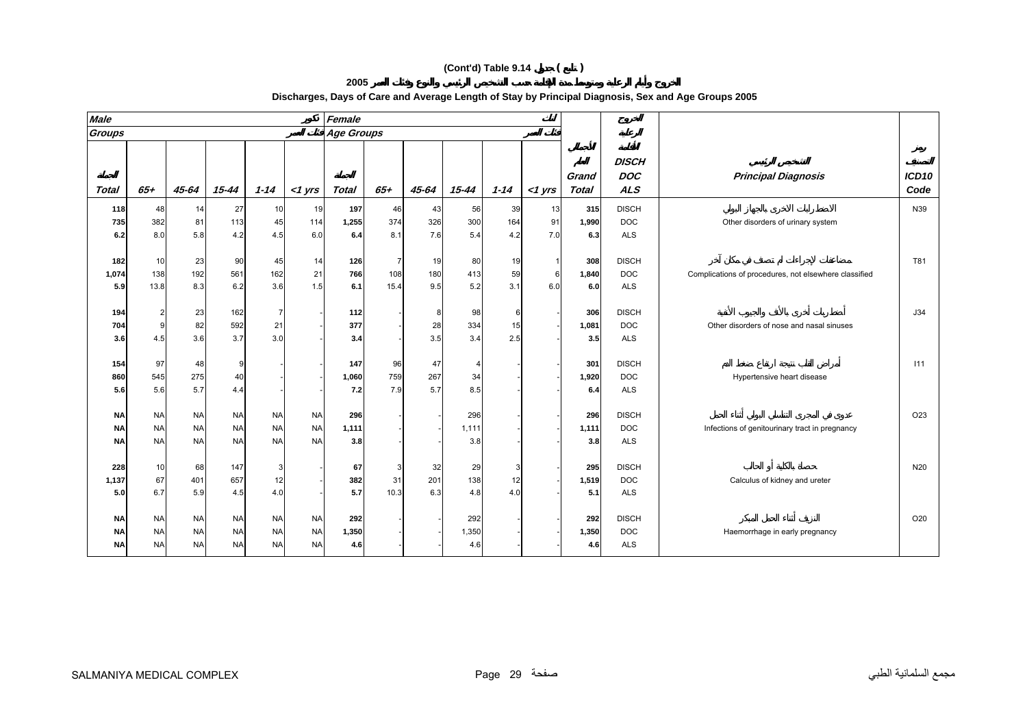# (Cont'd) Table 9.14 جدول ( تابع )

## الخروج وأيام الرعاية ومتوسط مدة الإقامة حسب التشخيص الرئيسي والنوع وفئات العمر 2005

## Discharges, Days of Care and Average Length of Stay by Principal Diagnosis, Sex and Age Groups 2005

| Male ذكور | | | | | | Female إناث | | | | | | | | | |
|---|---|---|---|---|---|---|---|---|---|---|---|---|---|---|---|
| Groups فئات العمر | | | | | | Age Groups فئات العمر | | | | | | الإجمالي العام | الخروج أيام الرعاية متوسط الإقامة | التشخيص الرئيسي | رمز التصنيف |
| Total الجملة | 65+ | 45-64 | 15-44 | 1-14 | <1 yrs | Total الجملة | 65+ | 45-64 | 15-44 | 1-14 | <1 yrs | Grand Total | DISCH DOC ALS | Principal Diagnosis | ICD10 Code |
| 118 | 48 | 14 | 27 | 10 | 19 | 197 | 46 | 43 | 56 | 39 | 13 | 315 | DISCH | الاضطرابات الاخرى بالجهاز البولي | N39 |
| 735 | 382 | 81 | 113 | 45 | 114 | 1,255 | 374 | 326 | 300 | 164 | 91 | 1,990 | DOC | Other disorders of urinary system | |
| 6.2 | 8.0 | 5.8 | 4.2 | 4.5 | 6.0 | 6.4 | 8.1 | 7.6 | 5.4 | 4.2 | 7.0 | 6.3 | ALS | | |
| 182 | 10 | 23 | 90 | 45 | 14 | 126 | 7 | 19 | 80 | 19 | 1 | 308 | DISCH | مضاعفات لإجراءات لم تصنف في مكان آخر | T81 |
| 1,074 | 138 | 192 | 561 | 162 | 21 | 766 | 108 | 180 | 413 | 59 | 6 | 1,840 | DOC | Complications of procedures, not elsewhere classified | |
| 5.9 | 13.8 | 8.3 | 6.2 | 3.6 | 1.5 | 6.1 | 15.4 | 9.5 | 5.2 | 3.1 | 6.0 | 6.0 | ALS | | |
| 194 | 2 | 23 | 162 | 7 | - | 112 | - | 8 | 98 | 6 | - | 306 | DISCH | أضطرابات أخرى بالأنف والجيوب الأنفية | J34 |
| 704 | 9 | 82 | 592 | 21 | - | 377 | - | 28 | 334 | 15 | - | 1,081 | DOC | Other disorders of nose and nasal sinuses | |
| 3.6 | 4.5 | 3.6 | 3.7 | 3.0 | - | 3.4 | - | 3.5 | 3.4 | 2.5 | - | 3.5 | ALS | | |
| 154 | 97 | 48 | 9 | - | - | 147 | 96 | 47 | 4 | - | - | 301 | DISCH | أمراض القلب نتيجة ارتفاع ضغط الدم | I11 |
| 860 | 545 | 275 | 40 | - | - | 1,060 | 759 | 267 | 34 | - | - | 1,920 | DOC | Hypertensive heart disease | |
| 5.6 | 5.6 | 5.7 | 4.4 | - | - | 7.2 | 7.9 | 5.7 | 8.5 | - | - | 6.4 | ALS | | |
| NA | NA | NA | NA | NA | NA | 296 | - | - | 296 | - | - | 296 | DISCH | عدوى في المجرى التناسلي البولي أثناء الحمل | O23 |
| NA | NA | NA | NA | NA | NA | 1,111 | - | - | 1,111 | - | - | 1,111 | DOC | Infections of genitourinary tract in pregnancy | |
| NA | NA | NA | NA | NA | NA | 3.8 | - | - | 3.8 | - | - | 3.8 | ALS | | |
| 228 | 10 | 68 | 147 | 3 | - | 67 | 3 | 32 | 29 | 3 | - | 295 | DISCH | حصاة بالكلية أو الحالب | N20 |
| 1,137 | 67 | 401 | 657 | 12 | - | 382 | 31 | 201 | 138 | 12 | - | 1,519 | DOC | Calculus of kidney and ureter | |
| 5.0 | 6.7 | 5.9 | 4.5 | 4.0 | - | 5.7 | 10.3 | 6.3 | 4.8 | 4.0 | - | 5.1 | ALS | | |
| NA | NA | NA | NA | NA | NA | 292 | - | - | 292 | - | - | 292 | DISCH | النزيف أثناء الحمل المبكر | O20 |
| NA | NA | NA | NA | NA | NA | 1,350 | - | - | 1,350 | - | - | 1,350 | DOC | Haemorrhage in early pregnancy | |
| NA | NA | NA | NA | NA | NA | 4.6 | - | - | 4.6 | - | - | 4.6 | ALS | | |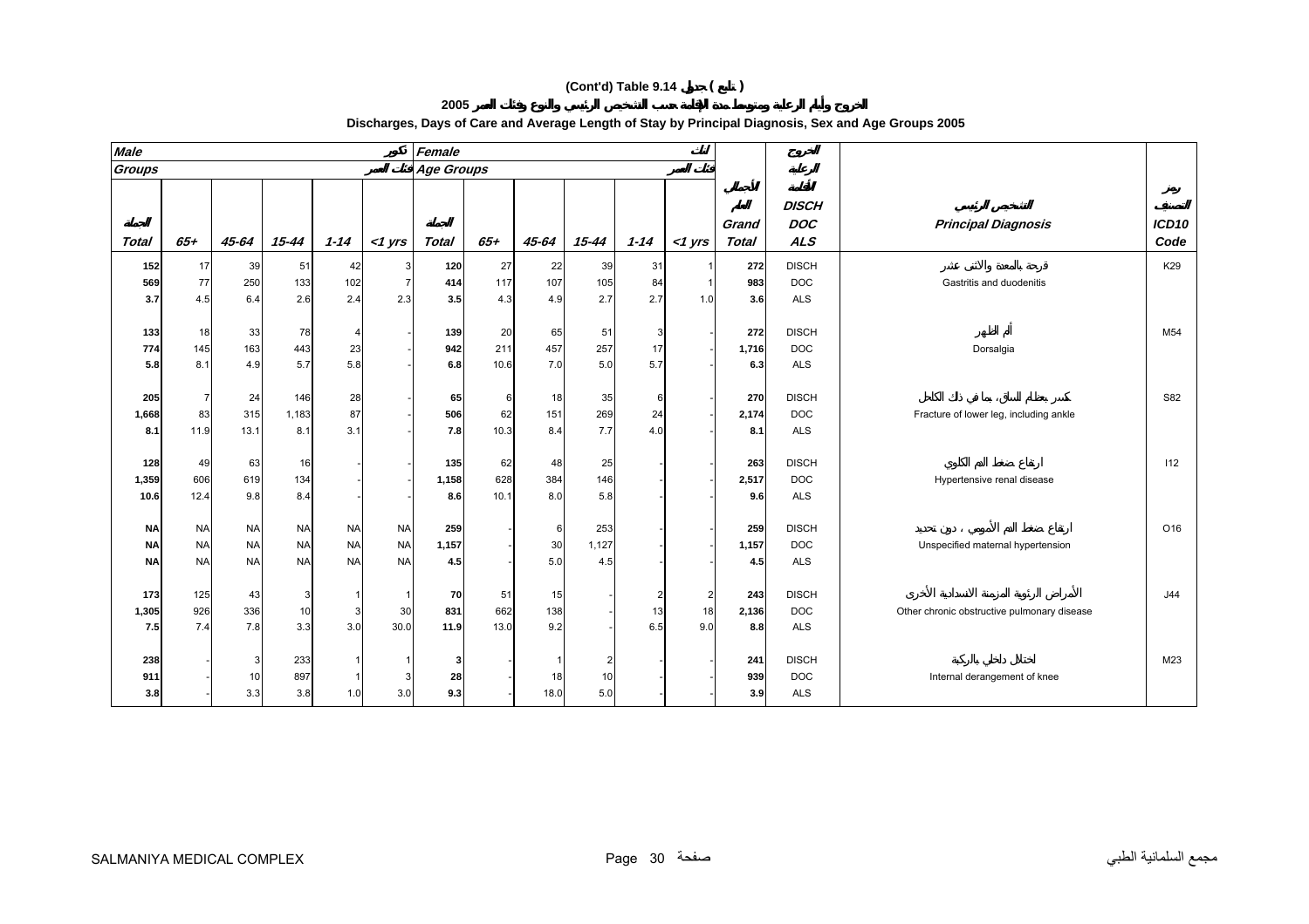## (Cont'd) Table 9.14 جدول ( تابع )

### الخروج وأيام الرعاية ومتوسط مدة الإقامة حسب التشخيص الرئيسي والنوع وفئات العمر 2005

### Discharges, Days of Care and Average Length of Stay by Principal Diagnosis, Sex and Age Groups 2005

| Male ذكور | | | | | | Female إناث | | | | | | | | | |
|---|---|---|---|---|---|---|---|---|---|---|---|---|---|---|---|
| Age Groups فئات العمر | | | | | | Age Groups فئات العمر | | | | | | | | | |
| الجملة Total | 65+ | 45-64 | 15-44 | 1-14 | <1 yrs | الجملة Total | 65+ | 45-64 | 15-44 | 1-14 | <1 yrs | الجملة الكلية Grand Total | الخروج الرعاية الأيام DISCH DOC ALS | التشخيص الرئيسي Principal Diagnosis | رمز التصنيف ICD10 Code |
| 152 | 17 | 39 | 51 | 42 | 3 | 120 | 27 | 22 | 39 | 31 | 1 | 272 | DISCH | قرحة بالمعدة والاثنى عشر | K29 |
| 569 | 77 | 250 | 133 | 102 | 7 | 414 | 117 | 107 | 105 | 84 | 1 | 983 | DOC | Gastritis and duodenitis | |
| 3.7 | 4.5 | 6.4 | 2.6 | 2.4 | 2.3 | 3.5 | 4.3 | 4.9 | 2.7 | 2.7 | 1.0 | 3.6 | ALS | | |
| 133 | 18 | 33 | 78 | 4 | - | 139 | 20 | 65 | 51 | 3 | - | 272 | DISCH | ألم الظهر | M54 |
| 774 | 145 | 163 | 443 | 23 | - | 942 | 211 | 457 | 257 | 17 | - | 1,716 | DOC | Dorsalgia | |
| 5.8 | 8.1 | 4.9 | 5.7 | 5.8 | - | 6.8 | 10.6 | 7.0 | 5.0 | 5.7 | - | 6.3 | ALS | | |
| 205 | 7 | 24 | 146 | 28 | - | 65 | 6 | 18 | 35 | 6 | - | 270 | DISCH | كسر بعظام الساق، بما في ذلك الكاحل | S82 |
| 1,668 | 83 | 315 | 1,183 | 87 | - | 506 | 62 | 151 | 269 | 24 | - | 2,174 | DOC | Fracture of lower leg, including ankle | |
| 8.1 | 11.9 | 13.1 | 8.1 | 3.1 | - | 7.8 | 10.3 | 8.4 | 7.7 | 4.0 | - | 8.1 | ALS | | |
| 128 | 49 | 63 | 16 | - | - | 135 | 62 | 48 | 25 | - | - | 263 | DISCH | ارتفاع ضغط الدم الكلوي | I12 |
| 1,359 | 606 | 619 | 134 | - | - | 1,158 | 628 | 384 | 146 | - | - | 2,517 | DOC | Hypertensive renal disease | |
| 10.6 | 12.4 | 9.8 | 8.4 | - | - | 8.6 | 10.1 | 8.0 | 5.8 | - | - | 9.6 | ALS | | |
| NA | NA | NA | NA | NA | NA | 259 | - | 6 | 253 | - | - | 259 | DISCH | ارتفاع ضغط الدم الأمومي ، دون تحديد | O16 |
| NA | NA | NA | NA | NA | NA | 1,157 | - | 30 | 1,127 | - | - | 1,157 | DOC | Unspecified maternal hypertension | |
| NA | NA | NA | NA | NA | NA | 4.5 | - | 5.0 | 4.5 | - | - | 4.5 | ALS | | |
| 173 | 125 | 43 | 3 | 1 | 1 | 70 | 51 | 15 | - | 2 | 2 | 243 | DISCH | الأمراض الرئوية المزمنة الانسدادية الأخرى | J44 |
| 1,305 | 926 | 336 | 10 | 3 | 30 | 831 | 662 | 138 | - | 13 | 18 | 2,136 | DOC | Other chronic obstructive pulmonary disease | |
| 7.5 | 7.4 | 7.8 | 3.3 | 3.0 | 30.0 | 11.9 | 13.0 | 9.2 | - | 6.5 | 9.0 | 8.8 | ALS | | |
| 238 | - | 3 | 233 | 1 | 1 | 3 | - | 1 | 2 | - | - | 241 | DISCH | اختلال داخلي بالركبة | M23 |
| 911 | - | 10 | 897 | 1 | 3 | 28 | - | 18 | 10 | - | - | 939 | DOC | Internal derangement of knee | |
| 3.8 | - | 3.3 | 3.8 | 1.0 | 3.0 | 9.3 | - | 18.0 | 5.0 | - | - | 3.9 | ALS | | |

SALMANIYA MEDICAL COMPLEX — مجمع السلمانية الطبي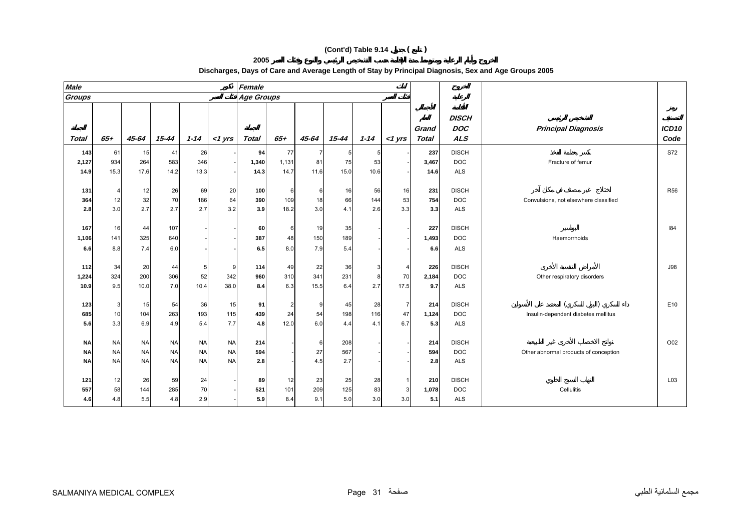# (Cont'd) Table 9.14 جدول ( تابع )

## الخروج وأيام الرعاية ومتوسط مدة الإقامة حسب التشخيص الرئيسي والنوع وفئات العمر 2005

## Discharges, Days of Care and Average Length of Stay by Principal Diagnosis, Sex and Age Groups 2005

| Male ذكور | | | | | | Female إناث | | | | | | | | | |
|---|---|---|---|---|---|---|---|---|---|---|---|---|---|---|---|
| Groups فئات العمر | | | | | | Age Groups فئات العمر | | | | | | | | | |
| الجملة Total | 65+ | 45-64 | 15-44 | 1-14 | <1 yrs | الجملة Total | 65+ | 45-64 | 15-44 | 1-14 | <1 yrs | الجملة العامة Grand Total | الخروج الرعاية الأيام DISCH DOC ALS | التشخيص الرئيسي Principal Diagnosis | رمز التصنيف ICD10 Code |
| 143 | 61 | 15 | 41 | 26 | - | 94 | 77 | 7 | 5 | 5 | - | 237 | DISCH | كسر بعظمة الفخذ | S72 |
| 2,127 | 934 | 264 | 583 | 346 | - | 1,340 | 1,131 | 81 | 75 | 53 | - | 3,467 | DOC | Fracture of femur | |
| 14.9 | 15.3 | 17.6 | 14.2 | 13.3 | - | 14.3 | 14.7 | 11.6 | 15.0 | 10.6 | - | 14.6 | ALS | | |
| 131 | 4 | 12 | 26 | 69 | 20 | 100 | 6 | 6 | 16 | 56 | 16 | 231 | DISCH | اختلاج غير مصنف في مكان آخر | R56 |
| 364 | 12 | 32 | 70 | 186 | 64 | 390 | 109 | 18 | 66 | 144 | 53 | 754 | DOC | Convulsions, not elsewhere classified | |
| 2.8 | 3.0 | 2.7 | 2.7 | 2.7 | 3.2 | 3.9 | 18.2 | 3.0 | 4.1 | 2.6 | 3.3 | 3.3 | ALS | | |
| 167 | 16 | 44 | 107 | - | - | 60 | 6 | 19 | 35 | - | - | 227 | DISCH | البواسير | I84 |
| 1,106 | 141 | 325 | 640 | - | - | 387 | 48 | 150 | 189 | - | - | 1,493 | DOC | Haemorrhoids | |
| 6.6 | 8.8 | 7.4 | 6.0 | - | - | 6.5 | 8.0 | 7.9 | 5.4 | - | - | 6.6 | ALS | | |
| 112 | 34 | 20 | 44 | 5 | 9 | 114 | 49 | 22 | 36 | 3 | 4 | 226 | DISCH | الأمراض التنفسية الأخرى | J98 |
| 1,224 | 324 | 200 | 306 | 52 | 342 | 960 | 310 | 341 | 231 | 8 | 70 | 2,184 | DOC | Other respiratory disorders | |
| 10.9 | 9.5 | 10.0 | 7.0 | 10.4 | 38.0 | 8.4 | 6.3 | 15.5 | 6.4 | 2.7 | 17.5 | 9.7 | ALS | | |
| 123 | 3 | 15 | 54 | 36 | 15 | 91 | 2 | 9 | 45 | 28 | 7 | 214 | DISCH | داء السكري (البول السكري) المعتمد على الأنسولين | E10 |
| 685 | 10 | 104 | 263 | 193 | 115 | 439 | 24 | 54 | 198 | 116 | 47 | 1,124 | DOC | Insulin-dependent diabetes mellitus | |
| 5.6 | 3.3 | 6.9 | 4.9 | 5.4 | 7.7 | 4.8 | 12.0 | 6.0 | 4.4 | 4.1 | 6.7 | 5.3 | ALS | | |
| NA | NA | NA | NA | NA | NA | 214 | - | 6 | 208 | - | - | 214 | DISCH | نواتج الاخصاب الأخرى غير الطبيعية | O02 |
| NA | NA | NA | NA | NA | NA | 594 | - | 27 | 567 | - | - | 594 | DOC | Other abnormal products of conception | |
| NA | NA | NA | NA | NA | NA | 2.8 | - | 4.5 | 2.7 | - | - | 2.8 | ALS | | |
| 121 | 12 | 26 | 59 | 24 | - | 89 | 12 | 23 | 25 | 28 | 1 | 210 | DISCH | التهاب النسيج الخلوي | L03 |
| 557 | 58 | 144 | 285 | 70 | - | 521 | 101 | 209 | 125 | 83 | 3 | 1,078 | DOC | Cellulitis | |
| 4.6 | 4.8 | 5.5 | 4.8 | 2.9 | - | 5.9 | 8.4 | 9.1 | 5.0 | 3.0 | 3.0 | 5.1 | ALS | | |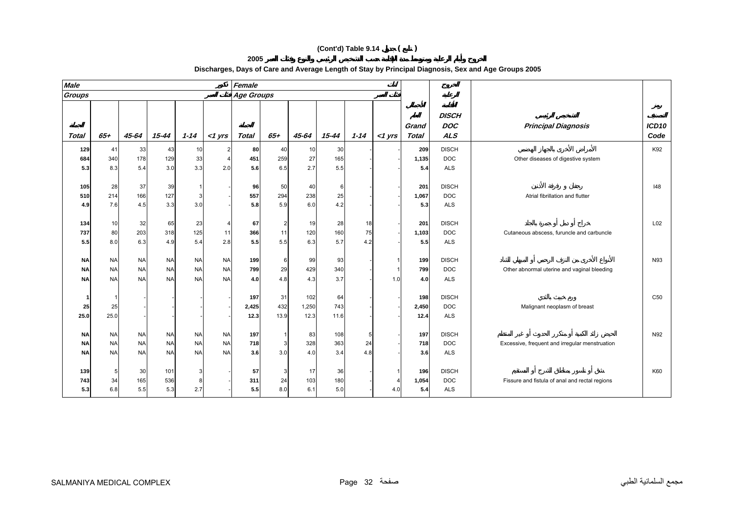# (Cont'd) Table 9.14 جدول ( تابع )

## الخروج وأيام الرعاية ومتوسط مدة الإقامة حسب التشخيص الرئيسي والنوع وفئات العمر 2005

## Discharges, Days of Care and Average Length of Stay by Principal Diagnosis, Sex and Age Groups 2005

| Male ذكور | | | | | | Female إناث | | | | | | | | | |
|---|---|---|---|---|---|---|---|---|---|---|---|---|---|---|---|
| Groups فئات العمر | | | | | | Age Groups فئات العمر | | | | | | | | | |
| الجملة Total | 65+ | 45-64 | 15-44 | 1-14 | <1 yrs | الجملة Total | 65+ | 45-64 | 15-44 | 1-14 | <1 yrs | الجملة العام Grand Total | الخروج الرعاية الأقامة DISCH DOC ALS | التشخيص الرئيسي Principal Diagnosis | رمز التصنيف ICD10 Code |
| 129 | 41 | 33 | 43 | 10 | 2 | 80 | 40 | 10 | 30 | - | - | 209 | DISCH | الأمراض الأخرى بالجهاز الهضمي | K92 |
| 684 | 340 | 178 | 129 | 33 | 4 | 451 | 259 | 27 | 165 | - | - | 1,135 | DOC | Other diseases of digestive system | |
| 5.3 | 8.3 | 5.4 | 3.0 | 3.3 | 2.0 | 5.6 | 6.5 | 2.7 | 5.5 | - | - | 5.4 | ALS | | |
| 105 | 28 | 37 | 39 | 1 | - | 96 | 50 | 40 | 6 | - | - | 201 | DISCH | رجفان و رفرفة الأذين | I48 |
| 510 | 214 | 166 | 127 | 3 | - | 557 | 294 | 238 | 25 | - | - | 1,067 | DOC | Atrial fibrillation and flutter | |
| 4.9 | 7.6 | 4.5 | 3.3 | 3.0 | - | 5.8 | 5.9 | 6.0 | 4.2 | - | - | 5.3 | ALS | | |
| 134 | 10 | 32 | 65 | 23 | 4 | 67 | 2 | 19 | 28 | 18 | - | 201 | DISCH | خراج أو دمل أو جمرة بالجلد | L02 |
| 737 | 80 | 203 | 318 | 125 | 11 | 366 | 11 | 120 | 160 | 75 | - | 1,103 | DOC | Cutaneous abscess, furuncle and carbuncle | |
| 5.5 | 8.0 | 6.3 | 4.9 | 5.4 | 2.8 | 5.5 | 5.5 | 6.3 | 5.7 | 4.2 | - | 5.5 | ALS | | |
| NA | NA | NA | NA | NA | NA | 199 | 6 | 99 | 93 | - | 1 | 199 | DISCH | الأنواع الأخرى من النزف الرحمي أو المهبلي الشاذ | N93 |
| NA | NA | NA | NA | NA | NA | 799 | 29 | 429 | 340 | - | 1 | 799 | DOC | Other abnormal uterine and vaginal bleeding | |
| NA | NA | NA | NA | NA | NA | 4.0 | 4.8 | 4.3 | 3.7 | - | 1.0 | 4.0 | ALS | | |
| 1 | 1 | - | - | - | - | 197 | 31 | 102 | 64 | - | - | 198 | DISCH | ورم خبيث بالثدي | C50 |
| 25 | 25 | - | - | - | - | 2,425 | 432 | 1,250 | 743 | - | - | 2,450 | DOC | Malignant neoplasm of breast | |
| 25.0 | 25.0 | - | - | - | - | 12.3 | 13.9 | 12.3 | 11.6 | - | - | 12.4 | ALS | | |
| NA | NA | NA | NA | NA | NA | 197 | 1 | 83 | 108 | 5 | - | 197 | DISCH | الحيض زائد الكمية أو متكرر الحدوث أو غير المنتظم | N92 |
| NA | NA | NA | NA | NA | NA | 718 | 3 | 328 | 363 | 24 | - | 718 | DOC | Excessive, frequent and irregular menstruation | |
| NA | NA | NA | NA | NA | NA | 3.6 | 3.0 | 4.0 | 3.4 | 4.8 | - | 3.6 | ALS | | |
| 139 | 5 | 30 | 101 | 3 | - | 57 | 3 | 17 | 36 | - | 1 | 196 | DISCH | شق أو ناسور بمناطق الشرج أو المستقيم | K60 |
| 743 | 34 | 165 | 536 | 8 | - | 311 | 24 | 103 | 180 | - | 4 | 1,054 | DOC | Fissure and fistula of anal and rectal regions | |
| 5.3 | 6.8 | 5.5 | 5.3 | 2.7 | - | 5.5 | 8.0 | 6.1 | 5.0 | - | 4.0 | 5.4 | ALS | | |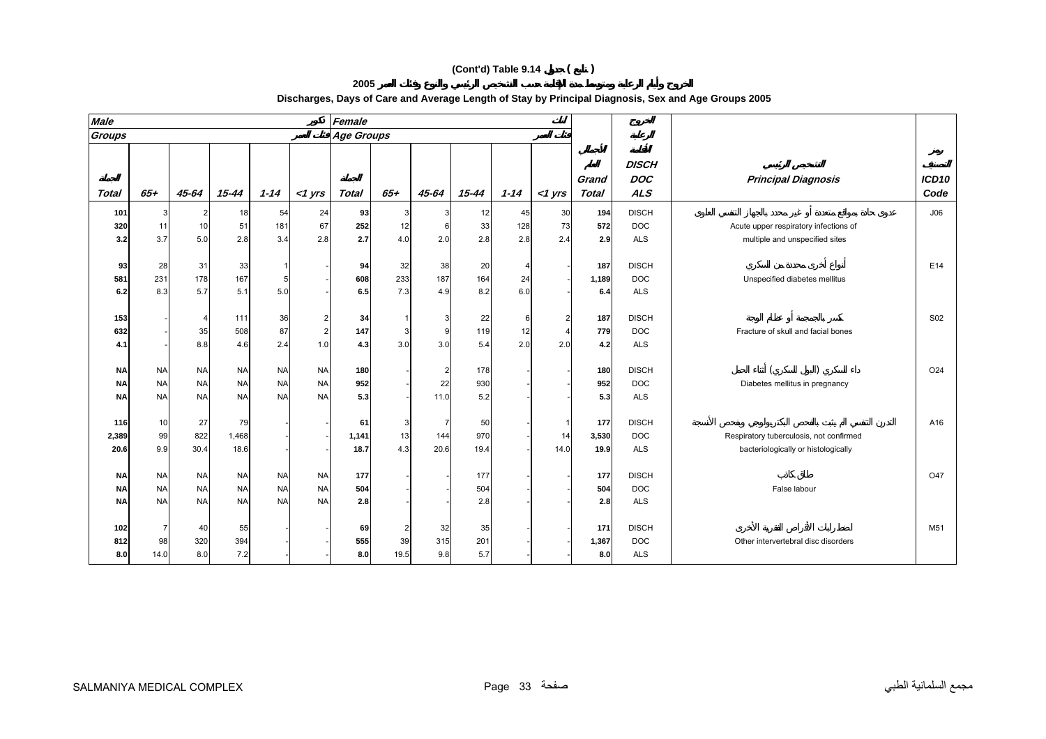# (Cont'd) Table 9.14 جدول ( تابع )

## الخروج وأيام الرعاية ومتوسط مدة الإقامة حسب التشخيص الرئيسي والنوع وفئات العمر 2005

### Discharges, Days of Care and Average Length of Stay by Principal Diagnosis, Sex and Age Groups 2005

| Male ذكور | | | | | | Female إناث | | | | | | | | | |
|---|---|---|---|---|---|---|---|---|---|---|---|---|---|---|---|
| Groups فئات العمر | | | | | | Age Groups فئات العمر | | | | | | | | | |
| الجملة Total | 65+ | 45-64 | 15-44 | 1-14 | <1 yrs | الجملة Total | 65+ | 45-64 | 15-44 | 1-14 | <1 yrs | الجملة العام Grand Total | الخروج الرعاية الأيام DISCH DOC ALS | التشخيص الرئيسي Principal Diagnosis | رمز التصنيف ICD10 Code |
| 101 | 3 | 2 | 18 | 54 | 24 | 93 | 3 | 3 | 12 | 45 | 30 | 194 | DISCH | عدوى حادة بمواقع متعددة أو غير محدد بالجهاز التنفسي العلوي | J06 |
| 320 | 11 | 10 | 51 | 181 | 67 | 252 | 12 | 6 | 33 | 128 | 73 | 572 | DOC | Acute upper respiratory infections of | |
| 3.2 | 3.7 | 5.0 | 2.8 | 3.4 | 2.8 | 2.7 | 4.0 | 2.0 | 2.8 | 2.8 | 2.4 | 2.9 | ALS | multiple and unspecified sites | |
| 93 | 28 | 31 | 33 | 1 | - | 94 | 32 | 38 | 20 | 4 | - | 187 | DISCH | أنواع أخرى محددة من السكري | E14 |
| 581 | 231 | 178 | 167 | 5 | - | 608 | 233 | 187 | 164 | 24 | - | 1,189 | DOC | Unspecified diabetes mellitus | |
| 6.2 | 8.3 | 5.7 | 5.1 | 5.0 | - | 6.5 | 7.3 | 4.9 | 8.2 | 6.0 | - | 6.4 | ALS | | |
| 153 | - | 4 | 111 | 36 | 2 | 34 | 1 | 3 | 22 | 6 | 2 | 187 | DISCH | كسر بالجمجمة أو عظام الوجه | S02 |
| 632 | - | 35 | 508 | 87 | 2 | 147 | 3 | 9 | 119 | 12 | 4 | 779 | DOC | Fracture of skull and facial bones | |
| 4.1 | - | 8.8 | 4.6 | 2.4 | 1.0 | 4.3 | 3.0 | 3.0 | 5.4 | 2.0 | 2.0 | 4.2 | ALS | | |
| NA | NA | NA | NA | NA | NA | 180 | - | 2 | 178 | - | - | 180 | DISCH | داء السكري (البول السكري) أثناء الحمل | O24 |
| NA | NA | NA | NA | NA | NA | 952 | - | 22 | 930 | - | - | 952 | DOC | Diabetes mellitus in pregnancy | |
| NA | NA | NA | NA | NA | NA | 5.3 | - | 11.0 | 5.2 | - | - | 5.3 | ALS | | |
| 116 | 10 | 27 | 79 | - | - | 61 | 3 | 7 | 50 | - | 1 | 177 | DISCH | التدرن التنفسي لم يثبت بالفحص البكتريولوجي وفحص الأنسجة | A16 |
| 2,389 | 99 | 822 | 1,468 | - | - | 1,141 | 13 | 144 | 970 | - | 14 | 3,530 | DOC | Respiratory tuberculosis, not confirmed | |
| 20.6 | 9.9 | 30.4 | 18.6 | - | - | 18.7 | 4.3 | 20.6 | 19.4 | - | 14.0 | 19.9 | ALS | bacteriologically or histologically | |
| NA | NA | NA | NA | NA | NA | 177 | - | - | 177 | - | - | 177 | DISCH | طلق كاذب | O47 |
| NA | NA | NA | NA | NA | NA | 504 | - | - | 504 | - | - | 504 | DOC | False labour | |
| NA | NA | NA | NA | NA | NA | 2.8 | - | - | 2.8 | - | - | 2.8 | ALS | | |
| 102 | 7 | 40 | 55 | - | - | 69 | 2 | 32 | 35 | - | - | 171 | DISCH | اضطرابات الأقراص الفقرية الأخرى | M51 |
| 812 | 98 | 320 | 394 | - | - | 555 | 39 | 315 | 201 | - | - | 1,367 | DOC | Other intervertebral disc disorders | |
| 8.0 | 14.0 | 8.0 | 7.2 | - | - | 8.0 | 19.5 | 9.8 | 5.7 | - | - | 8.0 | ALS | | |

SALMANIYA MEDICAL COMPLEX مجمع السلمانية الطبي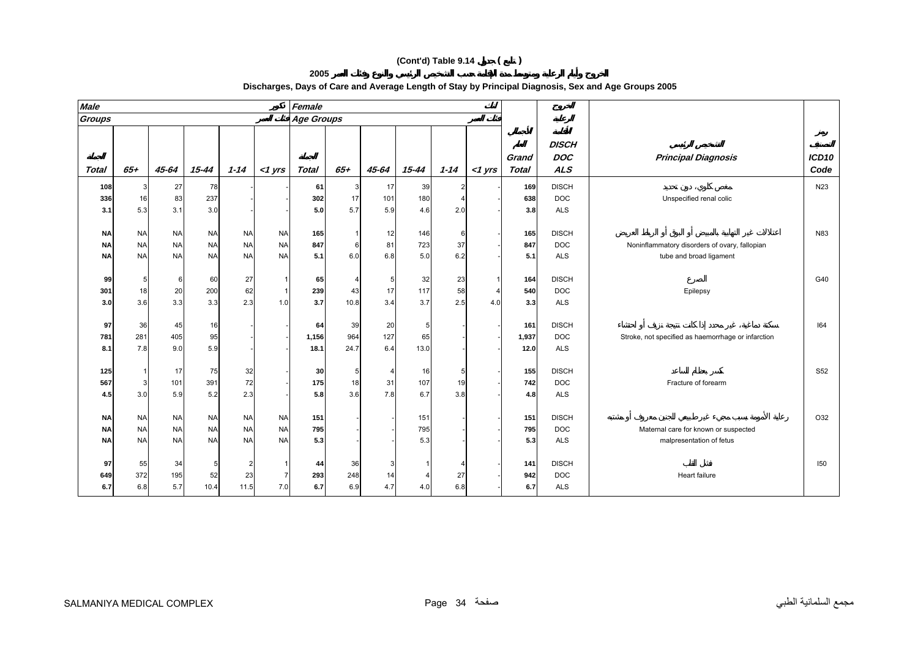# (Cont'd) Table 9.14 جدول ( تابع )

## الخروج وأيام الرعاية ومتوسط مدة الإقامة حسب التشخيص الرئيسي والنوع وفئات العمر 2005

## Discharges, Days of Care and Average Length of Stay by Principal Diagnosis, Sex and Age Groups 2005

| Male ذكور | | | | | | Female إناث | | | | | | | | | |
|---|---|---|---|---|---|---|---|---|---|---|---|---|---|---|---|
| Groups فئات العمر | | | | | | Age Groups فئات العمر | | | | | | | الخروج الرعاية الأيام | | |
| الجملة Total | 65+ | 45-64 | 15-44 | 1-14 | <1 yrs | الجملة Total | 65+ | 45-64 | 15-44 | 1-14 | <1 yrs | الجملة العام Grand Total | DISCH DOC ALS | التشخيص الرئيسي Principal Diagnosis | رمز التصنيف ICD10 Code |
| 108 | 3 | 27 | 78 | - | - | 61 | 3 | 17 | 39 | 2 | - | 169 | DISCH | مغص كلوي، دون تحديد | N23 |
| 336 | 16 | 83 | 237 | - | - | 302 | 17 | 101 | 180 | 4 | - | 638 | DOC | Unspecified renal colic | |
| 3.1 | 5.3 | 3.1 | 3.0 | - | - | 5.0 | 5.7 | 5.9 | 4.6 | 2.0 | - | 3.8 | ALS | | |
| NA | NA | NA | NA | NA | NA | 165 | 1 | 12 | 146 | 6 | - | 165 | DISCH | اعتلالات غير التهابية بالمبيض أو البوق أو الرباط العريض | N83 |
| NA | NA | NA | NA | NA | NA | 847 | 6 | 81 | 723 | 37 | - | 847 | DOC | Noninflammatory disorders of ovary, fallopian | |
| NA | NA | NA | NA | NA | NA | 5.1 | 6.0 | 6.8 | 5.0 | 6.2 | - | 5.1 | ALS | tube and broad ligament | |
| 99 | 5 | 6 | 60 | 27 | 1 | 65 | 4 | 5 | 32 | 23 | 1 | 164 | DISCH | الصرع | G40 |
| 301 | 18 | 20 | 200 | 62 | 1 | 239 | 43 | 17 | 117 | 58 | 4 | 540 | DOC | Epilepsy | |
| 3.0 | 3.6 | 3.3 | 3.3 | 2.3 | 1.0 | 3.7 | 10.8 | 3.4 | 3.7 | 2.5 | 4.0 | 3.3 | ALS | | |
| 97 | 36 | 45 | 16 | - | - | 64 | 39 | 20 | 5 | - | - | 161 | DISCH | سكتة دماغية، غير محدد إذا كانت نتيجة نزيف أو احتشاء | I64 |
| 781 | 281 | 405 | 95 | - | - | 1,156 | 964 | 127 | 65 | - | - | 1,937 | DOC | Stroke, not specified as haemorrhage or infarction | |
| 8.1 | 7.8 | 9.0 | 5.9 | - | - | 18.1 | 24.7 | 6.4 | 13.0 | - | - | 12.0 | ALS | | |
| 125 | 1 | 17 | 75 | 32 | - | 30 | 5 | 4 | 16 | 5 | - | 155 | DISCH | كسر بعظام الساعد | S52 |
| 567 | 3 | 101 | 391 | 72 | - | 175 | 18 | 31 | 107 | 19 | - | 742 | DOC | Fracture of forearm | |
| 4.5 | 3.0 | 5.9 | 5.2 | 2.3 | - | 5.8 | 3.6 | 7.8 | 6.7 | 3.8 | - | 4.8 | ALS | | |
| NA | NA | NA | NA | NA | NA | 151 | - | - | 151 | - | - | 151 | DISCH | رعاية الأمومة بسبب مجيء غير طبيعي للجنين معروف أو مشتبه | O32 |
| NA | NA | NA | NA | NA | NA | 795 | - | - | 795 | - | - | 795 | DOC | Maternal care for known or suspected | |
| NA | NA | NA | NA | NA | NA | 5.3 | - | - | 5.3 | - | - | 5.3 | ALS | malpresentation of fetus | |
| 97 | 55 | 34 | 5 | 2 | 1 | 44 | 36 | 3 | 1 | 4 | - | 141 | DISCH | فشل القلب | I50 |
| 649 | 372 | 195 | 52 | 23 | 7 | 293 | 248 | 14 | 4 | 27 | - | 942 | DOC | Heart failure | |
| 6.7 | 6.8 | 5.7 | 10.4 | 11.5 | 7.0 | 6.7 | 6.9 | 4.7 | 4.0 | 6.8 | - | 6.7 | ALS | | |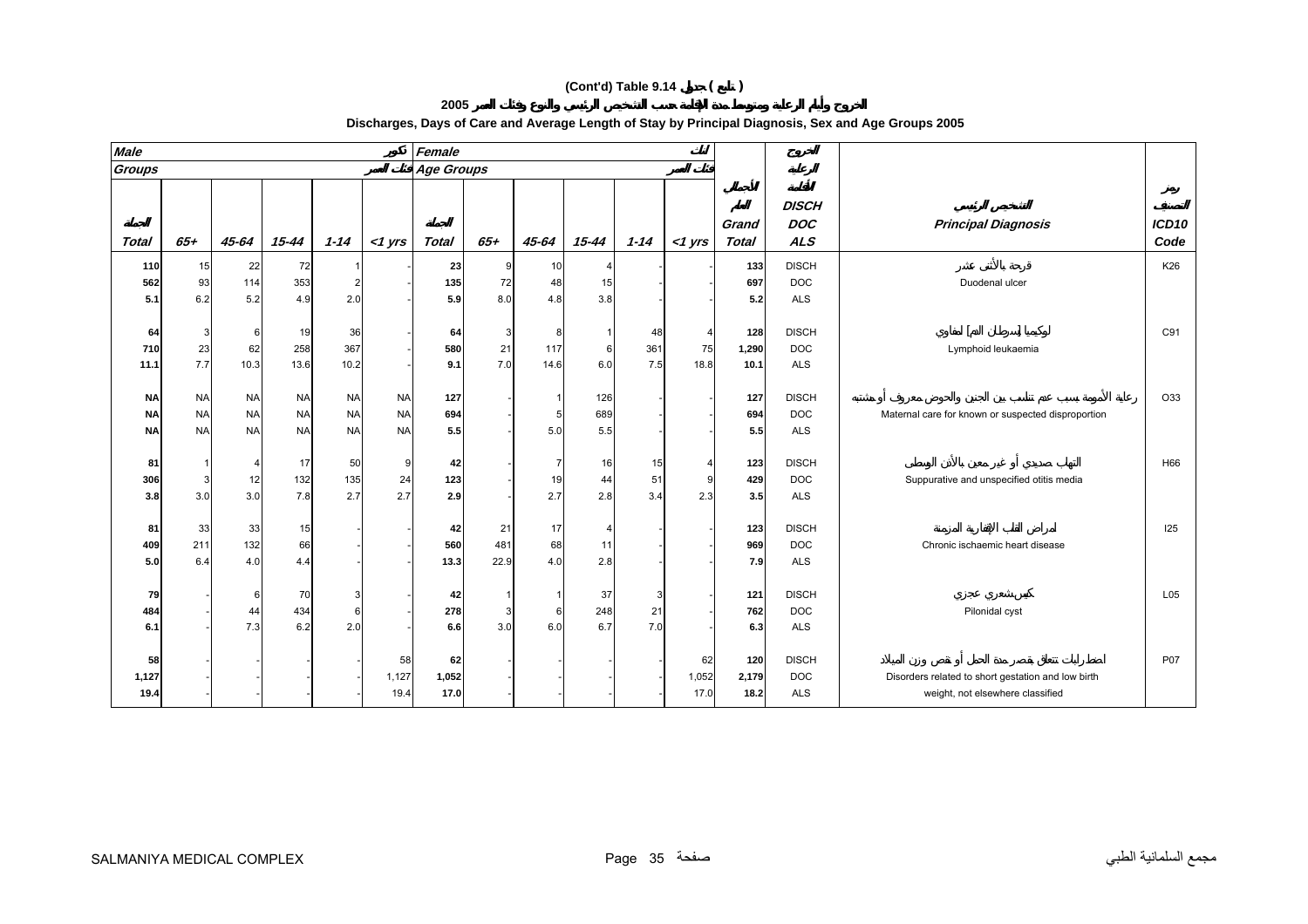**(Cont'd) Table 9.14 جدول ( تابع )**

**الخروج وأيام الرعاية ومتوسط مدة الإقامة حسب التشخيص الرئيسي والنوع وفئات العمر 2005**

**Discharges, Days of Care and Average Length of Stay by Principal Diagnosis, Sex and Age Groups 2005**

| Male ذكور | | | | | | Female إناث | | | | | | | | | | |
|---|---|---|---|---|---|---|---|---|---|---|---|---|---|---|---|---|
| Groups فئات العمر | | | | | | Age Groups فئات العمر | | | | | | | | | | |
| الجملة Total | 65+ | 45-64 | 15-44 | 1-14 | <1 yrs | الجملة Total | 65+ | 45-64 | 15-44 | 1-14 | <1 yrs | الإجمالي العام Grand Total | الخروج الرعاية الإقامة DISCH DOC ALS | | التشخيص الرئيسي Principal Diagnosis | رمز التصنيف ICD10 Code |
| 110 | 15 | 22 | 72 | 1 | - | 23 | 9 | 10 | 4 | - | - | 133 | DISCH | قرحة بالأثنى عشر | Duodenal ulcer | K26 |
| 562 | 93 | 114 | 353 | 2 | - | 135 | 72 | 48 | 15 | - | - | 697 | DOC | | | |
| 5.1 | 6.2 | 5.2 | 4.9 | 2.0 | - | 5.9 | 8.0 | 4.8 | 3.8 | - | - | 5.2 | ALS | | | |
| 64 | 3 | 6 | 19 | 36 | - | 64 | 3 | 8 | 1 | 48 | 4 | 128 | DISCH | لوكيميا [سرطان الدم] لمفاوي | Lymphoid leukaemia | C91 |
| 710 | 23 | 62 | 258 | 367 | - | 580 | 21 | 117 | 6 | 361 | 75 | 1,290 | DOC | | | |
| 11.1 | 7.7 | 10.3 | 13.6 | 10.2 | - | 9.1 | 7.0 | 14.6 | 6.0 | 7.5 | 18.8 | 10.1 | ALS | | | |
| NA | NA | NA | NA | NA | NA | 127 | - | 1 | 126 | - | - | 127 | DISCH | رعاية الأمومة بسبب عدم تناسب بين الجنين والحوض معروف أو مشتبه | Maternal care for known or suspected disproportion | O33 |
| NA | NA | NA | NA | NA | NA | 694 | - | 5 | 689 | - | - | 694 | DOC | | | |
| NA | NA | NA | NA | NA | NA | 5.5 | - | 5.0 | 5.5 | - | - | 5.5 | ALS | | | |
| 81 | 1 | 4 | 17 | 50 | 9 | 42 | - | 7 | 16 | 15 | 4 | 123 | DISCH | التهاب صديدي أو غير معين بالأذن الوسطى | Suppurative and unspecified otitis media | H66 |
| 306 | 3 | 12 | 132 | 135 | 24 | 123 | - | 19 | 44 | 51 | 9 | 429 | DOC | | | |
| 3.8 | 3.0 | 3.0 | 7.8 | 2.7 | 2.7 | 2.9 | - | 2.7 | 2.8 | 3.4 | 2.3 | 3.5 | ALS | | | |
| 81 | 33 | 33 | 15 | - | - | 42 | 21 | 17 | 4 | - | - | 123 | DISCH | امراض القلب الإقفارية المزمنة | Chronic ischaemic heart disease | I25 |
| 409 | 211 | 132 | 66 | - | - | 560 | 481 | 68 | 11 | - | - | 969 | DOC | | | |
| 5.0 | 6.4 | 4.0 | 4.4 | - | - | 13.3 | 22.9 | 4.0 | 2.8 | - | - | 7.9 | ALS | | | |
| 79 | - | 6 | 70 | 3 | - | 42 | 1 | 1 | 37 | 3 | - | 121 | DISCH | كيس شعري عجزي | Pilonidal cyst | L05 |
| 484 | - | 44 | 434 | 6 | - | 278 | 3 | 6 | 248 | 21 | - | 762 | DOC | | | |
| 6.1 | - | 7.3 | 6.2 | 2.0 | - | 6.6 | 3.0 | 6.0 | 6.7 | 7.0 | - | 6.3 | ALS | | | |
| 58 | - | - | - | - | 58 | 62 | - | - | - | - | 62 | 120 | DISCH | اضطرابات تتعلق بقصر مدة الحمل أو نقص وزن الميلاد | Disorders related to short gestation and low birth weight, not elsewhere classified | P07 |
| 1,127 | - | - | - | - | 1,127 | 1,052 | - | - | - | - | 1,052 | 2,179 | DOC | | | |
| 19.4 | - | - | - | - | 19.4 | 17.0 | - | - | - | - | 17.0 | 18.2 | ALS | | | |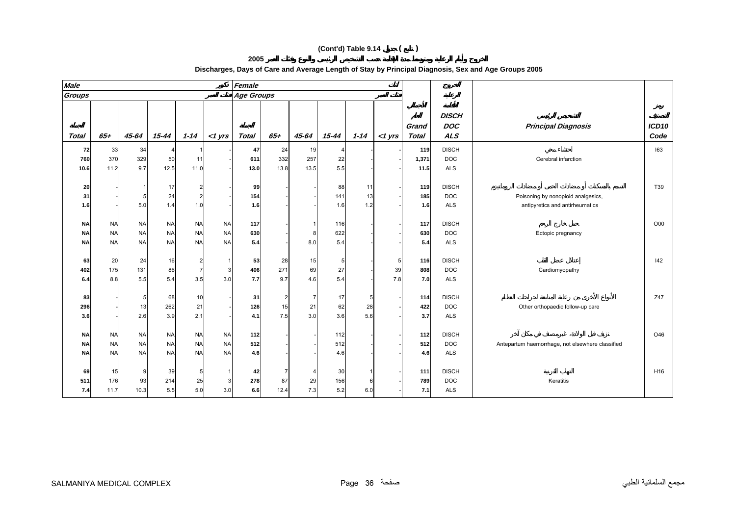# (Cont'd) Table 9.14 جدول ( تابع )

## الخروج وأيام الرعاية ومتوسط مدة الإقامة حسب التشخيص الرئيسي والنوع وفئات العمر 2005

### Discharges, Days of Care and Average Length of Stay by Principal Diagnosis, Sex and Age Groups 2005

| Male ذكور | | | | | | Female إناث | | | | | | | الخروج | | |
|---|---|---|---|---|---|---|---|---|---|---|---|---|---|---|---|
| Groups فئات العمر | | | | | | Age Groups فئات العمر | | | | | | الجملة العامة | أيام الرعاية | | رمز التصنيف |
| الجملة Total | 65+ | 45-64 | 15-44 | 1-14 | <1 yrs | الجملة Total | 65+ | 45-64 | 15-44 | 1-14 | <1 yrs | Grand Total | DISCH DOC ALS | التشخيص الرئيسي Principal Diagnosis | ICD10 Code |
| 72 | 33 | 34 | 4 | 1 | - | 47 | 24 | 19 | 4 | - | - | 119 | DISCH | احتشاء مخي | I63 |
| 760 | 370 | 329 | 50 | 11 | - | 611 | 332 | 257 | 22 | - | - | 1,371 | DOC | Cerebral infarction | |
| 10.6 | 11.2 | 9.7 | 12.5 | 11.0 | - | 13.0 | 13.8 | 13.5 | 5.5 | - | - | 11.5 | ALS | | |
| 20 | - | 1 | 17 | 2 | - | 99 | - | - | 88 | 11 | - | 119 | DISCH | التسمم بالمسكنات أو مضادات الحمى أو مضادات الروماتيزم | T39 |
| 31 | - | 5 | 24 | 2 | - | 154 | - | - | 141 | 13 | - | 185 | DOC | Poisoning by nonopioid analgesics, | |
| 1.6 | - | 5.0 | 1.4 | 1.0 | - | 1.6 | - | - | 1.6 | 1.2 | - | 1.6 | ALS | antipyretics and antirheumatics | |
| NA | NA | NA | NA | NA | NA | 117 | - | 1 | 116 | - | - | 117 | DISCH | حمل خارج الرحم | O00 |
| NA | NA | NA | NA | NA | NA | 630 | - | 8 | 622 | - | - | 630 | DOC | Ectopic pregnancy | |
| NA | NA | NA | NA | NA | NA | 5.4 | - | 8.0 | 5.4 | - | - | 5.4 | ALS | | |
| 63 | 20 | 24 | 16 | 2 | 1 | 53 | 28 | 15 | 5 | - | 5 | 116 | DISCH | إعتلال عضل القلب | I42 |
| 402 | 175 | 131 | 86 | 7 | 3 | 406 | 271 | 69 | 27 | - | 39 | 808 | DOC | Cardiomyopathy | |
| 6.4 | 8.8 | 5.5 | 5.4 | 3.5 | 3.0 | 7.7 | 9.7 | 4.6 | 5.4 | - | 7.8 | 7.0 | ALS | | |
| 83 | - | 5 | 68 | 10 | - | 31 | 2 | 7 | 17 | 5 | - | 114 | DISCH | الأنواع الأخرى من رعاية المتابعة لجراحات العظام | Z47 |
| 296 | - | 13 | 262 | 21 | - | 126 | 15 | 21 | 62 | 28 | - | 422 | DOC | Other orthopaedic follow-up care | |
| 3.6 | - | 2.6 | 3.9 | 2.1 | - | 4.1 | 7.5 | 3.0 | 3.6 | 5.6 | - | 3.7 | ALS | | |
| NA | NA | NA | NA | NA | NA | 112 | - | - | 112 | - | - | 112 | DISCH | نزيف قبل الولادة، غير مصنف في مكان آخر | O46 |
| NA | NA | NA | NA | NA | NA | 512 | - | - | 512 | - | - | 512 | DOC | Antepartum haemorrhage, not elsewhere classified | |
| NA | NA | NA | NA | NA | NA | 4.6 | - | - | 4.6 | - | - | 4.6 | ALS | | |
| 69 | 15 | 9 | 39 | 5 | 1 | 42 | 7 | 4 | 30 | 1 | - | 111 | DISCH | التهاب القرنية | H16 |
| 511 | 176 | 93 | 214 | 25 | 3 | 278 | 87 | 29 | 156 | 6 | - | 789 | DOC | Keratitis | |
| 7.4 | 11.7 | 10.3 | 5.5 | 5.0 | 3.0 | 6.6 | 12.4 | 7.3 | 5.2 | 6.0 | - | 7.1 | ALS | | |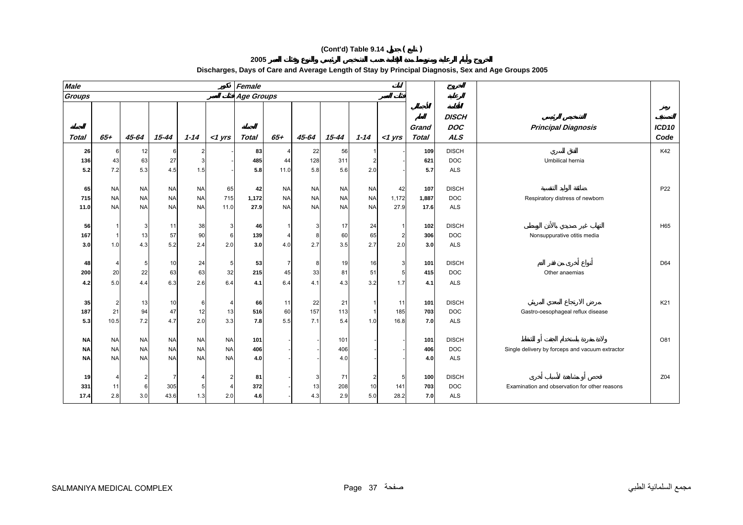**(Cont'd) Table 9.14 جدول ( تابع )**

**الخروج وأيام الرعاية ومتوسط مدة الإقامة حسب التشخيص الرئيسي والنوع وفئات العمر 2005**

**Discharges, Days of Care and Average Length of Stay by Principal Diagnosis, Sex and Age Groups 2005**

| Male ذكور | | | | | | Female إناث | | | | | | | | | |
|---|---|---|---|---|---|---|---|---|---|---|---|---|---|---|---|
| Groups فئات العمر | | | | | | Age Groups فئات العمر | | | | | | | | | |
| الجملة Total | 65+ | 45-64 | 15-44 | 1-14 | <1 yrs | الجملة Total | 65+ | 45-64 | 15-44 | 1-14 | <1 yrs | الجملة العامة Grand Total | الخروج الرعاية الأيام DISCH DOC ALS | التشخيص الرئيسي Principal Diagnosis | رمز التصنيف ICD10 Code |
| 26 | 6 | 12 | 6 | 2 | - | 83 | 4 | 22 | 56 | 1 | - | 109 | DISCH | الفتق السري | K42 |
| 136 | 43 | 63 | 27 | 3 | - | 485 | 44 | 128 | 311 | 2 | - | 621 | DOC | Umbilical hernia | |
| 5.2 | 7.2 | 5.3 | 4.5 | 1.5 | - | 5.8 | 11.0 | 5.8 | 5.6 | 2.0 | - | 5.7 | ALS | | |
| 65 | NA | NA | NA | NA | 65 | 42 | NA | NA | NA | NA | 42 | 107 | DISCH | ضائقة الوليد التنفسية | P22 |
| 715 | NA | NA | NA | NA | 715 | 1,172 | NA | NA | NA | NA | 1,172 | 1,887 | DOC | Respiratory distress of newborn | |
| 11.0 | NA | NA | NA | NA | 11.0 | 27.9 | NA | NA | NA | NA | 27.9 | 17.6 | ALS | | |
| 56 | 1 | 3 | 11 | 38 | 3 | 46 | 1 | 3 | 17 | 24 | 1 | 102 | DISCH | التهاب غير صديدي بالأذن الوسطى | H65 |
| 167 | 1 | 13 | 57 | 90 | 6 | 139 | 4 | 8 | 60 | 65 | 2 | 306 | DOC | Nonsuppurative otitis media | |
| 3.0 | 1.0 | 4.3 | 5.2 | 2.4 | 2.0 | 3.0 | 4.0 | 2.7 | 3.5 | 2.7 | 2.0 | 3.0 | ALS | | |
| 48 | 4 | 5 | 10 | 24 | 5 | 53 | 7 | 8 | 19 | 16 | 3 | 101 | DISCH | أنواع أخرى من فقر الدم | D64 |
| 200 | 20 | 22 | 63 | 63 | 32 | 215 | 45 | 33 | 81 | 51 | 5 | 415 | DOC | Other anaemias | |
| 4.2 | 5.0 | 4.4 | 6.3 | 2.6 | 6.4 | 4.1 | 6.4 | 4.1 | 4.3 | 3.2 | 1.7 | 4.1 | ALS | | |
| 35 | 2 | 13 | 10 | 6 | 4 | 66 | 11 | 22 | 21 | 1 | 11 | 101 | DISCH | مرض الارتجاع المعدي المريئي | K21 |
| 187 | 21 | 94 | 47 | 12 | 13 | 516 | 60 | 157 | 113 | 1 | 185 | 703 | DOC | Gastro-oesophageal reflux disease | |
| 5.3 | 10.5 | 7.2 | 4.7 | 2.0 | 3.3 | 7.8 | 5.5 | 7.1 | 5.4 | 1.0 | 16.8 | 7.0 | ALS | | |
| NA | NA | NA | NA | NA | NA | 101 | - | - | 101 | - | - | 101 | DISCH | ولادة مفردة باستخدام الجفت أو الشفط | O81 |
| NA | NA | NA | NA | NA | NA | 406 | - | - | 406 | - | - | 406 | DOC | Single delivery by forceps and vacuum extractor | |
| NA | NA | NA | NA | NA | NA | 4.0 | - | - | 4.0 | - | - | 4.0 | ALS | | |
| 19 | 4 | 2 | 7 | 4 | 2 | 81 | - | 3 | 71 | 2 | 5 | 100 | DISCH | فحص أو مشاهدة لأسباب أخرى | Z04 |
| 331 | 11 | 6 | 305 | 5 | 4 | 372 | - | 13 | 208 | 10 | 141 | 703 | DOC | Examination and observation for other reasons | |
| 17.4 | 2.8 | 3.0 | 43.6 | 1.3 | 2.0 | 4.6 | - | 4.3 | 2.9 | 5.0 | 28.2 | 7.0 | ALS | | |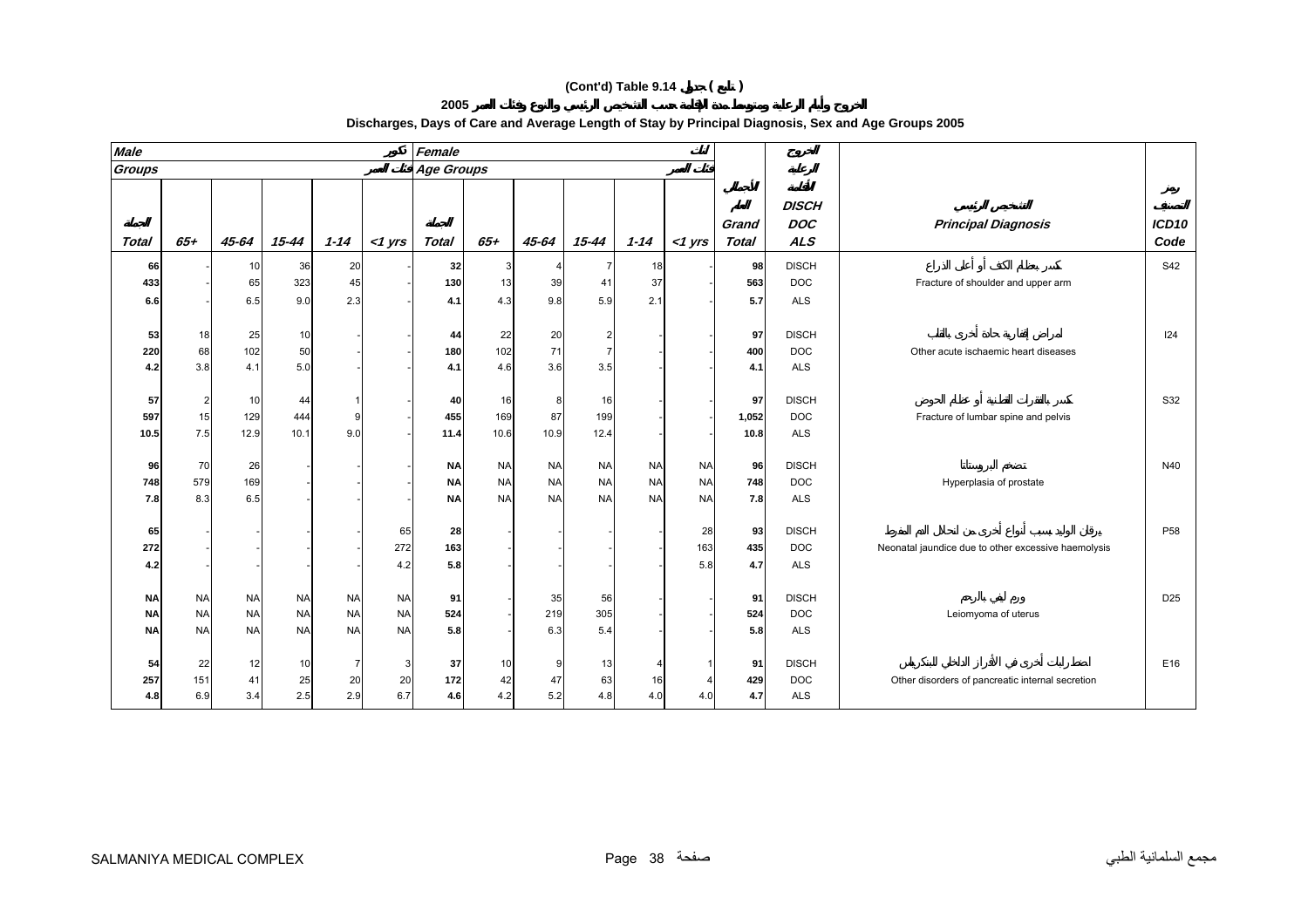**(Cont'd) Table 9.14 جدول ( تابع )**

**الخروج وأيام الرعاية ومتوسط مدة الإقامة حسب التشخيص الرئيسي والنوع وفئات العمر 2005**

**Discharges, Days of Care and Average Length of Stay by Principal Diagnosis, Sex and Age Groups 2005**

| Male ذكور | | | | | | Female إناث | | | | | | | الخروج الرعاية | | |
|---|---|---|---|---|---|---|---|---|---|---|---|---|---|---|---|
| Groups فئات العمر | | | | | | Age Groups فئات العمر | | | | | | | | | |
| الجملة Total | 65+ | 45-64 | 15-44 | 1-14 | <1 yrs | الجملة Total | 65+ | 45-64 | 15-44 | 1-14 | <1 yrs | الجملة العام Grand Total | DISCH DOC ALS | التشخيص الرئيسي Principal Diagnosis | رمز التصنيف ICD10 Code |
| 66 | - | 10 | 36 | 20 | - | 32 | 3 | 4 | 7 | 18 | - | 98 | DISCH | كسر بمفصل الكتف أو أعلى الذراع | S42 |
| 433 | - | 65 | 323 | 45 | - | 130 | 13 | 39 | 41 | 37 | - | 563 | DOC | Fracture of shoulder and upper arm | |
| 6.6 | - | 6.5 | 9.0 | 2.3 | - | 4.1 | 4.3 | 9.8 | 5.9 | 2.1 | - | 5.7 | ALS | | |
| 53 | 18 | 25 | 10 | - | - | 44 | 22 | 20 | 2 | - | - | 97 | DISCH | أمراض إقفارية حادة أخرى بالقلب | I24 |
| 220 | 68 | 102 | 50 | - | - | 180 | 102 | 71 | 7 | - | - | 400 | DOC | Other acute ischaemic heart diseases | |
| 4.2 | 3.8 | 4.1 | 5.0 | - | - | 4.1 | 4.6 | 3.6 | 3.5 | - | - | 4.1 | ALS | | |
| 57 | 2 | 10 | 44 | 1 | - | 40 | 16 | 8 | 16 | - | - | 97 | DISCH | كسر بالفقرات القطنية أو عظام الحوض | S32 |
| 597 | 15 | 129 | 444 | 9 | - | 455 | 169 | 87 | 199 | - | - | 1,052 | DOC | Fracture of lumbar spine and pelvis | |
| 10.5 | 7.5 | 12.9 | 10.1 | 9.0 | - | 11.4 | 10.6 | 10.9 | 12.4 | - | - | 10.8 | ALS | | |
| 96 | 70 | 26 | - | - | - | NA | NA | NA | NA | NA | NA | 96 | DISCH | تضخم البروستاتا | N40 |
| 748 | 579 | 169 | - | - | - | NA | NA | NA | NA | NA | NA | 748 | DOC | Hyperplasia of prostate | |
| 7.8 | 8.3 | 6.5 | - | - | - | NA | NA | NA | NA | NA | NA | 7.8 | ALS | | |
| 65 | - | - | - | - | 65 | 28 | - | - | - | - | 28 | 93 | DISCH | يرقان الوليد بسبب أنواع أخرى من التحلل الدم المفرط | P58 |
| 272 | - | - | - | - | 272 | 163 | - | - | - | - | 163 | 435 | DOC | Neonatal jaundice due to other excessive haemolysis | |
| 4.2 | - | - | - | - | 4.2 | 5.8 | - | - | - | - | 5.8 | 4.7 | ALS | | |
| NA | NA | NA | NA | NA | NA | 91 | - | 35 | 56 | - | - | 91 | DISCH | ورم ليفي بالرحم | D25 |
| NA | NA | NA | NA | NA | NA | 524 | - | 219 | 305 | - | - | 524 | DOC | Leiomyoma of uterus | |
| NA | NA | NA | NA | NA | NA | 5.8 | - | 6.3 | 5.4 | - | - | 5.8 | ALS | | |
| 54 | 22 | 12 | 10 | 7 | 3 | 37 | 10 | 9 | 13 | 4 | 1 | 91 | DISCH | اضطرابات أخرى في الأفراز الداخلي للبنكرياس | E16 |
| 257 | 151 | 41 | 25 | 20 | 20 | 172 | 42 | 47 | 63 | 16 | 4 | 429 | DOC | Other disorders of pancreatic internal secretion | |
| 4.8 | 6.9 | 3.4 | 2.5 | 2.9 | 6.7 | 4.6 | 4.2 | 5.2 | 4.8 | 4.0 | 4.0 | 4.7 | ALS | | |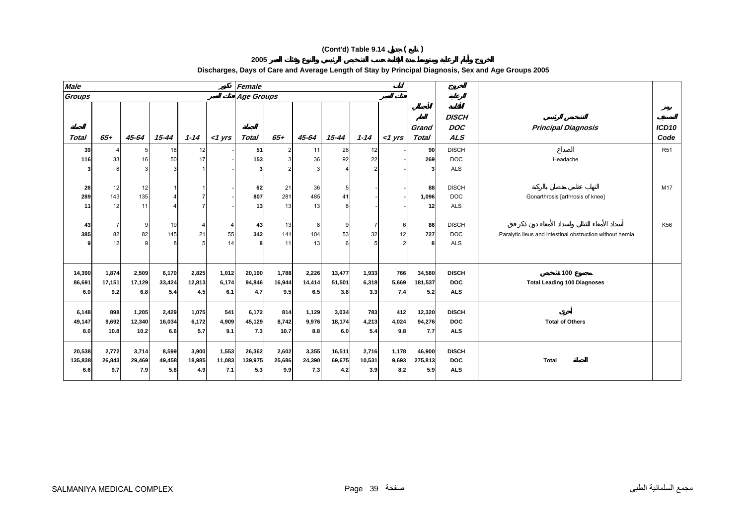## (Cont'd) Table 9.14 جدول ( تابع )

### الخروج وأيام الرعاية ومتوسط مدة الإقامة حسب التشخيص الرئيسي والنوع وفئات العمر 2005

### Discharges, Days of Care and Average Length of Stay by Principal Diagnosis, Sex and Age Groups 2005

| Male ذكور | | | | | | Female إناث | | | | | | | الخروج | | |
|---|---|---|---|---|---|---|---|---|---|---|---|---|---|---|---|
| Groups فئات العمر | | | | | | Age Groups فئات العمر | | | | | | | الرعاية | | |
| الجملة Total | 65+ | 45-64 | 15-44 | 1-14 | <1 yrs | الجملة Total | 65+ | 45-64 | 15-44 | 1-14 | <1 yrs | الجملة العامة Grand Total | الإقامة DISCH DOC ALS | التشخيص الرئيسي Principal Diagnosis | رمز التصنيف ICD10 Code |
| 39 | 4 | 5 | 18 | 12 | - | 51 | 2 | 11 | 26 | 12 | - | 90 | DISCH | الصداع Headache | R51 |
| 116 | 33 | 16 | 50 | 17 | - | 153 | 3 | 36 | 92 | 22 | - | 269 | DOC | | |
| 3 | 8 | 3 | 3 | 1 | - | 3 | 2 | 3 | 4 | 2 | - | 3 | ALS | | |
| 26 | 12 | 12 | 1 | 1 | - | 62 | 21 | 36 | 5 | - | - | 88 | DISCH | التهاب عظمي مفصلي بالركبة Gonarthrosis [arthrosis of knee] | M17 |
| 289 | 143 | 135 | 4 | 7 | - | 807 | 281 | 485 | 41 | - | - | 1,096 | DOC | | |
| 11 | 12 | 11 | 4 | 7 | - | 13 | 13 | 13 | 8 | - | - | 12 | ALS | | |
| 43 | 7 | 9 | 19 | 4 | 4 | 43 | 13 | 8 | 9 | 7 | 6 | 86 | DISCH | انسداد الأمعاء الشللي وانسداد الأمعاء دون ذكر فتق Paralytic ileus and intestinal obstruction without hernia | K56 |
| 385 | 82 | 82 | 145 | 21 | 55 | 342 | 141 | 104 | 53 | 32 | 12 | 727 | DOC | | |
| 9 | 12 | 9 | 8 | 5 | 14 | 8 | 11 | 13 | 6 | 5 | 2 | 8 | ALS | | |
| **14,390** | **1,874** | **2,509** | **6,170** | **2,825** | **1,012** | **20,190** | **1,788** | **2,226** | **13,477** | **1,933** | **766** | **34,580** | **DISCH** | **مجموع 100 تشخيص Total Leading 100 Diagnoses** | |
| **86,691** | **17,151** | **17,129** | **33,424** | **12,813** | **6,174** | **94,846** | **16,944** | **14,414** | **51,501** | **6,318** | **5,669** | **181,537** | **DOC** | | |
| **6.0** | **9.2** | **6.8** | **5.4** | **4.5** | **6.1** | **4.7** | **9.5** | **6.5** | **3.8** | **3.3** | **7.4** | **5.2** | **ALS** | | |
| **6,148** | **898** | **1,205** | **2,429** | **1,075** | **541** | **6,172** | **814** | **1,129** | **3,034** | **783** | **412** | **12,320** | **DISCH** | **أخرى Total of Others** | |
| **49,147** | **9,692** | **12,340** | **16,034** | **6,172** | **4,909** | **45,129** | **8,742** | **9,976** | **18,174** | **4,213** | **4,024** | **94,276** | **DOC** | | |
| **8.0** | **10.8** | **10.2** | **6.6** | **5.7** | **9.1** | **7.3** | **10.7** | **8.8** | **6.0** | **5.4** | **9.8** | **7.7** | **ALS** | | |
| **20,538** | **2,772** | **3,714** | **8,599** | **3,900** | **1,553** | **26,362** | **2,602** | **3,355** | **16,511** | **2,716** | **1,178** | **46,900** | **DISCH** | **Total الجملة** | |
| **135,838** | **26,843** | **29,469** | **49,458** | **18,985** | **11,083** | **139,975** | **25,686** | **24,390** | **69,675** | **10,531** | **9,693** | **275,813** | **DOC** | | |
| **6.6** | **9.7** | **7.9** | **5.8** | **4.9** | **7.1** | **5.3** | **9.9** | **7.3** | **4.2** | **3.9** | **8.2** | **5.9** | **ALS** | | |

SALMANIYA MEDICAL COMPLEX مجمع السلمانية الطبي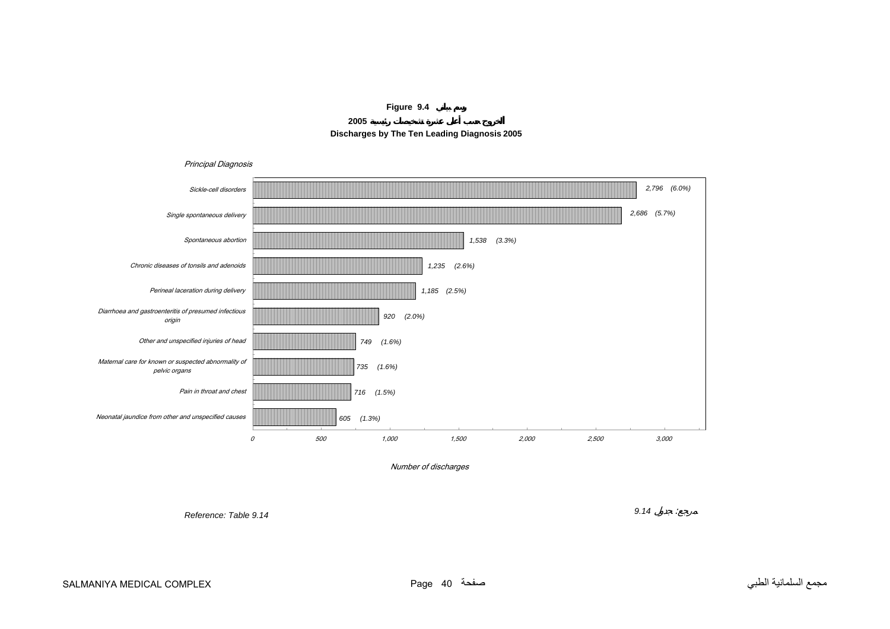**Figure 9.4 رسم بياني**

**الخروج حسب أعلى عشرة تشخيصات رئيسية 2005**

**Discharges by The Ten Leading Diagnosis 2005**

*Principal Diagnosis*

| Principal Diagnosis | Number of discharges | % |
|---|---|---|
| Sickle-cell disorders | 2,796 | (6.0%) |
| Single spontaneous delivery | 2,686 | (5.7%) |
| Spontaneous abortion | 1,538 | (3.3%) |
| Chronic diseases of tonsils and adenoids | 1,235 | (2.6%) |
| Perineal laceration during delivery | 1,185 | (2.5%) |
| Diarrhoea and gastroenteritis of presumed infectious origin | 920 | (2.0%) |
| Other and unspecified injuries of head | 749 | (1.6%) |
| Maternal care for known or suspected abnormality of pelvic organs | 735 | (1.6%) |
| Pain in throat and chest | 716 | (1.5%) |
| Neonatal jaundice from other and unspecified causes | 605 | (1.3%) |

*Number of discharges*

*Reference: Table 9.14*

*مرجع: جدول 9.14*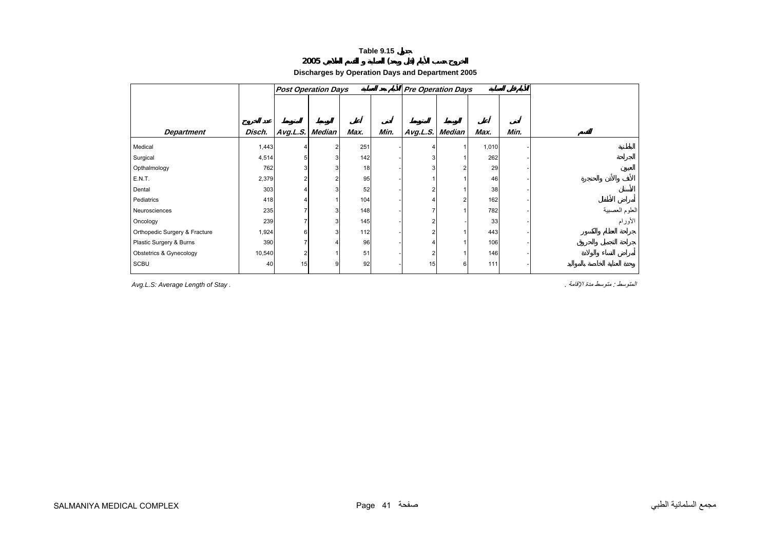**Table 9.15 جدول**

**الخروج حسب الأيام (قبل وبعد) العملية و القسم المعالج 2005**

**Discharges by Operation Days and Department 2005**

| | | Post Operation Days | الأيام بعد العملية | | | Pre Operation Days | الأيام قبل العملية | | | |
|---|---|---|---|---|---|---|---|---|---|---|
| | عدد الخروج | المتوسط | الوسيط | أعلى | أدنى | المتوسط | الوسيط | أعلى | أدنى | |
| ***Department*** | ***Disch.*** | ***Avg.L.S.*** | ***Median*** | ***Max.*** | ***Min.*** | ***Avg.L.S.*** | ***Median*** | ***Max.*** | ***Min.*** | **القسم** |
| Medical | 1,443 | 4 | 2 | 251 | - | 4 | 1 | 1,010 | - | الباطنية |
| Surgical | 4,514 | 5 | 3 | 142 | - | 3 | 1 | 262 | - | الجراحة |
| Opthalmology | 762 | 3 | 3 | 18 | - | 3 | 2 | 29 | - | العيون |
| E.N.T. | 2,379 | 2 | 2 | 95 | - | 1 | 1 | 46 | - | الأنف والأذن والحنجرة |
| Dental | 303 | 4 | 3 | 52 | - | 2 | 1 | 38 | - | الأسنان |
| Pediatrics | 418 | 4 | 1 | 104 | - | 4 | 2 | 162 | - | أمراض الأطفال |
| Neurosciences | 235 | 7 | 3 | 148 | - | 7 | 1 | 782 | - | العلوم العصبية |
| Oncology | 239 | 7 | 3 | 145 | - | 2 | - | 33 | - | الأورام |
| Orthopedic Surgery & Fracture | 1,924 | 6 | 3 | 112 | - | 2 | 1 | 443 | - | جراحة العظام والكسور |
| Plastic Surgery & Burns | 390 | 7 | 4 | 96 | - | 4 | 1 | 106 | - | جراحة التجميل والحروق |
| Obstetrics & Gynecology | 10,540 | 2 | 1 | 51 | - | 2 | 1 | 146 | - | أمراض النساء والولادة |
| SCBU | 40 | 15 | 9 | 92 | - | 15 | 6 | 111 | - | وحدة العناية الخاصة بالمواليد |

*Avg.L.S: Average Length of Stay .* 

*المتوسط : متوسط مدة الإقامة .*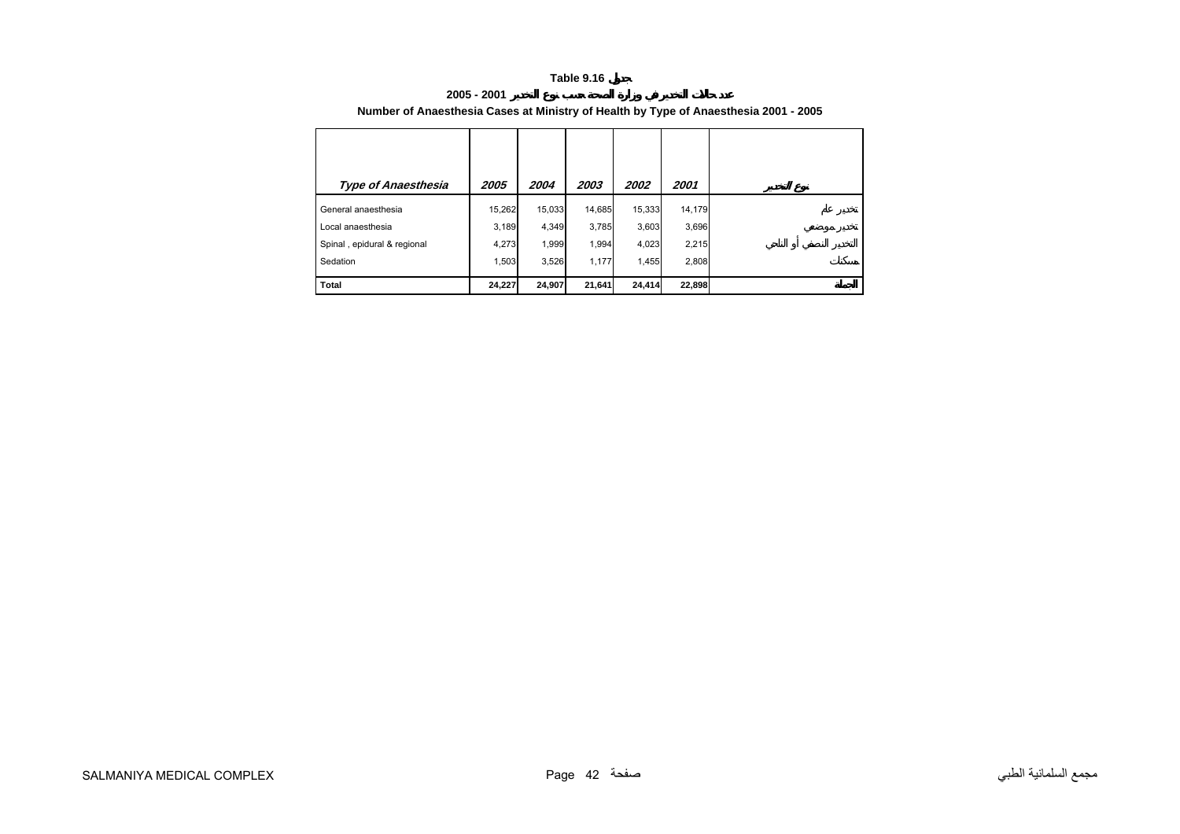**Table 9.16 جدول**

**عدد حالات التخدير في وزارة الصحة حسب نوع التخدير 2001 - 2005**

**Number of Anaesthesia Cases at Ministry of Health by Type of Anaesthesia 2001 - 2005**

| *Type of Anaesthesia* | *2005* | *2004* | *2003* | *2002* | *2001* | *نوع التخدير* |
|---|---|---|---|---|---|---|
| General anaesthesia | 15,262 | 15,033 | 14,685 | 15,333 | 14,179 | تخدير عام |
| Local anaesthesia | 3,189 | 4,349 | 3,785 | 3,603 | 3,696 | تخدير موضعي |
| Spinal , epidural & regional | 4,273 | 1,999 | 1,994 | 4,023 | 2,215 | التخدير النصفي أو الناحي |
| Sedation | 1,503 | 3,526 | 1,177 | 1,455 | 2,808 | مسكنات |
| **Total** | **24,227** | **24,907** | **21,641** | **24,414** | **22,898** | **الجملة** |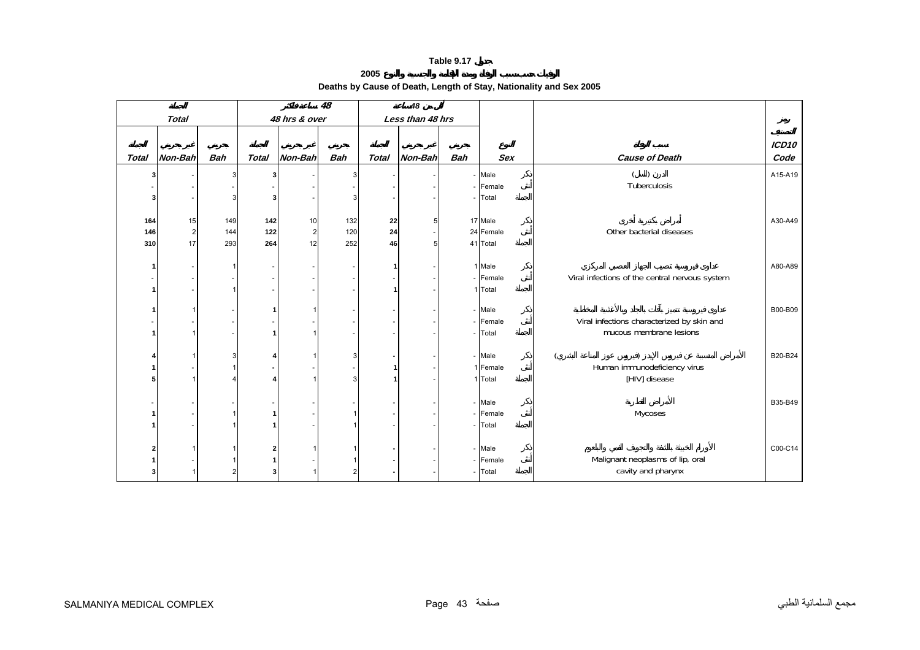# Table 9.17 جدول

## الوفيات حسب سبب الوفاة ومدة الإقامة والجنسية والنوع 2005

## Deaths by Cause of Death, Length of Stay, Nationality and Sex 2005

| الجملة Total | | | 48 ساعة فأكثر 48 hrs & over | | | أقل من 48 ساعة Less than 48 hrs | | | | | | |
|---|---|---|---|---|---|---|---|---|---|---|---|---|
| الجملة Total | غير بحريني Non-Bah | بحريني Bah | الجملة Total | غير بحريني Non-Bah | بحريني Bah | الجملة Total | غير بحريني Non-Bah | بحريني Bah | النوع Sex | | سبب الوفاة Cause of Death | رمز التصنيف ICD10 Code |
| **3** | - | 3 | **3** | - | 3 | - | - | - | Male | ذكر | الدرن (السل) Tuberculosis | A15-A19 |
| - | - | - | - | - | - | - | - | - | Female | أنثى | | |
| **3** | - | 3 | **3** | - | 3 | - | - | - | Total | الجملة | | |
| **164** | 15 | 149 | **142** | 10 | 132 | **22** | 5 | 17 | Male | ذكر | أمراض بكتيرية أخرى Other bacterial diseases | A30-A49 |
| **146** | 2 | 144 | **122** | 2 | 120 | **24** | - | 24 | Female | أنثى | | |
| **310** | 17 | 293 | **264** | 12 | 252 | **46** | 5 | 41 | Total | الجملة | | |
| **1** | - | 1 | - | - | - | **1** | - | 1 | Male | ذكر | عداوى فيروسية تصيب الجهاز العصبي المركزي Viral infections of the central nervous system | A80-A89 |
| - | - | - | - | - | - | - | - | - | Female | أنثى | | |
| **1** | - | 1 | - | - | - | **1** | - | 1 | Total | الجملة | | |
| **1** | 1 | - | **1** | 1 | - | - | - | - | Male | ذكر | عداوى فيروسية تتميز بآفات بالجلد وبالأغشية المخاطية Viral infections characterized by skin and mucous membrane lesions | B00-B09 |
| - | - | - | - | - | - | - | - | - | Female | أنثى | | |
| **1** | 1 | - | **1** | 1 | - | - | - | - | Total | الجملة | | |
| **4** | 1 | 3 | **4** | 1 | 3 | **-** | - | - | Male | ذكر | الأمراض المتسببة عن فيروس الإيدز (فيروس عوز المناعة البشري) Human immunodeficiency virus [HIV] disease | B20-B24 |
| **1** | - | 1 | **-** | - | - | **1** | - | 1 | Female | أنثى | | |
| **5** | 1 | 4 | **4** | 1 | 3 | **1** | - | 1 | Total | الجملة | | |
| - | - | - | - | - | - | - | - | - | Male | ذكر | الأمراض الفطارية Mycoses | B35-B49 |
| **1** | - | 1 | **1** | - | 1 | - | - | - | Female | أنثى | | |
| **1** | - | 1 | **1** | - | 1 | - | - | - | Total | الجملة | | |
| **2** | 1 | 1 | **2** | 1 | 1 | **-** | - | - | Male | ذكر | الأورام الخبيثة بالشفة والتجويف الفمي والبلعوم Malignant neoplasms of lip, oral cavity and pharynx | C00-C14 |
| **1** | - | 1 | **1** | - | 1 | **-** | - | - | Female | أنثى | | |
| **3** | 1 | 2 | **3** | 1 | 2 | **-** | - | - | Total | الجملة | | |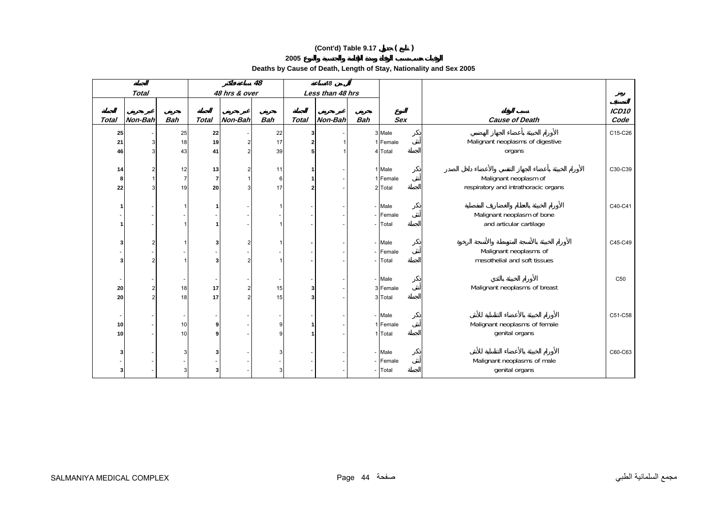**(Cont'd) Table 9.17 جدول ( تابع )**

**2005 الوفيات حسب سبب الوفاة ومدة الإقامة والجنسية والنوع**

**Deaths by Cause of Death, Length of Stay, Nationality and Sex 2005**

| الجملة Total | | | 48 ساعة فأكثر 48 hrs & over | | | أقل من 48 ساعة Less than 48 hrs | | | | | |
|---|---|---|---|---|---|---|---|---|---|---|---|
| الجملة Total | غير بحريني Non-Bah | بحريني Bah | الجملة Total | غير بحريني Non-Bah | بحريني Bah | الجملة Total | غير بحريني Non-Bah | بحريني Bah | النوع Sex | سبب الوفاة Cause of Death | رمز التصنيف ICD10 Code |
| 25 | - | 25 | 22 | - | 22 | 3 | - | 3 | Male ذكر | الأورام الخبيثة بأعضاء الجهاز الهضمي | C15-C26 |
| 21 | 3 | 18 | 19 | 2 | 17 | 2 | 1 | 1 | Female أنثى | Malignant neoplasms of digestive | |
| 46 | 3 | 43 | 41 | 2 | 39 | 5 | 1 | 4 | Total الجملة | organs | |
| 14 | 2 | 12 | 13 | 2 | 11 | 1 | - | 1 | Male ذكر | الأورام الخبيثة بأعضاء الجهاز التنفسي والأعضاء داخل الصدر | C30-C39 |
| 8 | 1 | 7 | 7 | 1 | 6 | 1 | - | 1 | Female أنثى | Malignant neoplasm of | |
| 22 | 3 | 19 | 20 | 3 | 17 | 2 | - | 2 | Total الجملة | respiratory and intrathoracic organs | |
| 1 | - | 1 | 1 | - | 1 | - | - | - | Male ذكر | الأورام الخبيثة بالعظام والغضاريف المفصلية | C40-C41 |
| - | - | - | - | - | - | - | - | - | Female أنثى | Malignant neoplasm of bone | |
| 1 | - | 1 | 1 | - | 1 | - | - | - | Total الجملة | and articular cartilage | |
| 3 | 2 | 1 | 3 | 2 | 1 | - | - | - | Male ذكر | الأورام الخبيثة بالأنسجة المتوسطة والأنسجة الرخوة | C45-C49 |
| - | - | - | - | - | - | - | - | - | Female أنثى | Malignant neoplasms of | |
| 3 | 2 | 1 | 3 | 2 | 1 | - | - | - | Total الجملة | mesothelial and soft tissues | |
| - | - | - | - | - | - | - | - | - | Male ذكر | الأورام الخبيثة بالثدي | C50 |
| 20 | 2 | 18 | 17 | 2 | 15 | 3 | - | 3 | Female أنثى | Malignant neoplasms of breast | |
| 20 | 2 | 18 | 17 | 2 | 15 | 3 | - | 3 | Total الجملة | | |
| - | - | - | - | - | - | - | - | - | Male ذكر | الأورام الخبيثة بالأعضاء التناسلية للأنثى | C51-C58 |
| 10 | - | 10 | 9 | - | 9 | 1 | - | 1 | Female أنثى | Malignant neoplasms of female | |
| 10 | - | 10 | 9 | - | 9 | 1 | - | 1 | Total الجملة | genital organs | |
| 3 | - | 3 | 3 | - | 3 | - | - | - | Male ذكر | الأورام الخبيثة بالأعضاء التناسلية للأنثى | C60-C63 |
| - | - | - | - | - | - | - | - | - | Female أنثى | Malignant neoplasms of male | |
| 3 | - | 3 | 3 | - | 3 | - | - | - | Total الجملة | genital organs | |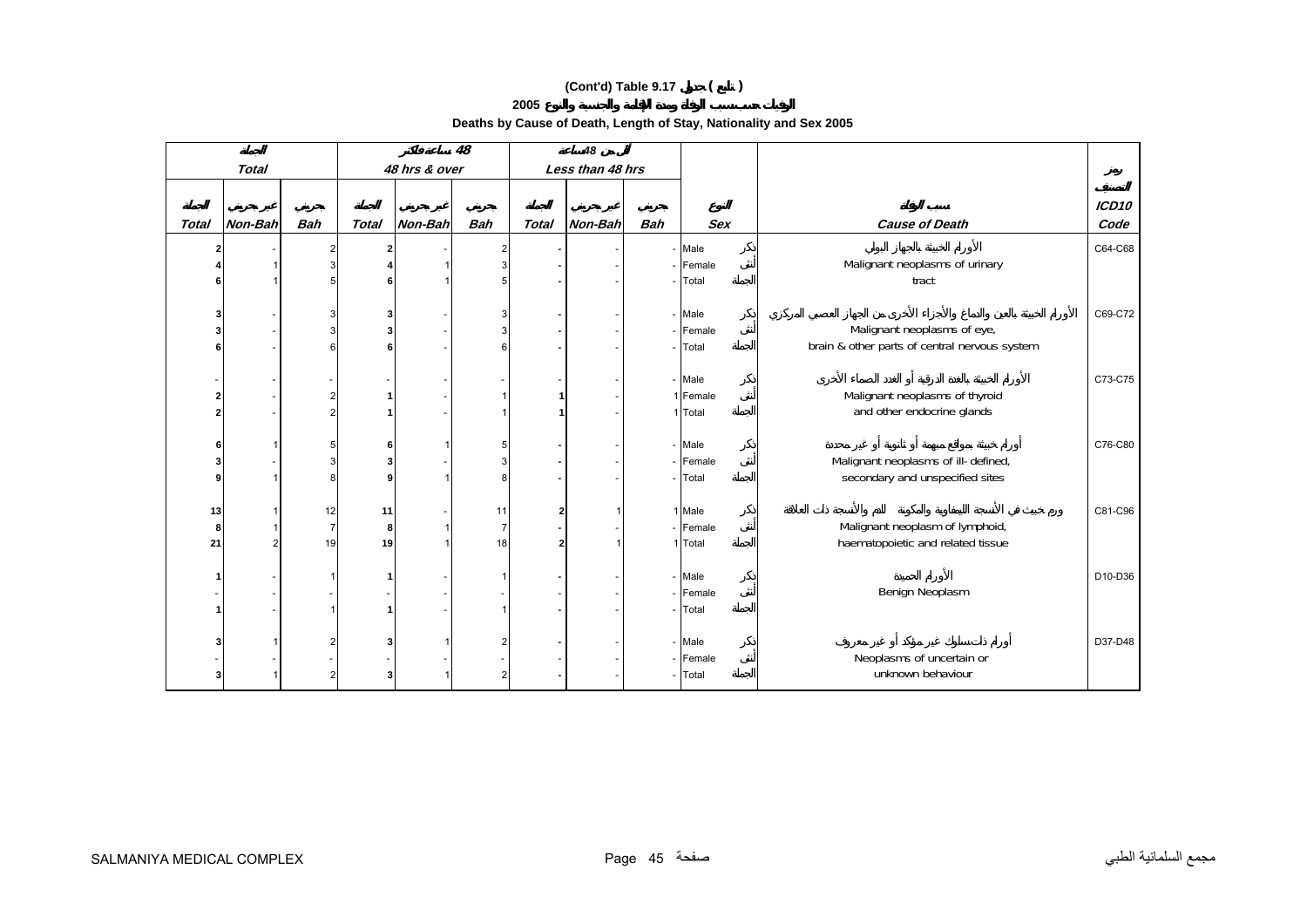# (Cont'd) Table 9.17 جدول ( تابع )

## الوفيات حسب سبب الوفاة ومدة الإقامة والجنسية والنوع 2005

### Deaths by Cause of Death, Length of Stay, Nationality and Sex 2005

| الجملة Total | | | 48 ساعة فأكثر 48 hrs & over | | | أقل من 48 ساعة Less than 48 hrs | | | | | | |
|---|---|---|---|---|---|---|---|---|---|---|---|---|
| الجملة Total | غير بحريني Non-Bah | بحريني Bah | الجملة Total | غير بحريني Non-Bah | بحريني Bah | الجملة Total | غير بحريني Non-Bah | بحريني Bah | النوع Sex | | سبب الوفاة Cause of Death | رمز التصنيف ICD10 Code |
| 2 | - | 2 | 2 | - | 2 | - | - | - | Male | ذكر | الأورام الخبيثة بالجهاز البولي Malignant neoplasms of urinary tract | C64-C68 |
| 4 | 1 | 3 | 4 | 1 | 3 | - | - | - | Female | أنثى | | |
| 6 | 1 | 5 | 6 | 1 | 5 | - | - | - | Total | الجملة | | |
| 3 | - | 3 | 3 | - | 3 | - | - | - | Male | ذكر | الأورام الخبيثة بالعين والدماغ والأجزاء الأخرى من الجهاز العصبي المركزي Malignant neoplasms of eye, brain & other parts of central nervous system | C69-C72 |
| 3 | - | 3 | 3 | - | 3 | - | - | - | Female | أنثى | | |
| 6 | - | 6 | 6 | - | 6 | - | - | - | Total | الجملة | | |
| - | - | - | - | - | - | - | - | - | Male | ذكر | الأورام الخبيثة بالغدة الدرقية أو الغدد الصماء الأخرى Malignant neoplasms of thyroid and other endocrine glands | C73-C75 |
| 2 | - | 2 | 1 | - | 1 | 1 | - | 1 | Female | أنثى | | |
| 2 | - | 2 | 1 | - | 1 | 1 | - | 1 | Total | الجملة | | |
| 6 | 1 | 5 | 6 | 1 | 5 | - | - | - | Male | ذكر | أورام خبيثة بمواقع مبهمة أو ثانوية أو غير محددة Malignant neoplasms of ill- defined, secondary and unspecified sites | C76-C80 |
| 3 | - | 3 | 3 | - | 3 | - | - | - | Female | أنثى | | |
| 9 | 1 | 8 | 9 | 1 | 8 | - | - | - | Total | الجملة | | |
| 13 | 1 | 12 | 11 | - | 11 | 2 | 1 | 1 | Male | ذكر | ورم خبيث في الأنسجة الليمفاوية والمكونة للدم والأنسجة ذات العلاقة Malignant neoplasm of lymphoid, haematopoietic and related tissue | C81-C96 |
| 8 | 1 | 7 | 8 | 1 | 7 | - | - | - | Female | أنثى | | |
| 21 | 2 | 19 | 19 | 1 | 18 | 2 | 1 | 1 | Total | الجملة | | |
| 1 | - | 1 | 1 | - | 1 | - | - | - | Male | ذكر | الأورام الحميدة Benign Neoplasm | D10-D36 |
| - | - | - | - | - | - | - | - | - | Female | أنثى | | |
| 1 | - | 1 | 1 | - | 1 | - | - | - | Total | الجملة | | |
| 3 | 1 | 2 | 3 | 1 | 2 | - | - | - | Male | ذكر | أورام ذات سلوك غير مؤكد أو غير معروف Neoplasms of uncertain or unknown behaviour | D37-D48 |
| - | - | - | - | - | - | - | - | - | Female | أنثى | | |
| 3 | 1 | 2 | 3 | 1 | 2 | - | - | - | Total | الجملة | | |

SALMANIYA MEDICAL COMPLEX مجمع السلمانية الطبي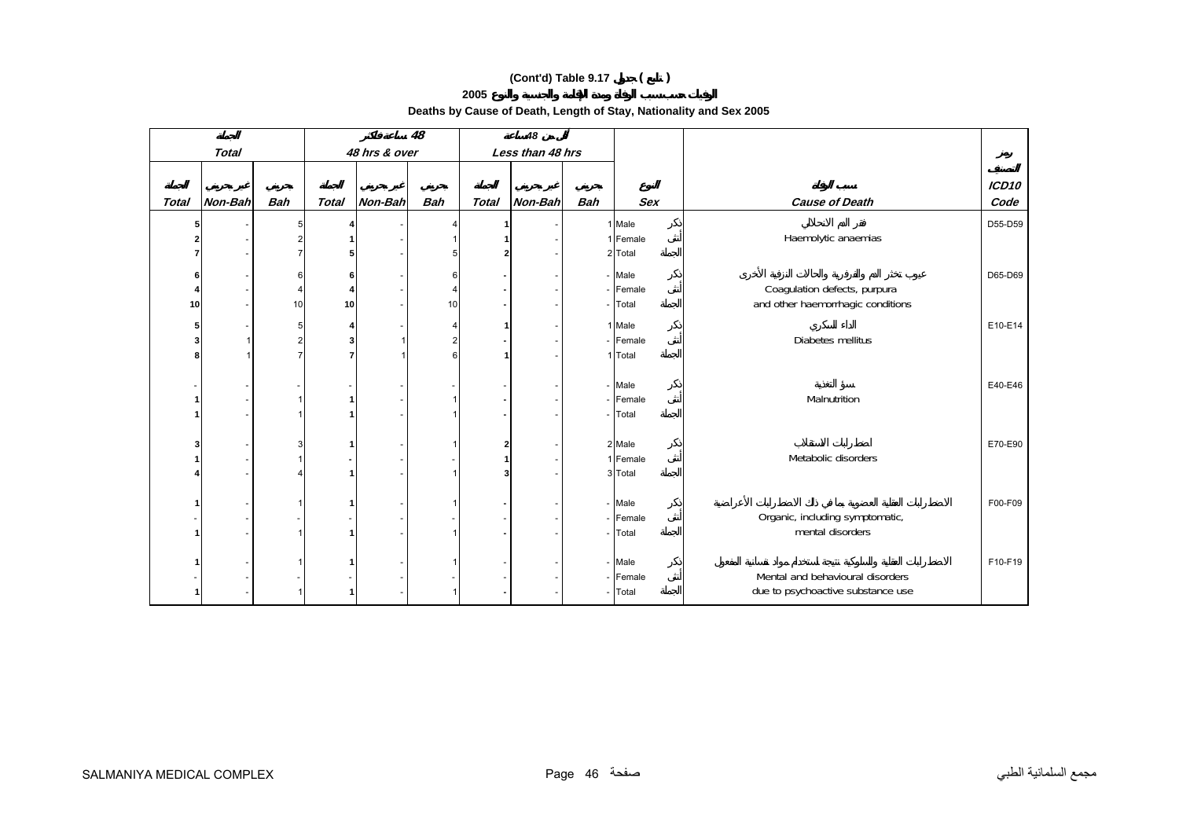**(Cont'd) Table 9.17 جدول ( تابع )**

**الوفيات حسب سبب الوفاة ومدة الإقامة والجنسية والنوع 2005**

**Deaths by Cause of Death, Length of Stay, Nationality and Sex 2005**

| الجملة Total | | | 48 ساعة فأكثر 48 hrs & over | | | أقل من 48 ساعة Less than 48 hrs | | | | | | |
|---|---|---|---|---|---|---|---|---|---|---|---|---|
| الجملة Total | غير بحريني Non-Bah | بحريني Bah | الجملة Total | غير بحريني Non-Bah | بحريني Bah | الجملة Total | غير بحريني Non-Bah | بحريني Bah | النوع Sex | | سبب الوفاة Cause of Death | رموز التصنيف ICD10 Code |
| 5 | - | 5 | 4 | - | 4 | 1 | - | 1 | Male | ذكر | فقر الدم الانحلالي | D55-D59 |
| 2 | - | 2 | 1 | - | 1 | 1 | - | 1 | Female | أنثى | Haemolytic anaemias | |
| 7 | - | 7 | 5 | - | 5 | 2 | - | 2 | Total | الجملة | | |
| 6 | - | 6 | 6 | - | 6 | - | - | - | Male | ذكر | عيوب تخثر الدم والفرفرية والحالات النزفية الأخرى | D65-D69 |
| 4 | - | 4 | 4 | - | 4 | - | - | - | Female | أنثى | Coagulation defects, purpura | |
| 10 | - | 10 | 10 | - | 10 | - | - | - | Total | الجملة | and other haemorrhagic conditions | |
| 5 | - | 5 | 4 | - | 4 | 1 | - | 1 | Male | ذكر | الداء السكري | E10-E14 |
| 3 | 1 | 2 | 3 | 1 | 2 | - | - | - | Female | أنثى | Diabetes mellitus | |
| 8 | 1 | 7 | 7 | 1 | 6 | 1 | - | 1 | Total | الجملة | | |
| - | - | - | - | - | - | - | - | - | Male | ذكر | سوء التغذية | E40-E46 |
| 1 | - | 1 | 1 | - | 1 | - | - | - | Female | أنثى | Malnutrition | |
| 1 | - | 1 | 1 | - | 1 | - | - | - | Total | الجملة | | |
| 3 | - | 3 | 1 | - | 1 | 2 | - | 2 | Male | ذكر | اضطرابات الاستقلاب | E70-E90 |
| 1 | - | 1 | - | - | - | 1 | - | 1 | Female | أنثى | Metabolic disorders | |
| 4 | - | 4 | 1 | - | 1 | 3 | - | 3 | Total | الجملة | | |
| 1 | - | 1 | 1 | - | 1 | - | - | - | Male | ذكر | الاضطرابات العقلية العضوية بما في ذلك الاضطرابات الأعراضية | F00-F09 |
| - | - | - | - | - | - | - | - | - | Female | أنثى | Organic, including symptomatic, | |
| 1 | - | 1 | 1 | - | 1 | - | - | - | Total | الجملة | mental disorders | |
| 1 | - | 1 | 1 | - | 1 | - | - | - | Male | ذكر | الاضطرابات العقلية والسلوكية نتيجة استخدام مواد نفسانية المفعول | F10-F19 |
| - | - | - | - | - | - | - | - | - | Female | أنثى | Mental and behavioural disorders | |
| 1 | - | 1 | 1 | - | 1 | - | - | - | Total | الجملة | due to psychoactive substance use | |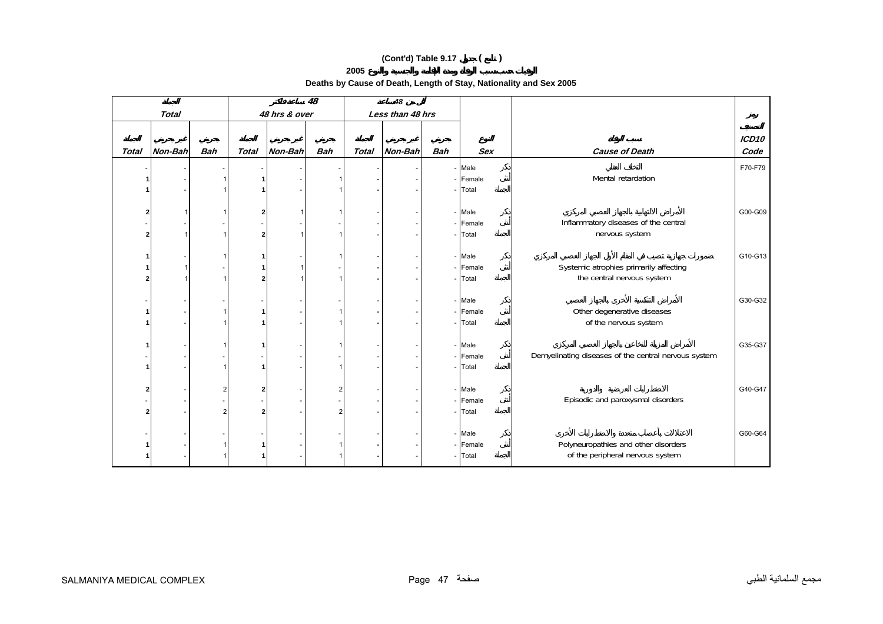# (Cont'd) Table 9.17 جدول ( تابع )

## الوفيات حسب سبب الوفاة ومدة الإقامة والجنسية والنوع 2005

## Deaths by Cause of Death, Length of Stay, Nationality and Sex 2005

| الجملة Total | | | 48 ساعة فأكثر 48 hrs & over | | | أقل من 48 ساعة Less than 48 hrs | | | | | |
|---|---|---|---|---|---|---|---|---|---|---|---|
| الجملة Total | غير بحريني Non-Bah | بحريني Bah | الجملة Total | غير بحريني Non-Bah | بحريني Bah | الجملة Total | غير بحريني Non-Bah | بحريني Bah | النوع Sex | سبب الوفاة Cause of Death | رمز التصنيف ICD10 Code |
| - | - | - | - | - | - | - | - | - | Male ذكر | التخلف العقلي Mental retardation | F70-F79 |
| 1 | - | 1 | 1 | - | 1 | - | - | - | Female أنثى | | |
| 1 | - | 1 | 1 | - | 1 | - | - | - | Total الجملة | | |
| 2 | 1 | 1 | 2 | 1 | 1 | - | - | - | Male ذكر | الأمراض الالتهابية بالجهاز العصبي المركزي Inflammatory diseases of the central nervous system | G00-G09 |
| - | - | - | - | - | - | - | - | - | Female أنثى | | |
| 2 | 1 | 1 | 2 | 1 | 1 | - | - | - | Total الجملة | | |
| 1 | - | 1 | 1 | - | 1 | - | - | - | Male ذكر | ضمورات جهازية تصيب في المقام الأول الجهاز العصبي المركزي Systemic atrophies primarily affecting the central nervous system | G10-G13 |
| 1 | 1 | - | 1 | 1 | - | - | - | - | Female أنثى | | |
| 2 | 1 | 1 | 2 | 1 | 1 | - | - | - | Total الجملة | | |
| - | - | - | - | - | - | - | - | - | Male ذكر | الأمراض التنكسية الأخرى بالجهاز العصبي Other degenerative diseases of the nervous system | G30-G32 |
| 1 | - | 1 | 1 | - | 1 | - | - | - | Female أنثى | | |
| 1 | - | 1 | 1 | - | 1 | - | - | - | Total الجملة | | |
| 1 | - | 1 | 1 | - | 1 | - | - | - | Male ذكر | الأمراض المزيلة للنخاعين بالجهاز العصبي المركزي Demyelinating diseases of the central nervous system | G35-G37 |
| - | - | - | - | - | - | - | - | - | Female أنثى | | |
| 1 | - | 1 | 1 | - | 1 | - | - | - | Total الجملة | | |
| 2 | - | 2 | 2 | - | 2 | - | - | - | Male ذكر | الاضطرابات العرضية والدورية Episodic and paroxysmal disorders | G40-G47 |
| - | - | - | - | - | - | - | - | - | Female أنثى | | |
| 2 | - | 2 | 2 | - | 2 | - | - | - | Total الجملة | | |
| - | - | - | - | - | - | - | - | - | Male ذكر | الاعتلالات بأعصاب متعددة والاضطرابات الأخرى Polyneuropathies and other disorders of the peripheral nervous system | G60-G64 |
| 1 | - | 1 | 1 | - | 1 | - | - | - | Female أنثى | | |
| 1 | - | 1 | 1 | - | 1 | - | - | - | Total الجملة | | |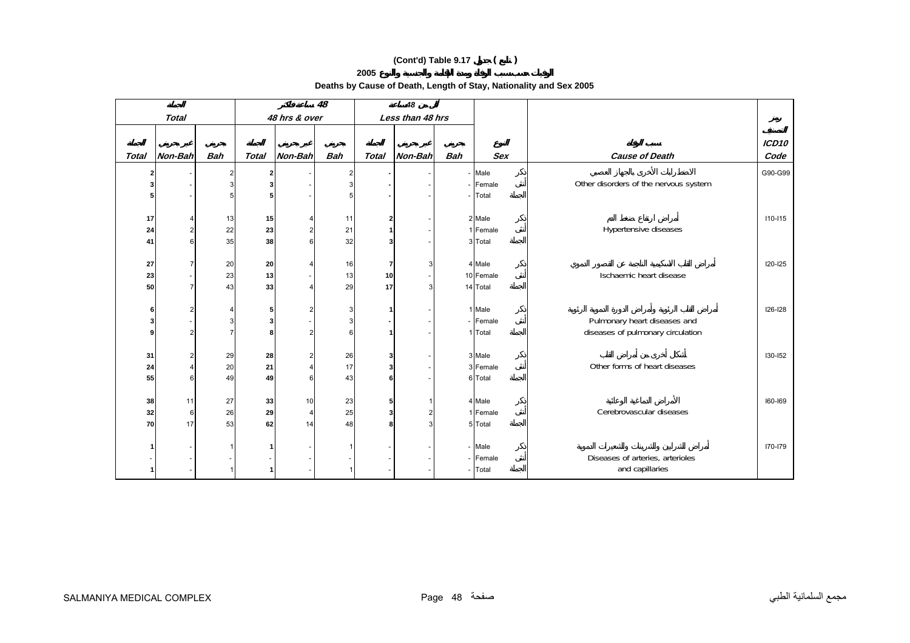**(Cont'd) Table 9.17 جدول ( تابع )**

**الوفيات حسب سبب الوفاة ومدة الإقامة والجنسية والنوع 2005**

**Deaths by Cause of Death, Length of Stay, Nationality and Sex 2005**

| الجملة Total | | | 48 ساعة فأكثر 48 hrs & over | | | أقل من 48 ساعة Less than 48 hrs | | | | | | |
|---|---|---|---|---|---|---|---|---|---|---|---|---|
| الجملة Total | غير بحريني Non-Bah | بحريني Bah | الجملة Total | غير بحريني Non-Bah | بحريني Bah | الجملة Total | غير بحريني Non-Bah | بحريني Bah | النوع Sex | | سبب الوفاة Cause of Death | رمز التصنيف ICD10 Code |
| **2** | - | 2 | **2** | - | 2 | **-** | - | - | Male | ذكر | الاضطرابات الأخرى بالجهاز العصبي | G90-G99 |
| **3** | - | 3 | **3** | - | 3 | **-** | - | - | Female | أنثى | Other disorders of the nervous system | |
| **5** | - | 5 | **5** | - | 5 | **-** | - | - | Total | الجملة | | |
| **17** | 4 | 13 | **15** | 4 | 11 | **2** | - | 2 | Male | ذكر | أمراض ارتفاع ضغط الدم | I10-I15 |
| **24** | 2 | 22 | **23** | 2 | 21 | **1** | - | 1 | Female | أنثى | Hypertensive diseases | |
| **41** | 6 | 35 | **38** | 6 | 32 | **3** | - | 3 | Total | الجملة | | |
| **27** | 7 | 20 | **20** | 4 | 16 | **7** | 3 | 4 | Male | ذكر | أمراض القلب الاسكيمية الناجمة عن القصور الدموي | I20-I25 |
| **23** | - | 23 | **13** | - | 13 | **10** | - | 10 | Female | أنثى | Ischaemic heart disease | |
| **50** | 7 | 43 | **33** | 4 | 29 | **17** | 3 | 14 | Total | الجملة | | |
| **6** | 2 | 4 | **5** | 2 | 3 | **1** | - | 1 | Male | ذكر | أمراض القلب الرئوية وأمراض الدورة الدموية الرئوية | I26-I28 |
| **3** | - | 3 | **3** | - | 3 | **-** | - | - | Female | أنثى | Pulmonary heart diseases and | |
| **9** | 2 | 7 | **8** | 2 | 6 | **1** | - | 1 | Total | الجملة | diseases of pulmonary circulation | |
| **31** | 2 | 29 | **28** | 2 | 26 | **3** | - | 3 | Male | ذكر | أشكال أخرى من أمراض القلب | I30-I52 |
| **24** | 4 | 20 | **21** | 4 | 17 | **3** | - | 3 | Female | أنثى | Other forms of heart diseases | |
| **55** | 6 | 49 | **49** | 6 | 43 | **6** | - | 6 | Total | الجملة | | |
| **38** | 11 | 27 | **33** | 10 | 23 | **5** | 1 | 4 | Male | ذكر | الأمراض الدماغية الوعائية | I60-I69 |
| **32** | 6 | 26 | **29** | 4 | 25 | **3** | 2 | 1 | Female | أنثى | Cerebrovascular diseases | |
| **70** | 17 | 53 | **62** | 14 | 48 | **8** | 3 | 5 | Total | الجملة | | |
| **1** | - | 1 | **1** | - | 1 | **-** | - | - | Male | ذكر | أمراض الشرايين والشرينات والشعيرات الدموية | I70-I79 |
| **-** | - | - | **-** | - | - | **-** | - | - | Female | أنثى | Diseases of arteries, arterioles | |
| **1** | - | 1 | **1** | - | 1 | **-** | - | - | Total | الجملة | and capillaries | |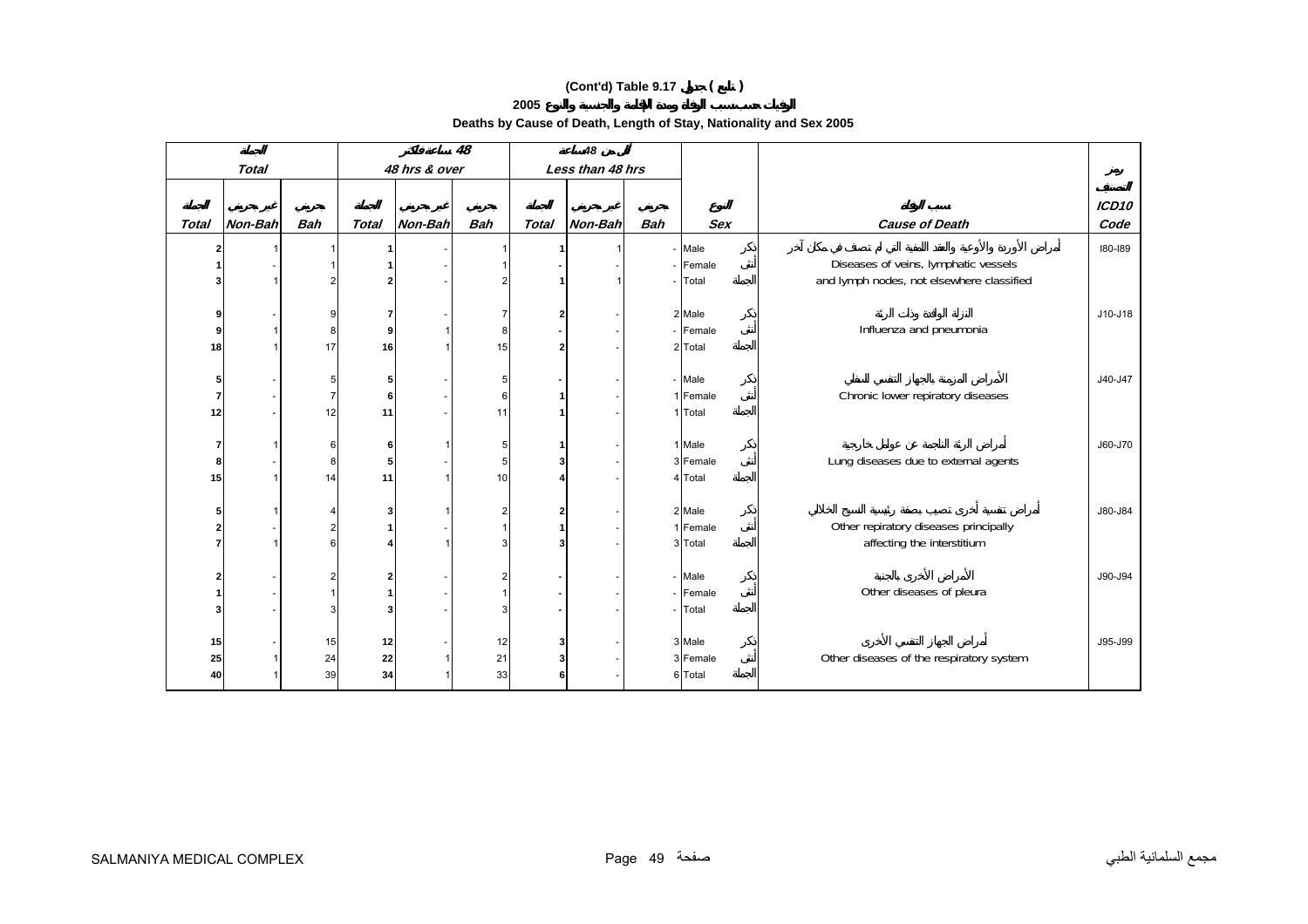**(Cont'd) Table 9.17 جدول ( تابع )**

**الوفيات حسب سبب الوفاة ومدة الإقامة والجنسية والنوع 2005**

**Deaths by Cause of Death, Length of Stay, Nationality and Sex 2005**

| الجملة Total | | | 48 ساعة فأكثر 48 hrs & over | | | أقل من 48 ساعة Less than 48 hrs | | | | | | |
|---|---|---|---|---|---|---|---|---|---|---|---|---|
| الجملة Total | غير بحريني Non-Bah | بحريني Bah | الجملة Total | غير بحريني Non-Bah | بحريني Bah | الجملة Total | غير بحريني Non-Bah | بحريني Bah | النوع Sex | | سبب الوفاة Cause of Death | رمز التصنيف ICD10 Code |
| 2 | 1 | 1 | 1 | - | 1 | 1 | 1 | - | Male | ذكر | أمراض الأوردة والأوعية والعقد اللمفية التي لم تصنف في مكان آخر | I80-I89 |
| 1 | - | 1 | 1 | - | 1 | - | - | - | Female | أنثى | Diseases of veins, lymphatic vessels | |
| 3 | 1 | 2 | 2 | - | 2 | 1 | 1 | - | Total | الجملة | and lymph nodes, not elsewhere classified | |
| 9 | - | 9 | 7 | - | 7 | 2 | - | 2 | Male | ذكر | النزلة الوافدة وذات الرئة | J10-J18 |
| 9 | 1 | 8 | 9 | 1 | 8 | - | - | - | Female | أنثى | Influenza and pneumonia | |
| 18 | 1 | 17 | 16 | 1 | 15 | 2 | - | 2 | Total | الجملة | | |
| 5 | - | 5 | 5 | - | 5 | - | - | - | Male | ذكر | الأمراض المزمنة بالجهاز التنفسي السفلي | J40-J47 |
| 7 | - | 7 | 6 | - | 6 | 1 | - | 1 | Female | أنثى | Chronic lower repiratory diseases | |
| 12 | - | 12 | 11 | - | 11 | 1 | - | 1 | Total | الجملة | | |
| 7 | 1 | 6 | 6 | 1 | 5 | 1 | - | 1 | Male | ذكر | أمراض الرئة الناجمة عن عوامل خارجية | J60-J70 |
| 8 | - | 8 | 5 | - | 5 | 3 | - | 3 | Female | أنثى | Lung diseases due to external agents | |
| 15 | 1 | 14 | 11 | 1 | 10 | 4 | - | 4 | Total | الجملة | | |
| 5 | 1 | 4 | 3 | 1 | 2 | 2 | - | 2 | Male | ذكر | أمراض تنفسية أخرى تصيب بصفة رئيسية النسيج الخلالي | J80-J84 |
| 2 | - | 2 | 1 | - | 1 | 1 | - | 1 | Female | أنثى | Other repiratory diseases principally | |
| 7 | 1 | 6 | 4 | 1 | 3 | 3 | - | 3 | Total | الجملة | affecting the interstitium | |
| 2 | - | 2 | 2 | - | 2 | - | - | - | Male | ذكر | الأمراض الأخرى بالجنبة | J90-J94 |
| 1 | - | 1 | 1 | - | 1 | - | - | - | Female | أنثى | Other diseases of pleura | |
| 3 | - | 3 | 3 | - | 3 | - | - | - | Total | الجملة | | |
| 15 | - | 15 | 12 | - | 12 | 3 | - | 3 | Male | ذكر | أمراض الجهاز التنفسي الأخرى | J95-J99 |
| 25 | 1 | 24 | 22 | 1 | 21 | 3 | - | 3 | Female | أنثى | Other diseases of the respiratory system | |
| 40 | 1 | 39 | 34 | 1 | 33 | 6 | - | 6 | Total | الجملة | | |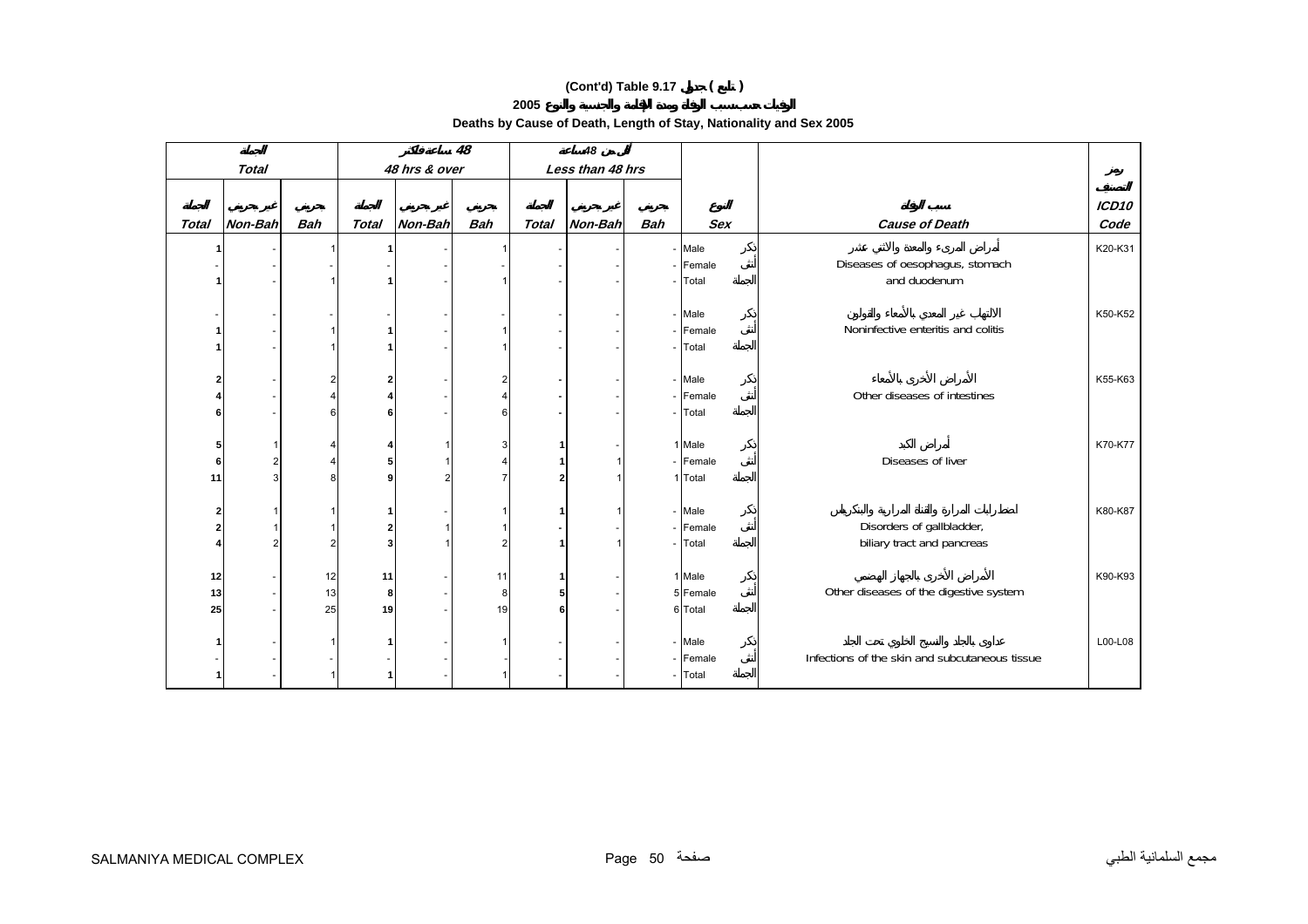**(Cont'd) Table 9.17 جدول ( تابع )**

**الوفيات حسب سبب الوفاة ومدة الإقامة والجنسية والنوع 2005**

**Deaths by Cause of Death, Length of Stay, Nationality and Sex 2005**

| الجملة Total | | | 48 ساعة فأكثر 48 hrs & over | | | أقل من 48 ساعة Less than 48 hrs | | | | | |
|---|---|---|---|---|---|---|---|---|---|---|---|
| الجملة Total | غير بحريني Non-Bah | بحريني Bah | الجملة Total | غير بحريني Non-Bah | بحريني Bah | الجملة Total | غير بحريني Non-Bah | بحريني Bah | النوع Sex | سبب الوفاة Cause of Death | رمز التصنيف ICD10 Code |
| 1 | - | 1 | 1 | - | 1 | - | - | - | Male ذكر | أمراض المريء والمعدة والاثني عشر Diseases of oesophagus, stomach and duodenum | K20-K31 |
| - | - | - | - | - | - | - | - | - | Female أنثى | | |
| 1 | - | 1 | 1 | - | 1 | - | - | - | Total الجملة | | |
| - | - | - | - | - | - | - | - | - | Male ذكر | الالتهاب غير المعدي بالأمعاء والقولون Noninfective enteritis and colitis | K50-K52 |
| 1 | - | 1 | 1 | - | 1 | - | - | - | Female أنثى | | |
| 1 | - | 1 | 1 | - | 1 | - | - | - | Total الجملة | | |
| 2 | - | 2 | 2 | - | 2 | - | - | - | Male ذكر | الأمراض الأخرى بالأمعاء Other diseases of intestines | K55-K63 |
| 4 | - | 4 | 4 | - | 4 | - | - | - | Female أنثى | | |
| 6 | - | 6 | 6 | - | 6 | - | - | - | Total الجملة | | |
| 5 | 1 | 4 | 4 | 1 | 3 | 1 | - | 1 | Male ذكر | أمراض الكبد Diseases of liver | K70-K77 |
| 6 | 2 | 4 | 5 | 1 | 4 | 1 | 1 | - | Female أنثى | | |
| 11 | 3 | 8 | 9 | 2 | 7 | 2 | 1 | 1 | Total الجملة | | |
| 2 | 1 | 1 | 1 | - | 1 | 1 | 1 | - | Male ذكر | اضطرابات المرارة والقناة المرارية والبنكرياس Disorders of gallbladder, biliary tract and pancreas | K80-K87 |
| 2 | 1 | 1 | 2 | 1 | 1 | - | - | - | Female أنثى | | |
| 4 | 2 | 2 | 3 | 1 | 2 | 1 | 1 | - | Total الجملة | | |
| 12 | - | 12 | 11 | - | 11 | 1 | - | 1 | Male ذكر | الأمراض الأخرى بالجهاز الهضمي Other diseases of the digestive system | K90-K93 |
| 13 | - | 13 | 8 | - | 8 | 5 | - | 5 | Female أنثى | | |
| 25 | - | 25 | 19 | - | 19 | 6 | - | 6 | Total الجملة | | |
| 1 | - | 1 | 1 | - | 1 | - | - | - | Male ذكر | عداوى بالجلد والنسيج الخلوي تحت الجلد Infections of the skin and subcutaneous tissue | L00-L08 |
| - | - | - | - | - | - | - | - | - | Female أنثى | | |
| 1 | - | 1 | 1 | - | 1 | - | - | - | Total الجملة | | |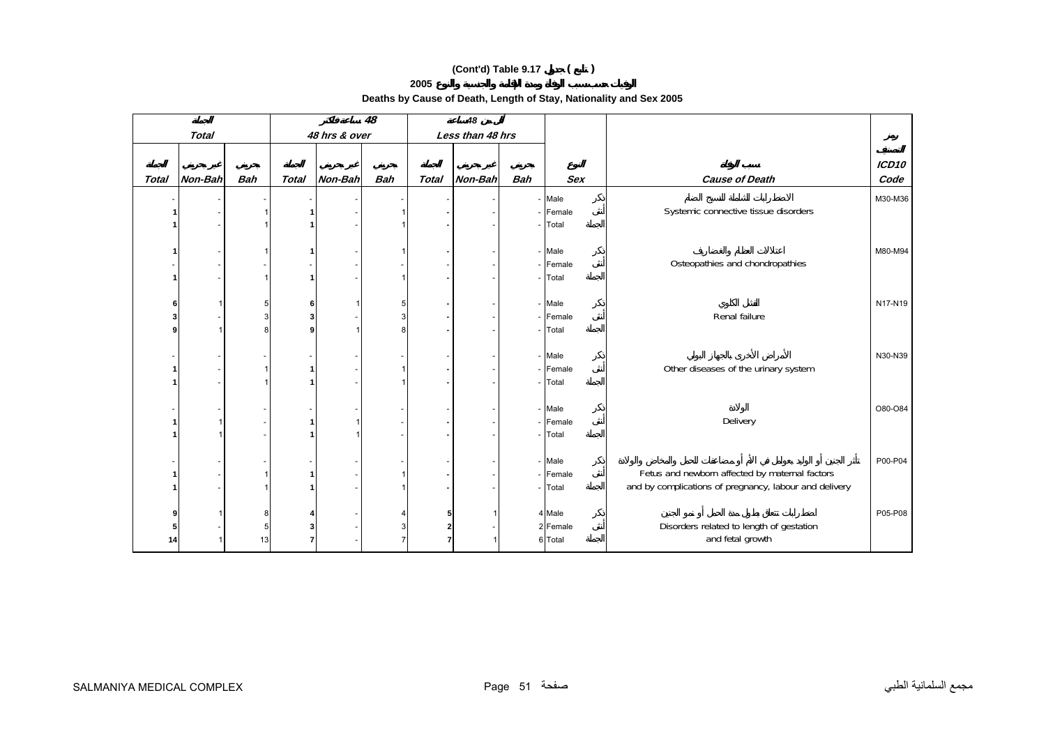# (Cont'd) Table 9.17 جدول ( تابع )

## الوفيات حسب سبب الوفاة ومدة الإقامة والجنسية والنوع 2005

### Deaths by Cause of Death, Length of Stay, Nationality and Sex 2005

| الجملة Total | | | 48 ساعة فأكثر 48 hrs & over | | | أقل من 48 ساعة Less than 48 hrs | | | | | | |
|---|---|---|---|---|---|---|---|---|---|---|---|---|
| الجملة Total | غير بحريني Non-Bah | بحريني Bah | الجملة Total | غير بحريني Non-Bah | بحريني Bah | الجملة Total | غير بحريني Non-Bah | بحريني Bah | النوع Sex | | سبب الوفاة Cause of Death | رمز التصنيف ICD10 Code |
| - | - | - | - | - | - | - | - | - | Male | ذكر | الاضطرابات الشاملة للنسيج الضام Systemic connective tissue disorders | M30-M36 |
| 1 | - | 1 | 1 | - | 1 | - | - | - | Female | أنثى | | |
| 1 | - | 1 | 1 | - | 1 | - | - | - | Total | الجملة | | |
| 1 | - | 1 | 1 | - | 1 | - | - | - | Male | ذكر | اعتلالات العظام والغضاريف Osteopathies and chondropathies | M80-M94 |
| - | - | - | - | - | - | - | - | - | Female | أنثى | | |
| 1 | - | 1 | 1 | - | 1 | - | - | - | Total | الجملة | | |
| 6 | 1 | 5 | 6 | 1 | 5 | - | - | - | Male | ذكر | الفشل الكلوي Renal failure | N17-N19 |
| 3 | - | 3 | 3 | - | 3 | - | - | - | Female | أنثى | | |
| 9 | 1 | 8 | 9 | 1 | 8 | - | - | - | Total | الجملة | | |
| - | - | - | - | - | - | - | - | - | Male | ذكر | الأمراض الأخرى بالجهاز البولي Other diseases of the urinary system | N30-N39 |
| 1 | - | 1 | 1 | - | 1 | - | - | - | Female | أنثى | | |
| 1 | - | 1 | 1 | - | 1 | - | - | - | Total | الجملة | | |
| - | - | - | - | - | - | - | - | - | Male | ذكر | الولادة Delivery | O80-O84 |
| 1 | 1 | - | 1 | 1 | - | - | - | - | Female | أنثى | | |
| 1 | 1 | - | 1 | 1 | - | - | - | - | Total | الجملة | | |
| - | - | - | - | - | - | - | - | - | Male | ذكر | تأثر الجنين أو الوليد بعوامل في الأم أو مضاعفات للحمل والمخاض والولادة Fetus and newborn affected by maternal factors and by complications of pregnancy, labour and delivery | P00-P04 |
| 1 | - | 1 | 1 | - | 1 | - | - | - | Female | أنثى | | |
| 1 | - | 1 | 1 | - | 1 | - | - | - | Total | الجملة | | |
| 9 | 1 | 8 | 4 | - | 4 | 5 | 1 | 4 | Male | ذكر | اضطرابات تتعلق بطول مدة الحمل أو نمو الجنين Disorders related to length of gestation and fetal growth | P05-P08 |
| 5 | - | 5 | 3 | - | 3 | 2 | - | 2 | Female | أنثى | | |
| 14 | 1 | 13 | 7 | - | 7 | 7 | 1 | 6 | Total | الجملة | | |

SALMANIYA MEDICAL COMPLEX — مجمع السلمانية الطبي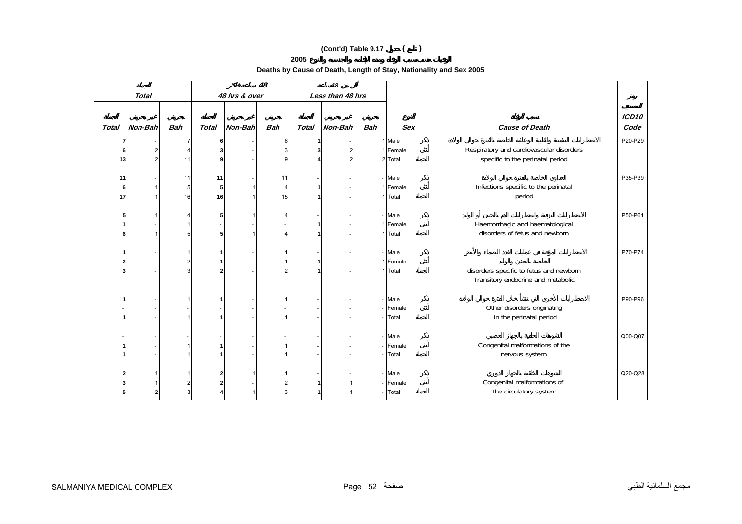## (Cont'd) Table 9.17 جدول ( تابع )

## الوفيات حسب سبب الوفاة ومدة الإقامة والجنسية والنوع 2005

## Deaths by Cause of Death, Length of Stay, Nationality and Sex 2005

| الجملة Total | | | 48 ساعة فأكثر 48 hrs & over | | | أقل من 48 ساعة Less than 48 hrs | | | | | | |
|---|---|---|---|---|---|---|---|---|---|---|---|---|
| الجملة Total | غير بحريني Non-Bah | بحريني Bah | الجملة Total | غير بحريني Non-Bah | بحريني Bah | الجملة Total | غير بحريني Non-Bah | بحريني Bah | النوع Sex | | سبب الوفاة Cause of Death | رمز التصنيف ICD10 Code |
| 7 | - | 7 | 6 | - | 6 | 1 | - | 1 | Male | ذكر | الاضطرابات التنفسية والقلبية الوعائية الخاصة بالفترة حوالي الولادة Respiratory and cardiovascular disorders specific to the perinatal period | P20-P29 |
| 6 | 2 | 4 | 3 | - | 3 | 3 | 2 | 1 | Female | أنثى | | |
| 13 | 2 | 11 | 9 | - | 9 | 4 | 2 | 2 | Total | الجملة | | |
| 11 | - | 11 | 11 | - | 11 | - | - | - | Male | ذكر | العداوى الخاصة بالفترة حوالي الولادة Infections specific to the perinatal period | P35-P39 |
| 6 | 1 | 5 | 5 | 1 | 4 | 1 | - | 1 | Female | أنثى | | |
| 17 | 1 | 16 | 16 | 1 | 15 | 1 | - | 1 | Total | الجملة | | |
| 5 | 1 | 4 | 5 | 1 | 4 | - | - | - | Male | ذكر | الاضطرابات النزفية واضطرابات الدم بالجنين أو الوليد Haemorrhagic and haematological disorders of fetus and newborn | P50-P61 |
| 1 | - | 1 | - | - | - | 1 | - | 1 | Female | أنثى | | |
| 6 | 1 | 5 | 5 | 1 | 4 | 1 | - | 1 | Total | الجملة | | |
| 1 | - | 1 | 1 | - | 1 | - | - | - | Male | ذكر | الاضطرابات المؤقتة في عمليات الغدد الصماء والأيض الخاصة بالجنين والوليد Transitory endocrine and metabolic disorders specific to fetus and newborn | P70-P74 |
| 2 | - | 2 | 1 | - | 1 | 1 | - | 1 | Female | أنثى | | |
| 3 | - | 3 | 2 | - | 2 | 1 | - | 1 | Total | الجملة | | |
| 1 | - | 1 | 1 | - | 1 | - | - | - | Male | ذكر | الاضطرابات الأخرى التي تنشأ خلال الفترة حوالي الولادة Other disorders originating in the perinatal period | P90-P96 |
| - | - | - | - | - | - | - | - | - | Female | أنثى | | |
| 1 | - | 1 | 1 | - | 1 | - | - | - | Total | الجملة | | |
| - | - | - | - | - | - | - | - | - | Male | ذكر | التشوهات الخلقية بالجهاز العصبي Congenital malformations of the nervous system | Q00-Q07 |
| 1 | - | 1 | 1 | - | 1 | - | - | - | Female | أنثى | | |
| 1 | - | 1 | 1 | - | 1 | - | - | - | Total | الجملة | | |
| 2 | 1 | 1 | 2 | 1 | 1 | - | - | - | Male | ذكر | التشوهات الخلقية بالجهاز الدوري Congenital malformations of the circulatory system | Q20-Q28 |
| 3 | 1 | 2 | 2 | - | 2 | 1 | 1 | - | Female | أنثى | | |
| 5 | 2 | 3 | 4 | 1 | 3 | 1 | 1 | - | Total | الجملة | | |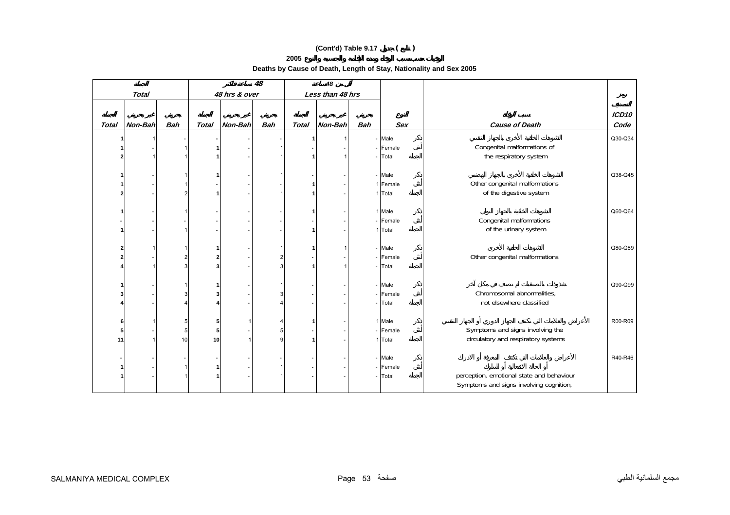# (Cont'd) Table 9.17 جدول ( تابع )

## الوفيات حسب سبب الوفاة ومدة الإقامة والجنسية والنوع 2005

### Deaths by Cause of Death, Length of Stay, Nationality and Sex 2005

| الجملة Total | | | 48 ساعة فأكثر 48 hrs & over | | | أقل من 48 ساعة Less than 48 hrs | | | | | | رمز التصنيف |
|---|---|---|---|---|---|---|---|---|---|---|---|---|
| الجملة Total | غير بحريني Non-Bah | بحريني Bah | الجملة Total | غير بحريني Non-Bah | بحريني Bah | الجملة Total | غير بحريني Non-Bah | بحريني Bah | النوع Sex | | سبب الوفاة Cause of Death | ICD10 Code |
| 1 | 1 | - | - | - | - | 1 | 1 | - | Male | ذكر | التشوهات الخلقية الأخرى بالجهاز التنفسي | Q30-Q34 |
| 1 | - | 1 | 1 | - | 1 | - | - | - | Female | أنثى | Congenital malformations of | |
| 2 | 1 | 1 | 1 | - | 1 | 1 | 1 | - | Total | الجملة | the respiratory system | |
| 1 | - | 1 | 1 | - | 1 | - | - | - | Male | ذكر | التشوهات الخلقية الأخرى بالجهاز الهضمي | Q38-Q45 |
| 1 | - | 1 | - | - | - | 1 | - | 1 | Female | أنثى | Other congenital malformations | |
| 2 | - | 2 | 1 | - | 1 | 1 | - | 1 | Total | الجملة | of the digestive system | |
| 1 | - | 1 | - | - | - | 1 | - | 1 | Male | ذكر | التشوهات الخلقية بالجهاز البولي | Q60-Q64 |
| - | - | - | - | - | - | - | - | - | Female | أنثى | Congenital malformations | |
| 1 | - | 1 | - | - | - | 1 | - | 1 | Total | الجملة | of the urinary system | |
| 2 | 1 | 1 | 1 | - | 1 | 1 | 1 | - | Male | ذكر | التشوهات الخلقية الأخرى | Q80-Q89 |
| 2 | - | 2 | 2 | - | 2 | - | - | - | Female | أنثى | Other congenital malformations | |
| 4 | 1 | 3 | 3 | - | 3 | 1 | 1 | - | Total | الجملة | | |
| 1 | - | 1 | 1 | - | 1 | - | - | - | Male | ذكر | شذوذات بالصبغيات لم تصنف في مكان آخر | Q90-Q99 |
| 3 | - | 3 | 3 | - | 3 | - | - | - | Female | أنثى | Chromosomal abnormalities, | |
| 4 | - | 4 | 4 | - | 4 | - | - | - | Total | الجملة | not elsewhere classified | |
| 6 | 1 | 5 | 5 | 1 | 4 | 1 | - | 1 | Male | ذكر | الأعراض والعلامات التي تكتنف الجهاز الدوري أو الجهاز التنفسي | R00-R09 |
| 5 | - | 5 | 5 | - | 5 | - | - | - | Female | أنثى | Symptoms and signs involving the | |
| 11 | 1 | 10 | 10 | 1 | 9 | 1 | - | 1 | Total | الجملة | circulatory and respiratory systems | |
| - | - | - | - | - | - | - | - | - | Male | ذكر | الأعراض والعلامات التي تكتنف المعرفة أو الادراك أو الحالة الانفعالية أو السلوك | R40-R46 |
| 1 | - | 1 | 1 | - | 1 | - | - | - | Female | أنثى | Symptoms and signs involving cognition, | |
| 1 | - | 1 | 1 | - | 1 | - | - | - | Total | الجملة | perception, emotional state and behaviour | |

SALMANIYA MEDICAL COMPLEX مجمع السلمانية الطبي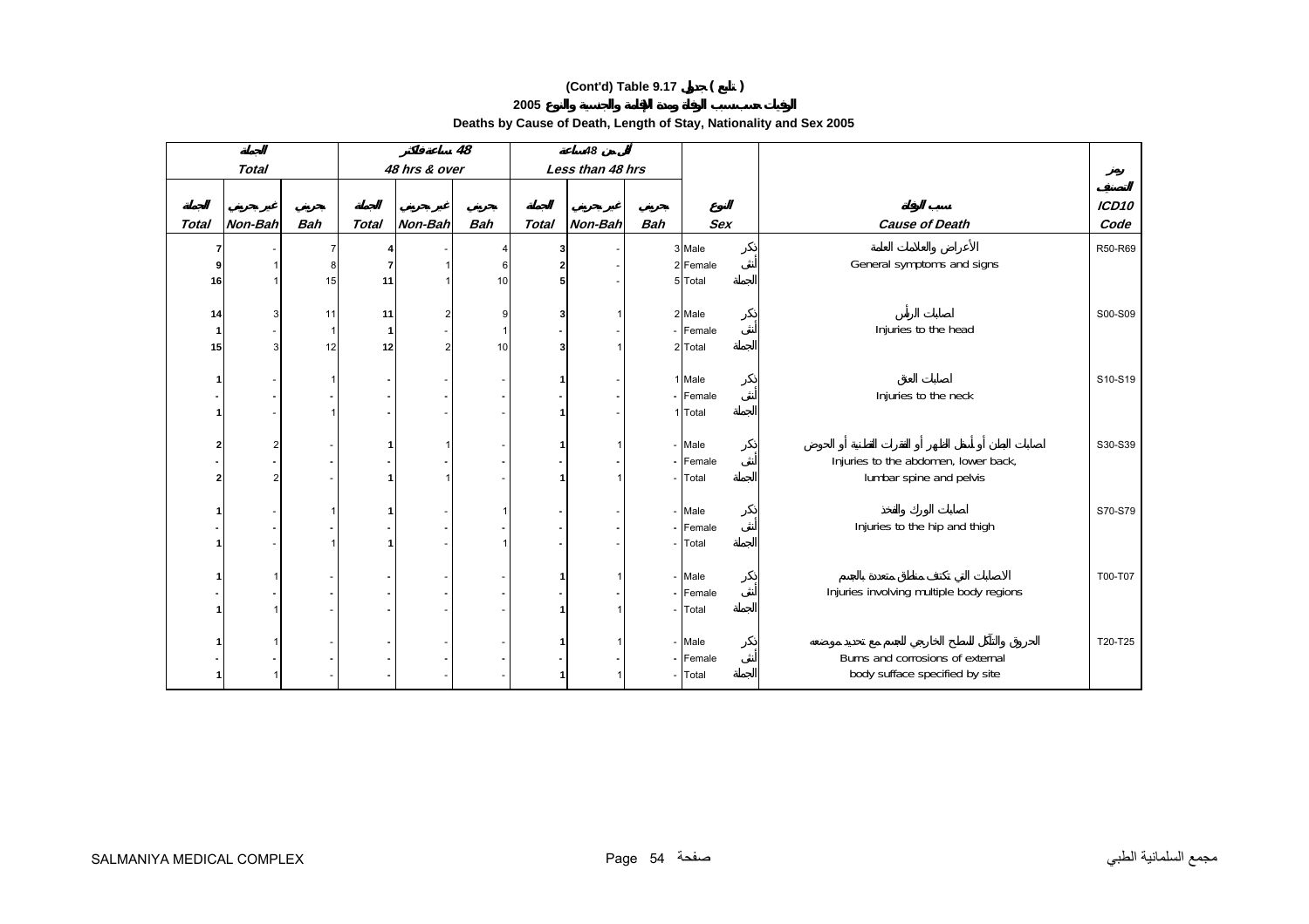# (Cont'd) Table 9.17 جدول ( تابع )

## الوفيات حسب سبب الوفاة ومدة الإقامة والجنسية والنوع 2005

## Deaths by Cause of Death, Length of Stay, Nationality and Sex 2005

| الجملة Total | | | 48 ساعة فأكثر 48 hrs & over | | | أقل من 48 ساعة Less than 48 hrs | | | | | |
|---|---|---|---|---|---|---|---|---|---|---|---|
| الجملة Total | غير بحريني Non-Bah | بحريني Bah | الجملة Total | غير بحريني Non-Bah | بحريني Bah | الجملة Total | غير بحريني Non-Bah | بحريني Bah | النوع Sex | سبب الوفاة Cause of Death | رمز التصنيف ICD10 Code |
| 7 | - | 7 | 4 | - | 4 | 3 | - | 3 | Male ذكر | الأعراض والعلامات العامة General symptoms and signs | R50-R69 |
| 9 | 1 | 8 | 7 | 1 | 6 | 2 | - | 2 | Female أنثى | | |
| 16 | 1 | 15 | 11 | 1 | 10 | 5 | - | 5 | Total الجملة | | |
| 14 | 3 | 11 | 11 | 2 | 9 | 3 | 1 | 2 | Male ذكر | اصابات الرأس Injuries to the head | S00-S09 |
| 1 | - | 1 | 1 | - | 1 | - | - | - | Female أنثى | | |
| 15 | 3 | 12 | 12 | 2 | 10 | 3 | 1 | 2 | Total الجملة | | |
| 1 | - | 1 | - | - | - | 1 | - | 1 | Male ذكر | اصابات العنق Injuries to the neck | S10-S19 |
| - | - | - | - | - | - | - | - | - | Female أنثى | | |
| 1 | - | 1 | - | - | - | 1 | - | 1 | Total الجملة | | |
| 2 | 2 | - | 1 | 1 | - | 1 | 1 | - | Male ذكر | اصابات البطن أو أسفل الظهر أو الفقرات القطنية أو الحوض Injuries to the abdomen, lower back, lumbar spine and pelvis | S30-S39 |
| - | - | - | - | - | - | - | - | - | Female أنثى | | |
| 2 | 2 | - | 1 | 1 | - | 1 | 1 | - | Total الجملة | | |
| 1 | - | 1 | 1 | - | 1 | - | - | - | Male ذكر | اصابات الورك والفخذ Injuries to the hip and thigh | S70-S79 |
| - | - | - | - | - | - | - | - | - | Female أنثى | | |
| 1 | - | 1 | 1 | - | 1 | - | - | - | Total الجملة | | |
| 1 | 1 | - | - | - | - | 1 | 1 | - | Male ذكر | الاصابات التي تكتنف مناطق متعددة بالجسم Injuries involving multiple body regions | T00-T07 |
| - | - | - | - | - | - | - | - | - | Female أنثى | | |
| 1 | 1 | - | - | - | - | 1 | 1 | - | Total الجملة | | |
| 1 | 1 | - | - | - | - | 1 | 1 | - | Male ذكر | الحروق والتآكل للسطح الخارجي للجسم مع تحديد موضعه Burns and corrosions of external body sufface specified by site | T20-T25 |
| - | - | - | - | - | - | - | - | - | Female أنثى | | |
| 1 | 1 | - | - | - | - | 1 | 1 | - | Total الجملة | | |

SALMANIYA MEDICAL COMPLEX مجمع السلمانية الطبي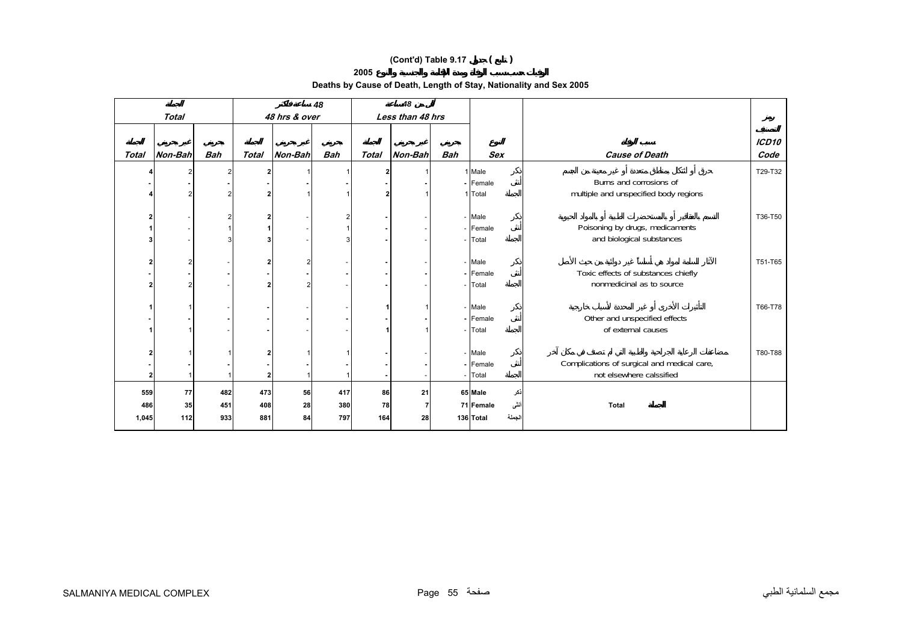**(Cont'd) Table 9.17 جدول ( تابع )**

**الوفيات حسب سبب الوفاة ومدة الإقامة والجنسية والنوع 2005**

**Deaths by Cause of Death, Length of Stay, Nationality and Sex 2005**

| الجملة Total | | | 48 ساعة فأكثر 48 hrs & over | | | أقل من 48 ساعة Less than 48 hrs | | | | | | |
|---|---|---|---|---|---|---|---|---|---|---|---|---|
| الجملة Total | غير بحريني Non-Bah | بحريني Bah | الجملة Total | غير بحريني Non-Bah | بحريني Bah | الجملة Total | غير بحريني Non-Bah | بحريني Bah | النوع Sex | | سبب الوفاة Cause of Death | رمز التصنيف ICD10 Code |
| 4 | 2 | 2 | 2 | 1 | 1 | 2 | 1 | 1 | Male | ذكر | حروق أو تآكل بمناطق متعددة أو غير معينة من الجسم | T29-T32 |
| - | - | - | - | - | - | - | - | - | Female | أنثى | Burns and corrosions of | |
| 4 | 2 | 2 | 2 | 1 | 1 | 2 | 1 | 1 | Total | الجملة | multiple and unspecified body regions | |
| 2 | - | 2 | 2 | - | 2 | - | - | - | Male | ذكر | التسمم بالعقاقير أو بالمستحضرات الطبية أو بالمواد الحيوية | T36-T50 |
| 1 | - | 1 | 1 | - | 1 | - | - | - | Female | أنثى | Poisoning by drugs, medicaments | |
| 3 | - | 3 | 3 | - | 3 | - | - | - | Total | الجملة | and biological substances | |
| 2 | 2 | - | 2 | 2 | - | - | - | - | Male | ذكر | الآثار السامة لمواد هي أساساً غير دوائية من حيث الأصل | T51-T65 |
| - | - | - | - | - | - | - | - | - | Female | أنثى | Toxic effects of substances chiefly | |
| 2 | 2 | - | 2 | 2 | - | - | - | - | Total | الجملة | nonmedicinal as to source | |
| 1 | 1 | - | - | - | - | 1 | 1 | - | Male | ذكر | التأثيرات الأخرى أو غير المحددة لأسباب خارجية | T66-T78 |
| - | - | - | - | - | - | - | - | - | Female | أنثى | Other and unspecified effects | |
| 1 | 1 | - | - | - | - | 1 | 1 | - | Total | الجملة | of external causes | |
| 2 | 1 | 1 | 2 | 1 | 1 | - | - | - | Male | ذكر | مضاعفات الرعاية الجراحية والطبية التي لم تصنف في مكان آخر | T80-T88 |
| - | - | - | - | - | - | - | - | - | Female | أنثى | Complications of surgical and medical care, | |
| 2 | 1 | 1 | 2 | 1 | 1 | - | - | - | Total | الجملة | not elsewhere calssified | |
| **559** | **77** | **482** | **473** | **56** | **417** | **86** | **21** | **65** | **Male** | ذكر | | |
| **486** | **35** | **451** | **408** | **28** | **380** | **78** | **7** | **71** | **Female** | أنثى | **Total الجملة** | |
| **1,045** | **112** | **933** | **881** | **84** | **797** | **164** | **28** | **136** | **Total** | الجملة | | |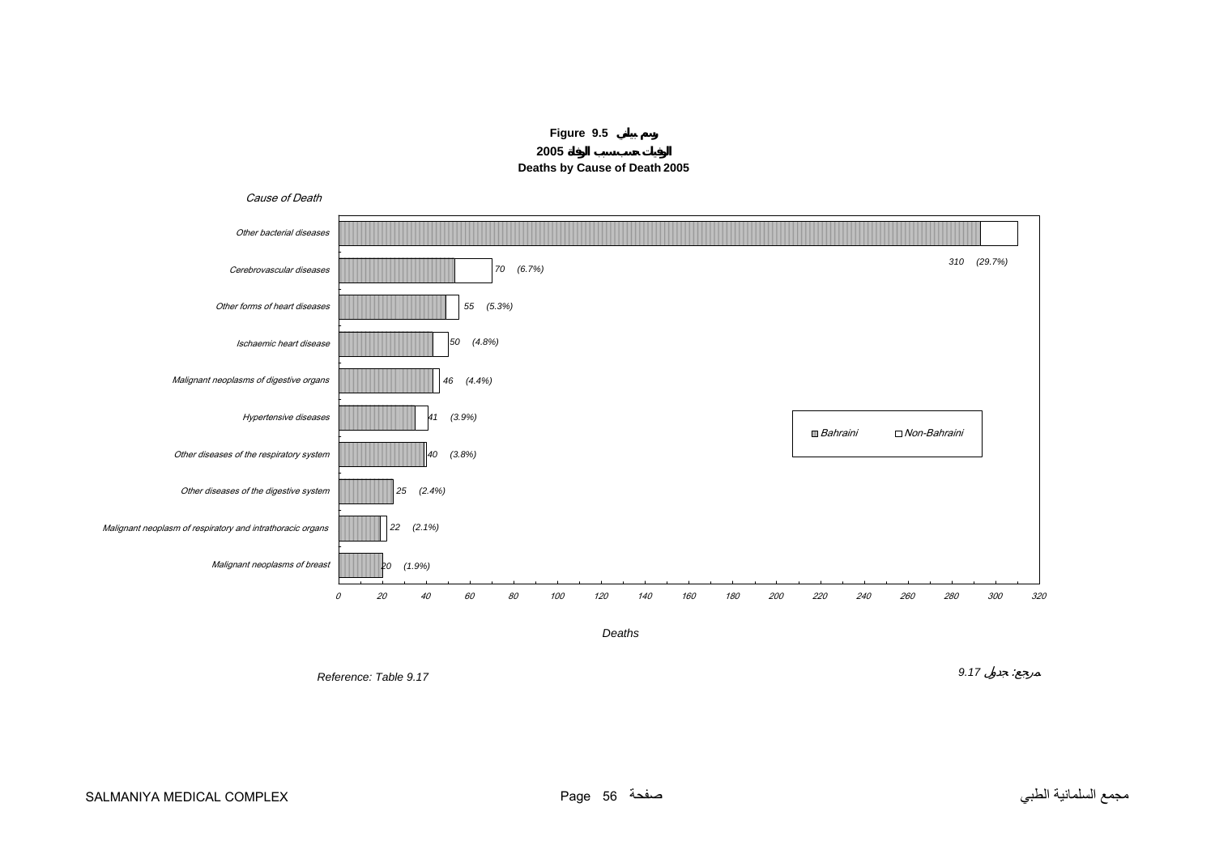**Figure 9.5 رسم بياني**

**2005 الوفيات حسب سبب الوفاة**

**Deaths by Cause of Death 2005**

*Cause of Death*

| Cause of Death | Deaths | % |
|---|---|---|
| Other bacterial diseases | 310 | (29.7%) |
| Cerebrovascular diseases | 70 | (6.7%) |
| Other forms of heart diseases | 55 | (5.3%) |
| Ischaemic heart disease | 50 | (4.8%) |
| Malignant neoplasms of digestive organs | 46 | (4.4%) |
| Hypertensive diseases | 41 | (3.9%) |
| Other diseases of the respiratory system | 40 | (3.8%) |
| Other diseases of the digestive system | 25 | (2.4%) |
| Malignant neoplasm of respiratory and intrathoracic organs | 22 | (2.1%) |
| Malignant neoplasms of breast | 20 | (1.9%) |

Legend: Bahraini, Non-Bahraini

*Deaths*

*Reference: Table 9.17*

مرجع: جدول 9.17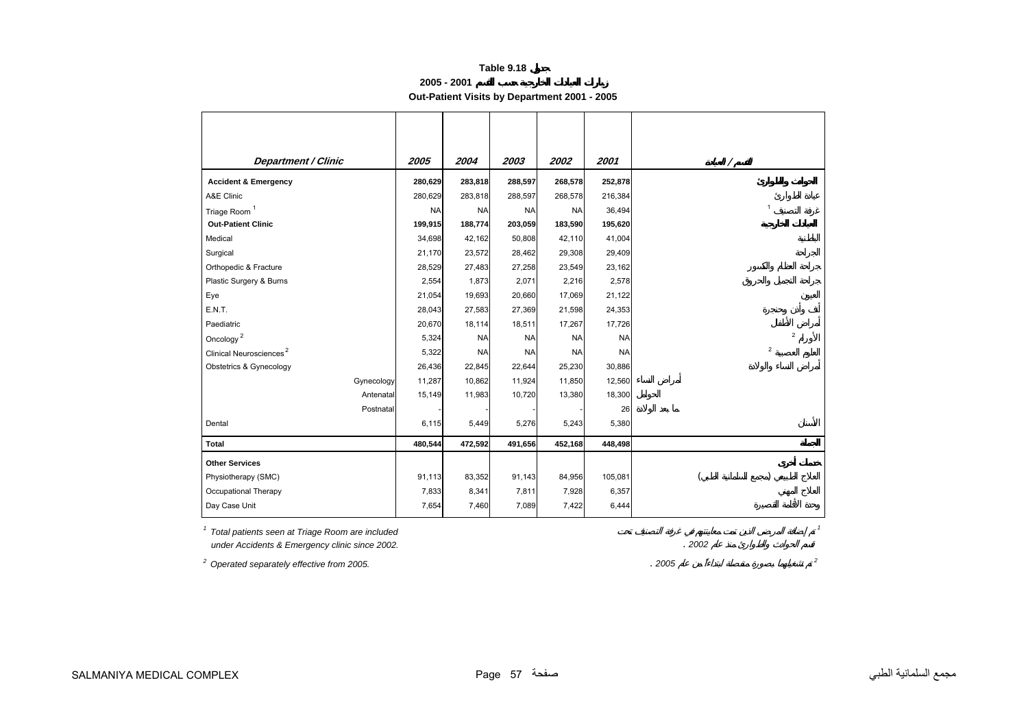**Table 9.18 جدول**

**زيارات العيادات الخارجية حسب القسم 2001 - 2005**

**Out-Patient Visits by Department 2001 - 2005**

| Department / Clinic | 2005 | 2004 | 2003 | 2002 | 2001 | القسم / العيادة |
|---|---|---|---|---|---|---|
| **Accident & Emergency** | 280,629 | 283,818 | 288,597 | 268,578 | 252,878 | **الحوادث والطوارئ** |
| A&E Clinic | 280,629 | 283,818 | 288,597 | 268,578 | 216,384 | عيادة الطوارئ |
| Triage Room [1] | NA | NA | NA | NA | 36,494 | غرفة التصنيف [1] |
| **Out-Patient Clinic** | 199,915 | 188,774 | 203,059 | 183,590 | 195,620 | **العيادات الخارجية** |
| Medical | 34,698 | 42,162 | 50,808 | 42,110 | 41,004 | الباطنية |
| Surgical | 21,170 | 23,572 | 28,462 | 29,308 | 29,409 | الجراحة |
| Orthopedic & Fracture | 28,529 | 27,483 | 27,258 | 23,549 | 23,162 | جراحة العظام والكسور |
| Plastic Surgery & Burns | 2,554 | 1,873 | 2,071 | 2,216 | 2,578 | جراحة التجميل والحروق |
| Eye | 21,054 | 19,693 | 20,660 | 17,069 | 21,122 | العيون |
| E.N.T. | 28,043 | 27,583 | 27,369 | 21,598 | 24,353 | أنف وأذن وحنجرة |
| Paediatric | 20,670 | 18,114 | 18,511 | 17,267 | 17,726 | أمراض الأطفال |
| Oncology [2] | 5,324 | NA | NA | NA | NA | الأورام [2] |
| Clinical Neurosciences [2] | 5,322 | NA | NA | NA | NA | العلوم العصبية [2] |
| Obstetrics & Gynecology | 26,436 | 22,845 | 22,644 | 25,230 | 30,886 | أمراض النساء والولادة |
| Gynecology | 11,287 | 10,862 | 11,924 | 11,850 | 12,560 | أمراض النساء |
| Antenatal | 15,149 | 11,983 | 10,720 | 13,380 | 18,300 | الحوامل |
| Postnatal | - | - | - | - | 26 | ما بعد الولادة |
| Dental | 6,115 | 5,449 | 5,276 | 5,243 | 5,380 | الأسنان |
| **Total** | 480,544 | 472,592 | 491,656 | 452,168 | 448,498 | **الجملة** |
| **Other Services** | | | | | | **خدمات أخرى** |
| Physiotherapy (SMC) | 91,113 | 83,352 | 91,143 | 84,956 | 105,081 | العلاج الطبيعي (مجمع السلمانية الطبي) |
| Occupational Therapy | 7,833 | 8,341 | 7,811 | 7,928 | 6,357 | العلاج المهني |
| Day Case Unit | 7,654 | 7,460 | 7,089 | 7,422 | 6,444 | وحدة الأقامة القصيرة |

[1] *Total patients seen at Triage Room are included under Accidents & Emergency clinic since 2002.*

[1] *تم إضافة المرضى الذين تمت معاينتهم في غرفة التصنيف تحت قسم الحوادث والطوارئ منذ عام 2002 .*

[2] *Operated separately effective from 2005.*

[2] *تم تشغيلها بصورة منفصلة ابتداءاً من عام 2005 .*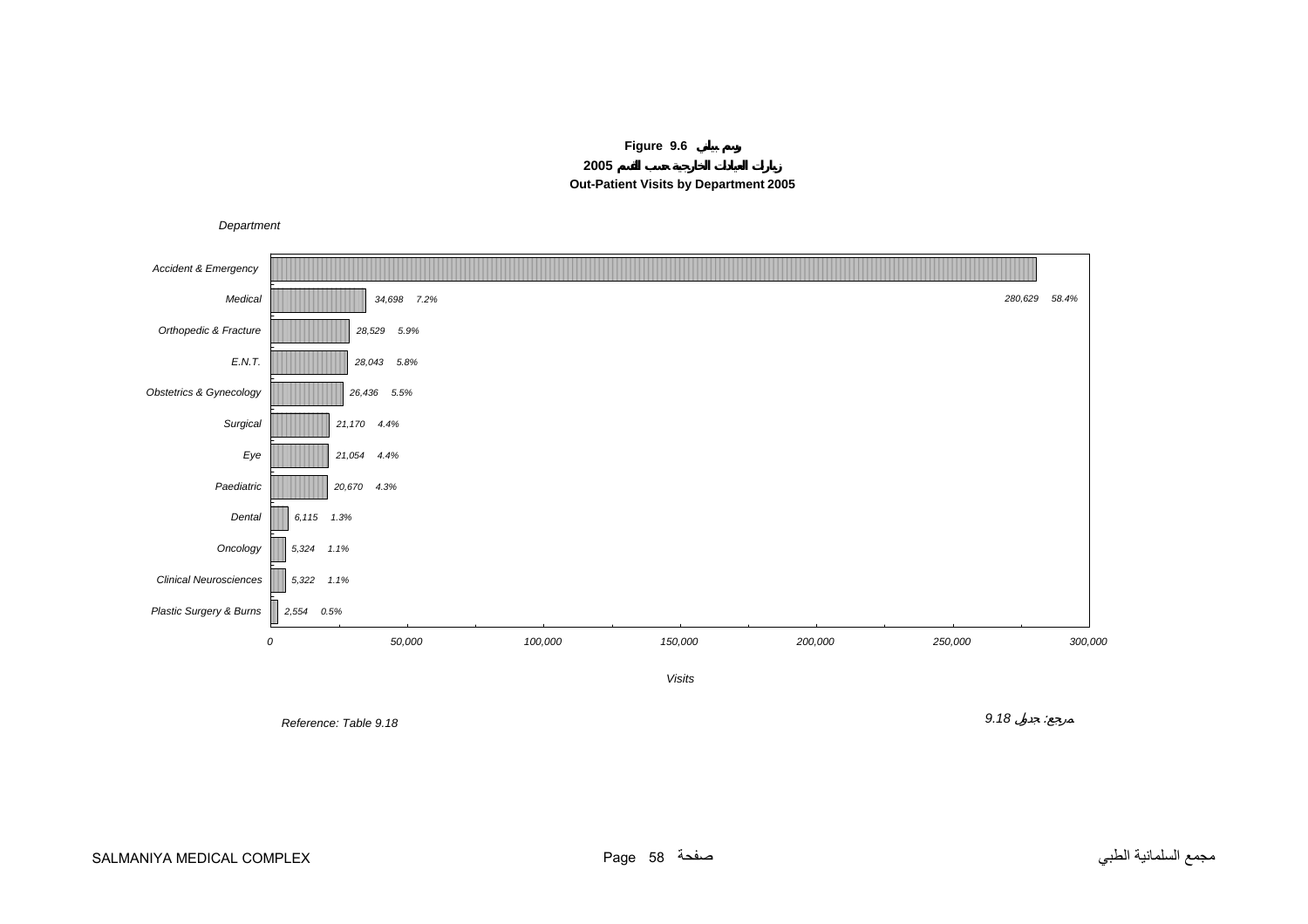**Figure 9.6 رسم بياني**

**2005 زيارات العيادات الخارجية حسب القسم**

**Out-Patient Visits by Department 2005**

| Department | Visits | % |
|---|---|---|
| Accident & Emergency | 280,629 | 58.4% |
| Medical | 34,698 | 7.2% |
| Orthopedic & Fracture | 28,529 | 5.9% |
| E.N.T. | 28,043 | 5.8% |
| Obstetrics & Gynecology | 26,436 | 5.5% |
| Surgical | 21,170 | 4.4% |
| Eye | 21,054 | 4.4% |
| Paediatric | 20,670 | 4.3% |
| Dental | 6,115 | 1.3% |
| Oncology | 5,324 | 1.1% |
| Clinical Neurosciences | 5,322 | 1.1% |
| Plastic Surgery & Burns | 2,554 | 0.5% |

*Reference: Table 9.18*

*مرجع: جدول 9.18*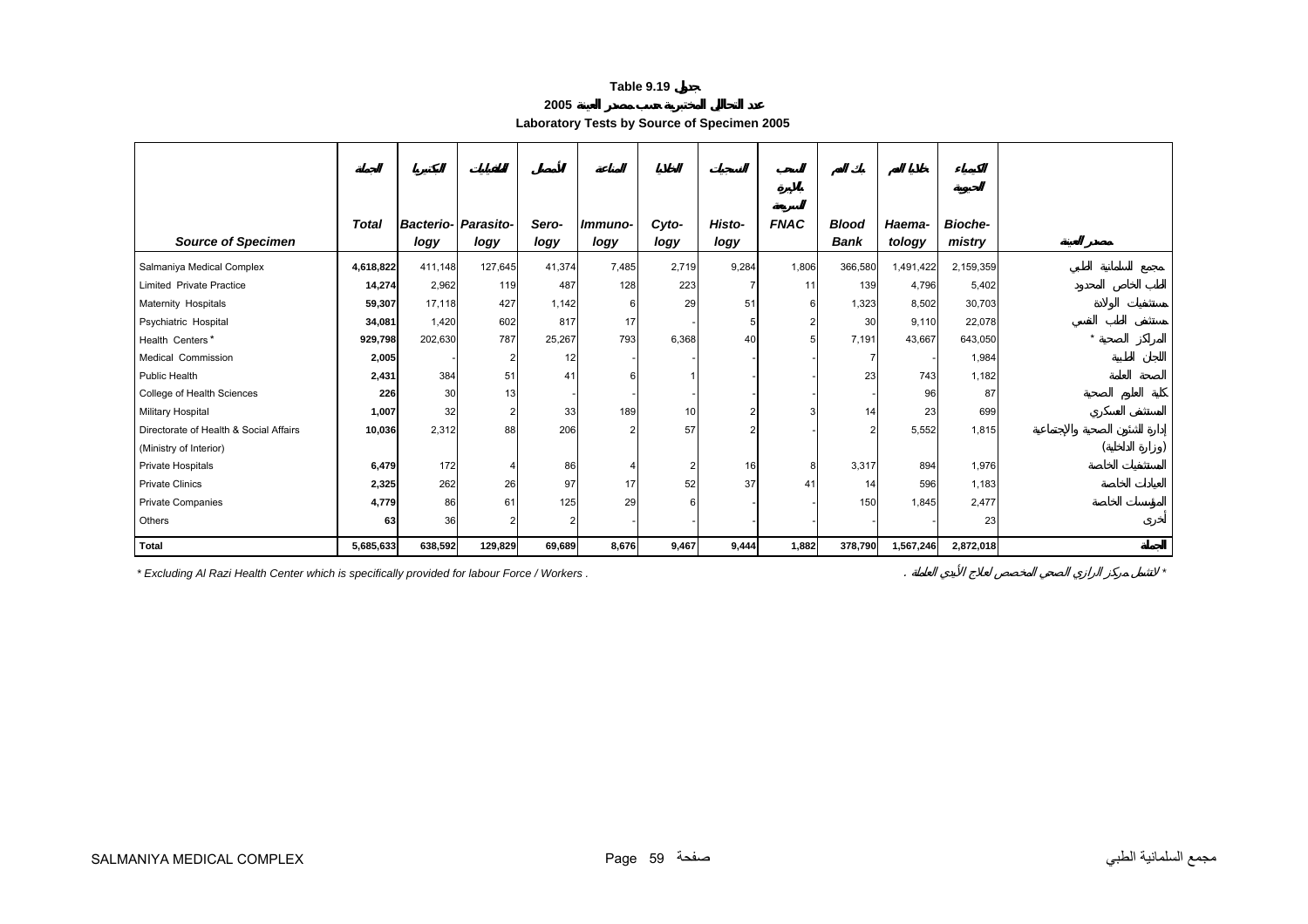# Table 9.19 جدول

## 2005 عدد التحاليل المختبرية حسب مصدر العينة

## Laboratory Tests by Source of Specimen 2005

| Source of Specimen | Total الجملة | Bacterio-logy البكتيريا | Parasito-logy الطفيليات | Sero-logy الأمصال | Immuno-logy المناعة | Cyto-logy الخلايا | Histo-logy التشريح | FNAC السحب بالإبرة الدقيقة | Blood Bank بنك الدم | Haema-tology أمراض الدم | Bioche-mistry الكيمياء الحيوية | مصدر العينة |
|---|---|---|---|---|---|---|---|---|---|---|---|---|
| Salmaniya Medical Complex | **4,618,822** | 411,148 | 127,645 | 41,374 | 7,485 | 2,719 | 9,284 | 1,806 | 366,580 | 1,491,422 | 2,159,359 | مجمع السلمانية الطبي |
| Limited Private Practice | **14,274** | 2,962 | 119 | 487 | 128 | 223 | 7 | 11 | 139 | 4,796 | 5,402 | الطب الخاص المحدود |
| Maternity Hospitals | **59,307** | 17,118 | 427 | 1,142 | 6 | 29 | 51 | 6 | 1,323 | 8,502 | 30,703 | مستشفيات الولادة |
| Psychiatric Hospital | **34,081** | 1,420 | 602 | 817 | 17 | - | 5 | 2 | 30 | 9,110 | 22,078 | مستشفى الطب النفسي |
| Health Centers * | **929,798** | 202,630 | 787 | 25,267 | 793 | 6,368 | 40 | 5 | 7,191 | 43,667 | 643,050 | المراكز الصحية * |
| Medical Commission | **2,005** | - | 2 | 12 | - | - | - | - | 7 | - | 1,984 | اللجان الطبية |
| Public Health | **2,431** | 384 | 51 | 41 | 6 | 1 | - | - | 23 | 743 | 1,182 | الصحة العامة |
| College of Health Sciences | **226** | 30 | 13 | - | - | - | - | - | - | 96 | 87 | كلية العلوم الصحية |
| Military Hospital | **1,007** | 32 | 2 | 33 | 189 | 10 | 2 | 3 | 14 | 23 | 699 | المستشفى العسكري |
| Directorate of Health & Social Affairs (Ministry of Interior) | **10,036** | 2,312 | 88 | 206 | 2 | 57 | 2 | - | 2 | 5,552 | 1,815 | إدارة الشئون الصحية والإجتماعية (وزارة الداخلية) |
| Private Hospitals | **6,479** | 172 | 4 | 86 | 4 | 2 | 16 | 8 | 3,317 | 894 | 1,976 | المستشفيات الخاصة |
| Private Clinics | **2,325** | 262 | 26 | 97 | 17 | 52 | 37 | 41 | 14 | 596 | 1,183 | العيادات الخاصة |
| Private Companies | **4,779** | 86 | 61 | 125 | 29 | 6 | - | - | 150 | 1,845 | 2,477 | المؤسسات الخاصة |
| Others | **63** | 36 | 2 | 2 | - | - | - | - | - | - | 23 | أخرى |
| **Total** | **5,685,633** | **638,592** | **129,829** | **69,689** | **8,676** | **9,467** | **9,444** | **1,882** | **378,790** | **1,567,246** | **2,872,018** | **الجملة** |

*Excluding Al Razi Health Center which is specifically provided for labour Force / Workers .* * لا تشمل مركز الرازي الصحي المخصص لعلاج الأيدي العاملة .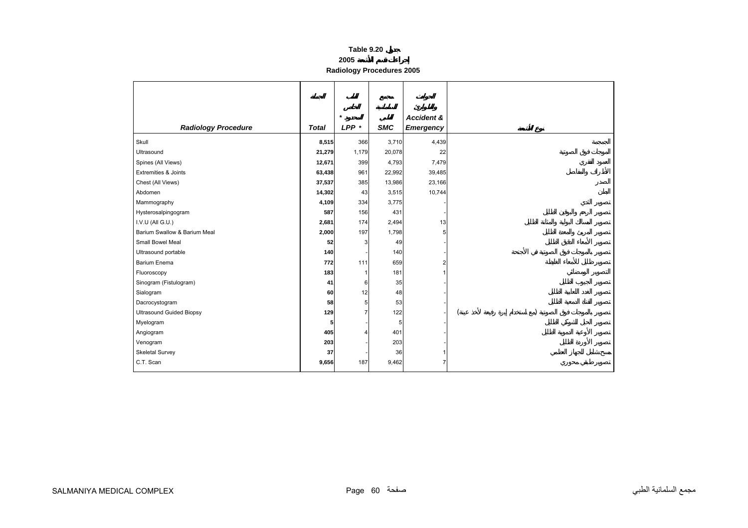**Table 9.20 جدول**

**2005 إجراءات قسم الأشعة**

**Radiology Procedures 2005**

| *Radiology Procedure* | الجملة *Total* | الطب الخاص المحدود * *LPP* * | مجمع السلمانية الطبي *SMC* | الحوادث والطوارئ *Accident & Emergency* | نوع الأشعة |
|---|---|---|---|---|---|
| Skull | **8,515** | 366 | 3,710 | 4,439 | الجمجمة |
| Ultrasound | **21,279** | 1,179 | 20,078 | 22 | الموجات فوق الصوتية |
| Spines (All Views) | **12,671** | 399 | 4,793 | 7,479 | العمود الفقري |
| Extremities & Joints | **63,438** | 961 | 22,992 | 39,485 | الأطراف والمفاصل |
| Chest (All Views) | **37,537** | 385 | 13,986 | 23,166 | الصدر |
| Abdomen | **14,302** | 43 | 3,515 | 10,744 | البطن |
| Mammography | **4,109** | 334 | 3,775 | - | تصوير الثدي |
| Hysterosalpingogram | **587** | 156 | 431 | - | تصوير الرحم والبوقين بالظليل |
| I.V.U (All G.U.) | **2,681** | 174 | 2,494 | 13 | تصوير المسالك البولية والمثانة بالظليل |
| Barium Swallow & Barium Meal | **2,000** | 197 | 1,798 | 5 | تصوير المريء والمعدة بالظليل |
| Small Bowel Meal | **52** | 3 | 49 | - | تصوير الأمعاء الدقيقة بالظليل |
| Ultrasound portable | **140** | - | 140 | - | تصوير بالموجات فوق الصوتية في الأجنحة |
| Barium Enema | **772** | 111 | 659 | 2 | تصوير ظليلي للأمعاء الغليظة |
| Fluoroscopy | **183** | 1 | 181 | 1 | التصوير الومضائي |
| Sinogram (Fistulogram) | **41** | 6 | 35 | - | تصوير الجيوب بالظليل |
| Sialogram | **60** | 12 | 48 | - | تصوير الغدد اللعابية بالظليل |
| Dacrocystogram | **58** | 5 | 53 | - | تصوير القناة الدمعية بالظليل |
| Ultrasound Guided Biopsy | **129** | 7 | 122 | - | تصوير بالموجات فوق الصوتية (مع استخدام إبرة رفيعة لأخذ عينة) |
| Myelogram | **5** | - | 5 | - | تصوير الحبل الشوكي بالظليل |
| Angiogram | **405** | 4 | 401 | - | تصوير الأوعية الدموية بالظليل |
| Venogram | **203** | - | 203 | - | تصوير الأوردة بالظليل |
| Skeletal Survey | **37** | - | 36 | 1 | مسح شامل للجهاز العظمي |
| C.T. Scan | **9,656** | 187 | 9,462 | 7 | تصوير طبقي محوري |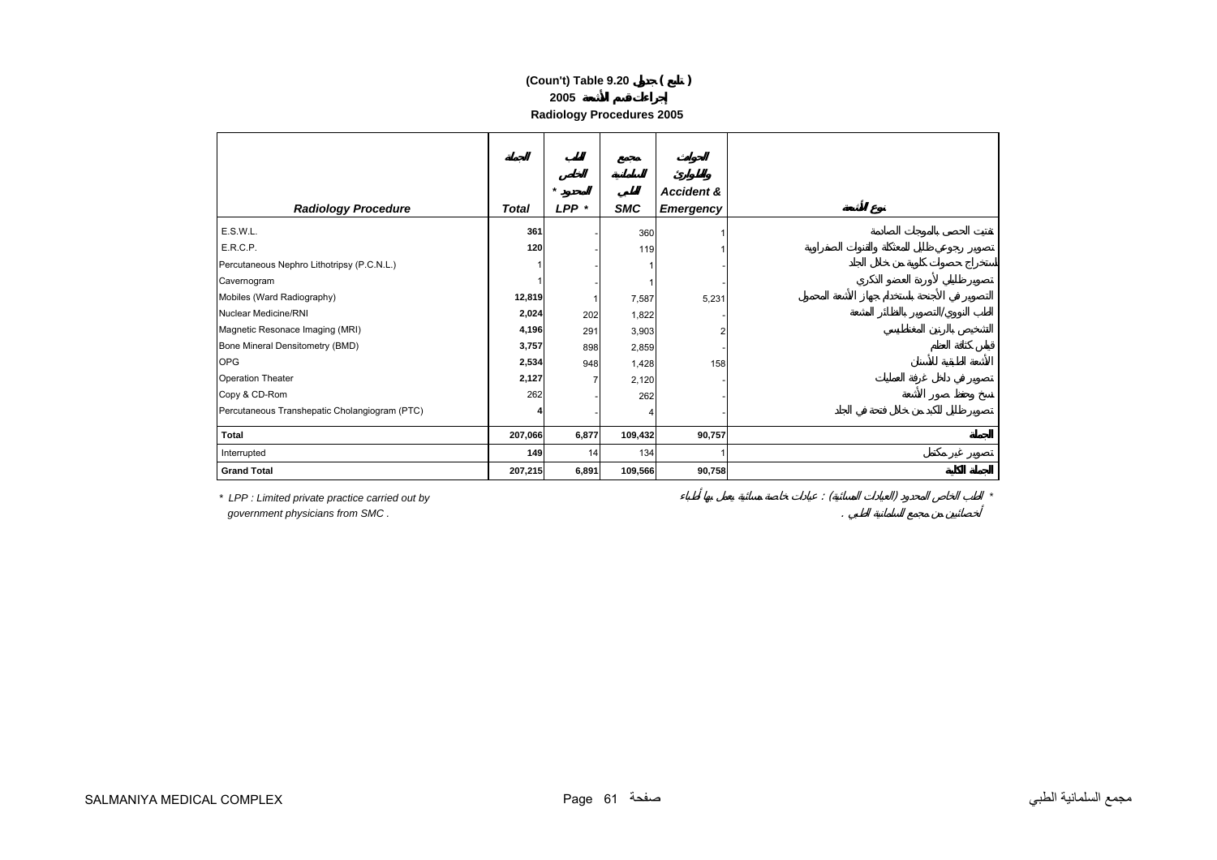# (Coun't) Table 9.20 جدول ( تابع )

## 2005 إجراءات قسم الأشعة

## Radiology Procedures 2005

| Radiology Procedure | الجملة Total | الطب الخاص المحدود * LPP * | مجمع السلمانية الطبي SMC | الحوادث والطوارئ Accident & Emergency | نوع الأشعة |
|---|---|---|---|---|---|
| E.S.W.L. | 361 | - | 360 | 1 | تفتيت الحصى بالموجات الصادمة |
| E.R.C.P. | 120 | - | 119 | 1 | تصوير رجوعي ظلي للمعثكلة والقنوات الصفراوية |
| Percutaneous Nephro Lithotripsy (P.C.N.L.) | 1 | - | 1 | - | استخراج حصوات كلوية من خلال الجلد |
| Cavernogram | 1 | - | 1 | - | تصوير ظليل لأوردة العضو الذكري |
| Mobiles (Ward Radiography) | 12,819 | 1 | 7,587 | 5,231 | التصوير في الأجنحة باستخدام جهاز الأشعة المحمول |
| Nuclear Medicine/RNI | 2,024 | 202 | 1,822 | - | الطب النووي/التصوير بالنظائر المشعة |
| Magnetic Resonace Imaging (MRI) | 4,196 | 291 | 3,903 | 2 | التشخيص بالرنين المغناطيسي |
| Bone Mineral Densitometry (BMD) | 3,757 | 898 | 2,859 | - | قياس كثافة العظم |
| OPG | 2,534 | 948 | 1,428 | 158 | الأشعة الطبقية للأسنان |
| Operation Theater | 2,127 | 7 | 2,120 | - | تصوير في داخل غرفة العمليات |
| Copy & CD-Rom | 262 | - | 262 | - | نسخ وحفظ صور الأشعة |
| Percutaneous Transhepatic Cholangiogram (PTC) | 4 | - | 4 | - | تصوير ظليل للكبد من خلال فتحة في الجلد |
| **Total** | **207,066** | **6,877** | **109,432** | **90,757** | **الجملة** |
| Interrupted | 149 | 14 | 134 | 1 | تصوير غير مكتمل |
| **Grand Total** | **207,215** | **6,891** | **109,566** | **90,758** | **الجملة الكلية** |

\* LPP : Limited private practice carried out by government physicians from SMC .

\* الطب الخاص المحدود (العيادات المسائية) : عيادات خاصة مسائية يعمل بها أطباء أخصائيين من مجمع السلمانية الطبي .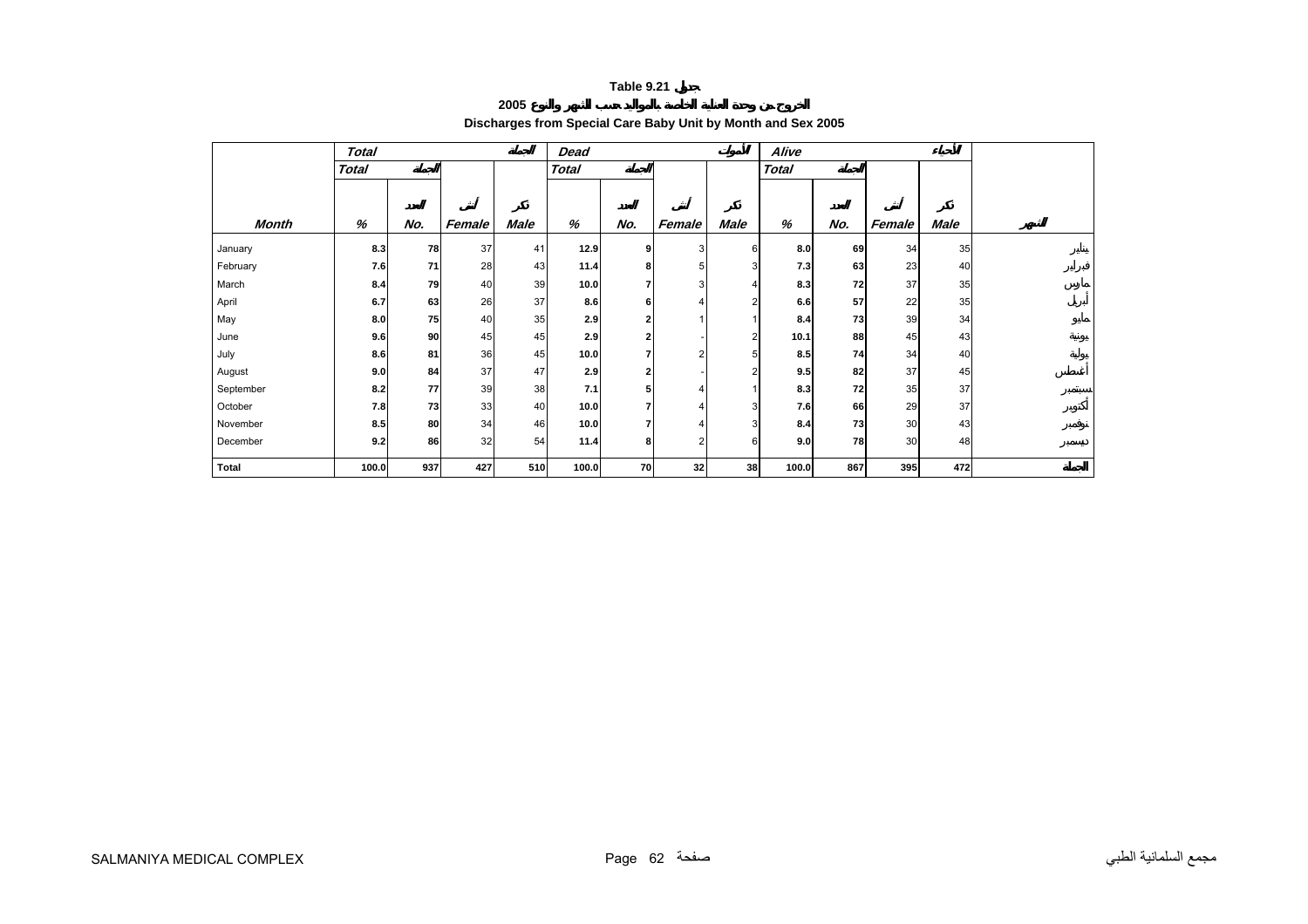**Table 9.21 جدول**

**الخروج من وحدة العناية الخاصة بالمواليد حسب الشهر والنوع 2005**

**Discharges from Special Care Baby Unit by Month and Sex 2005**

| | *Total* | | | الجملة | *Dead* | | | الأموات | *Alive* | | | الأحياء | |
|---|---|---|---|---|---|---|---|---|---|---|---|---|---|
| | *Total* | الجملة | | | *Total* | الجملة | | | *Total* | الجملة | | | |
| | | العدد | أنثى | ذكر | | العدد | أنثى | ذكر | | العدد | أنثى | ذكر | |
| ***Month*** | ***%*** | ***No.*** | ***Female*** | ***Male*** | ***%*** | ***No.*** | ***Female*** | ***Male*** | ***%*** | ***No.*** | ***Female*** | ***Male*** | **الشهر** |
| January | **8.3** | **78** | 37 | 41 | **12.9** | **9** | 3 | 6 | **8.0** | **69** | 34 | 35 | يناير |
| February | **7.6** | **71** | 28 | 43 | **11.4** | **8** | 5 | 3 | **7.3** | **63** | 23 | 40 | فبراير |
| March | **8.4** | **79** | 40 | 39 | **10.0** | **7** | 3 | 4 | **8.3** | **72** | 37 | 35 | مارس |
| April | **6.7** | **63** | 26 | 37 | **8.6** | **6** | 4 | 2 | **6.6** | **57** | 22 | 35 | أبريل |
| May | **8.0** | **75** | 40 | 35 | **2.9** | **2** | 1 | 1 | **8.4** | **73** | 39 | 34 | مايو |
| June | **9.6** | **90** | 45 | 45 | **2.9** | **2** | - | 2 | **10.1** | **88** | 45 | 43 | يونية |
| July | **8.6** | **81** | 36 | 45 | **10.0** | **7** | 2 | 5 | **8.5** | **74** | 34 | 40 | يولية |
| August | **9.0** | **84** | 37 | 47 | **2.9** | **2** | - | 2 | **9.5** | **82** | 37 | 45 | أغسطس |
| September | **8.2** | **77** | 39 | 38 | **7.1** | **5** | 4 | 1 | **8.3** | **72** | 35 | 37 | سبتمبر |
| October | **7.8** | **73** | 33 | 40 | **10.0** | **7** | 4 | 3 | **7.6** | **66** | 29 | 37 | أكتوبر |
| November | **8.5** | **80** | 34 | 46 | **10.0** | **7** | 4 | 3 | **8.4** | **73** | 30 | 43 | نوفمبر |
| December | **9.2** | **86** | 32 | 54 | **11.4** | **8** | 2 | 6 | **9.0** | **78** | 30 | 48 | ديسمبر |
| **Total** | **100.0** | **937** | **427** | **510** | **100.0** | **70** | **32** | **38** | **100.0** | **867** | **395** | **472** | **الجملة** |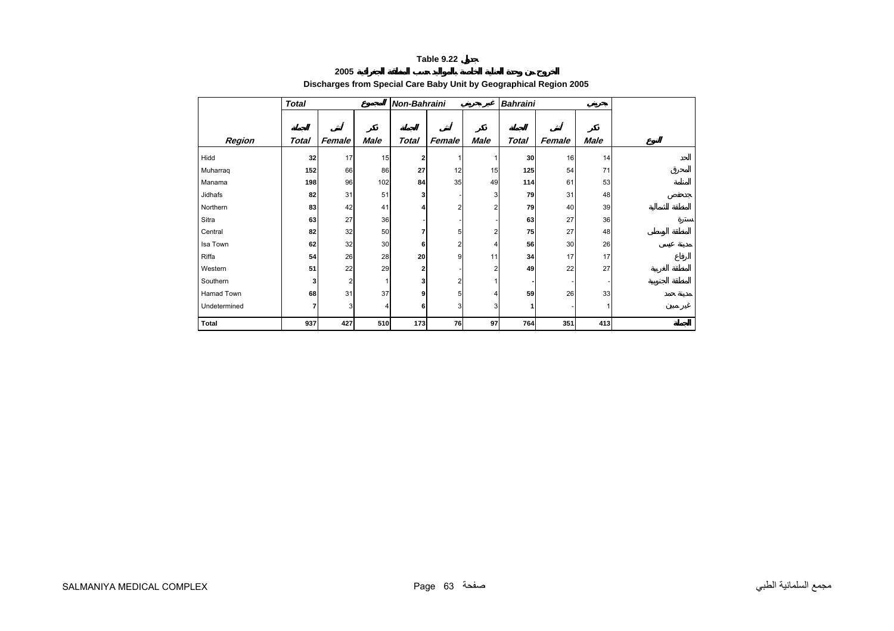# Table 9.22 جدول

## الخروج من وحدة العناية الخاصة بالمواليد حسب المنطقة الجغرافية 2005

## Discharges from Special Care Baby Unit by Geographical Region 2005

| | Total | | المجموع | Non-Bahraini | | غير بحريني | Bahraini | | بحريني | |
|---|---|---|---|---|---|---|---|---|---|---|
| | الجملة | أنثى | ذكر | الجملة | أنثى | ذكر | الجملة | أنثى | ذكر | |
| **Region** | **Total** | **Female** | **Male** | **Total** | **Female** | **Male** | **Total** | **Female** | **Male** | **النوع** |
| Hidd | **32** | 17 | 15 | **2** | 1 | 1 | **30** | 16 | 14 | الحد |
| Muharraq | **152** | 66 | 86 | **27** | 12 | 15 | **125** | 54 | 71 | المحرق |
| Manama | **198** | 96 | 102 | **84** | 35 | 49 | **114** | 61 | 53 | المنامة |
| Jidhafs | **82** | 31 | 51 | **3** | - | 3 | **79** | 31 | 48 | جدحفص |
| Northern | **83** | 42 | 41 | **4** | 2 | 2 | **79** | 40 | 39 | المنطقة الشمالية |
| Sitra | **63** | 27 | 36 | **-** | - | - | **63** | 27 | 36 | سترة |
| Central | **82** | 32 | 50 | **7** | 5 | 2 | **75** | 27 | 48 | المنطقة الوسطى |
| Isa Town | **62** | 32 | 30 | **6** | 2 | 4 | **56** | 30 | 26 | مدينة عيسى |
| Riffa | **54** | 26 | 28 | **20** | 9 | 11 | **34** | 17 | 17 | الرفاع |
| Western | **51** | 22 | 29 | **2** | - | 2 | **49** | 22 | 27 | المنطقة الغربية |
| Southern | **3** | 2 | 1 | **3** | 2 | 1 | **-** | - | - | المنطقة الجنوبية |
| Hamad Town | **68** | 31 | 37 | **9** | 5 | 4 | **59** | 26 | 33 | مدينة حمد |
| Undetermined | **7** | 3 | 4 | **6** | 3 | 3 | **1** | - | 1 | غير مبين |
| **Total** | **937** | **427** | **510** | **173** | **76** | **97** | **764** | **351** | **413** | **الجملة** |

SALMANIYA MEDICAL COMPLEX مجمع السلمانية الطبي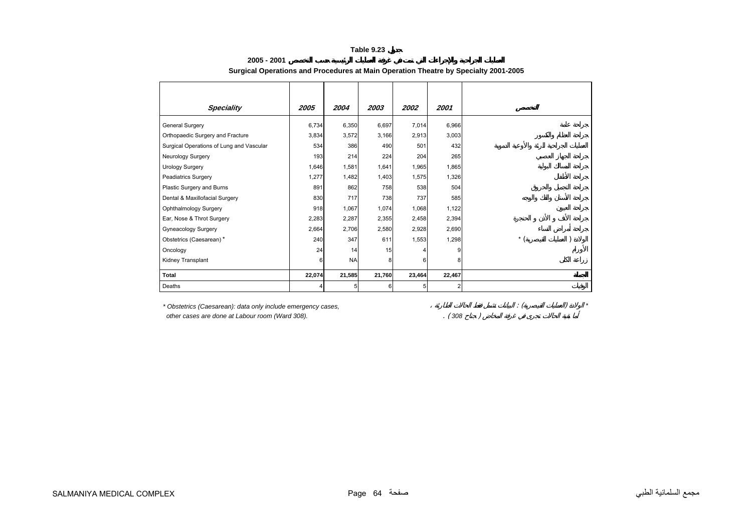**Table 9.23 جدول**

**العمليات الجراحية والإجراءات التي تمت في غرفة العمليات الرئيسية حسب التخصص 2001 - 2005**

**Surgical Operations and Procedures at Main Operation Theatre by Specialty 2001-2005**

| *Speciality* | *2005* | *2004* | *2003* | *2002* | *2001* | *التخصص* |
|---|---|---|---|---|---|---|
| General Surgery | 6,734 | 6,350 | 6,697 | 7,014 | 6,966 | جراحة عامة |
| Orthopaedic Surgery and Fracture | 3,834 | 3,572 | 3,166 | 2,913 | 3,003 | جراحة العظام والكسور |
| Surgical Operations of Lung and Vascular | 534 | 386 | 490 | 501 | 432 | العمليات الجراحية للرئة والأوعية الدموية |
| Neurology Surgery | 193 | 214 | 224 | 204 | 265 | جراحة الجهاز العصبي |
| Urology Surgery | 1,646 | 1,581 | 1,641 | 1,965 | 1,865 | جراحة المسالك البولية |
| Peadiatrics Surgery | 1,277 | 1,482 | 1,403 | 1,575 | 1,326 | جراحة الأطفال |
| Plastic Surgery and Burns | 891 | 862 | 758 | 538 | 504 | جراحة التجميل والحروق |
| Dental & Maxillofacial Surgery | 830 | 717 | 738 | 737 | 585 | جراحة الأسنان والفك والوجه |
| Ophthalmology Surgery | 918 | 1,067 | 1,074 | 1,068 | 1,122 | جراحة العيون |
| Ear, Nose & Throt Surgery | 2,283 | 2,287 | 2,355 | 2,458 | 2,394 | جراحة الأنف و الأذن و الحنجرة |
| Gyneacology Surgery | 2,664 | 2,706 | 2,580 | 2,928 | 2,690 | جراحة أمراض النساء |
| Obstetrics (Caesarean) * | 240 | 347 | 611 | 1,553 | 1,298 | الولادة ( العمليات القيصرية) * |
| Oncology | 24 | 14 | 15 | 4 | 9 | الأورام |
| Kidney Transplant | 6 | NA | 8 | 6 | 8 | زراعة الكلى |
| **Total** | **22,074** | **21,585** | **21,760** | **23,464** | **22,467** | **الجملة** |
| Deaths | 4 | 5 | 6 | 5 | 2 | الوفيات |

*\* Obstetrics (Caesarean): data only include emergency cases,*
*other cases are done at Labour room (Ward 308).*

*\* الولادة (العمليات القيصرية) : البيانات تشمل فقط الحالات الطارئة ،*
*أما بقية الحالات تجرى في غرفة المخاض ( جناح 308 ) .*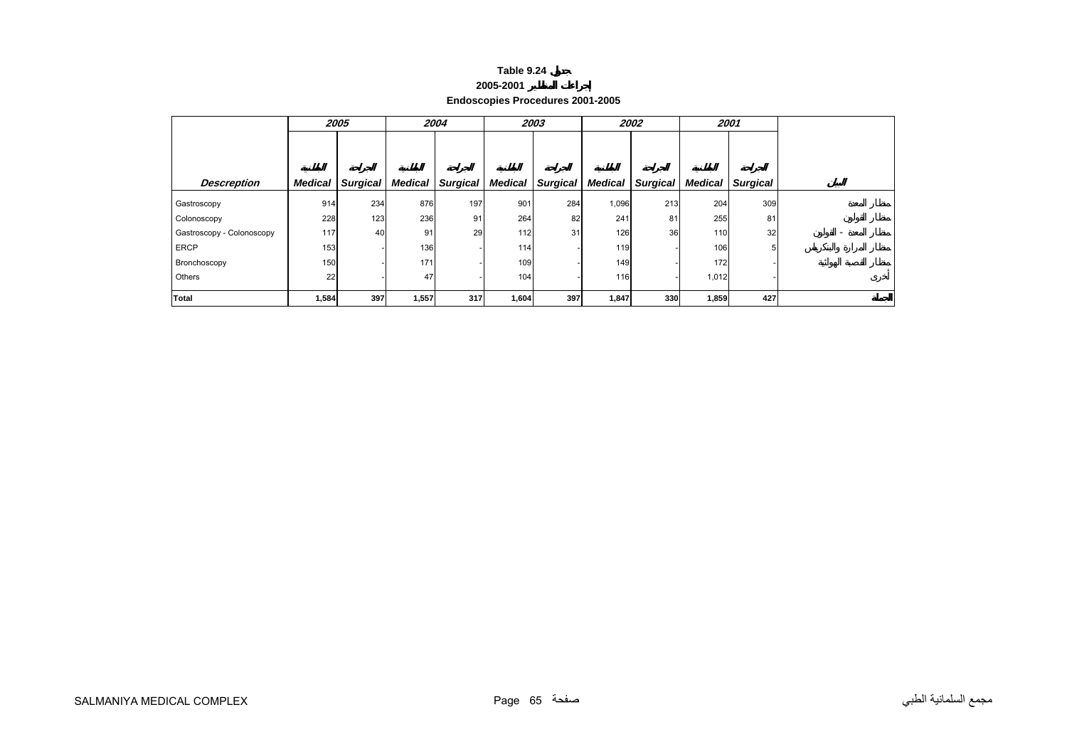**Table 9.24 جدول**

**2005-2001 إجراءات المناظير**

**Endoscopies Procedures 2001-2005**

| | 2005 | | 2004 | | 2003 | | 2002 | | 2001 | | |
|---|---|---|---|---|---|---|---|---|---|---|---|
| *Descreption* | الباطنية *Medical* | الجراحة *Surgical* | الباطنية *Medical* | الجراحة *Surgical* | الباطنية *Medical* | الجراحة *Surgical* | الباطنية *Medical* | الجراحة *Surgical* | الباطنية *Medical* | الجراحة *Surgical* | البيان |
| Gastroscopy | 914 | 234 | 876 | 197 | 901 | 284 | 1,096 | 213 | 204 | 309 | منظار المعدة |
| Colonoscopy | 228 | 123 | 236 | 91 | 264 | 82 | 241 | 81 | 255 | 81 | منظار القولون |
| Gastroscopy - Colonoscopy | 117 | 40 | 91 | 29 | 112 | 31 | 126 | 36 | 110 | 32 | منظار المعدة - القولون |
| ERCP | 153 | - | 136 | - | 114 | - | 119 | - | 106 | 5 | منظار المرارة والبنكرياس |
| Bronchoscopy | 150 | - | 171 | - | 109 | - | 149 | - | 172 | - | منظار القصبة الهوائية |
| Others | 22 | - | 47 | - | 104 | - | 116 | - | 1,012 | - | أخرى |
| **Total** | **1,584** | **397** | **1,557** | **317** | **1,604** | **397** | **1,847** | **330** | **1,859** | **427** | **الجملة** |